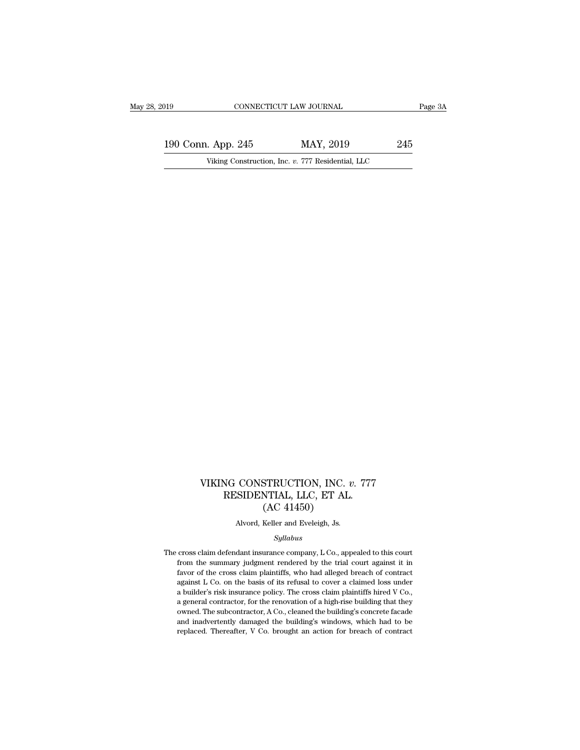# VIKING CONSTRUCTION, INC. *v.* 777 RESIDENTIAL, LLC, ET AL.

(AC 41450)

Alvord, Keller and Eveleigh, Js.

*Syllabus*

The cross claim defendant insurance company, L Co., appealed to this court from the summary judgment rendered by the trial court against it in favor of the cross claim plaintiffs, who had alleged breach of contract against L Co. on the basis of its refusal to cover a claimed loss under a builder's risk insurance policy. The cross claim plaintiffs hired V Co., a general contractor, for the renovation of a high-rise building that they owned. The subcontractor, A Co., cleaned the building's concrete facade and inadvertently damaged the building's windows, which had to be replaced. Thereafter, V Co. brought an action for breach of contract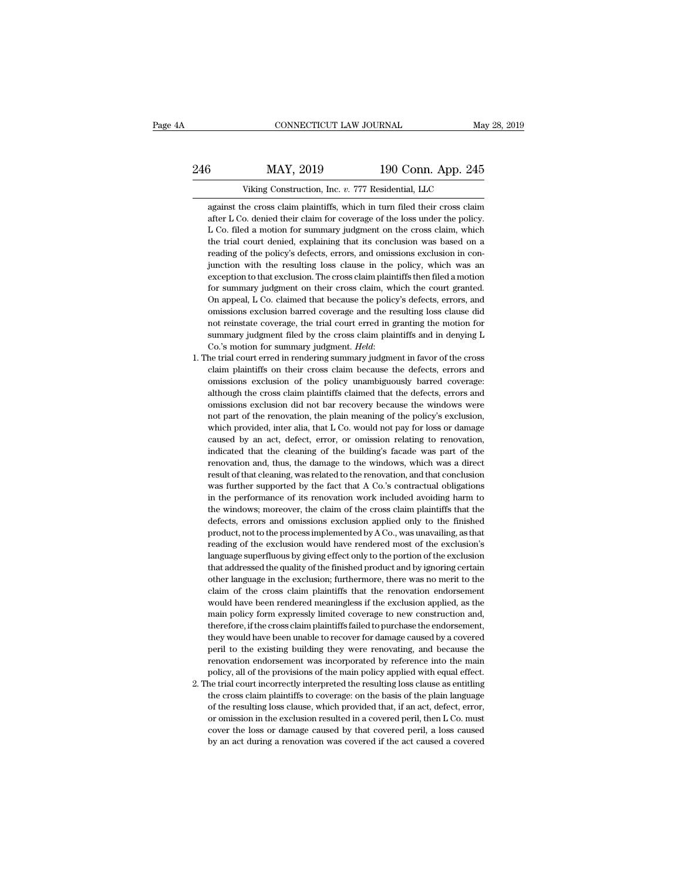against the cross claim plaintiffs, which in turn filed their cross claim after L Co. denied their claim for coverage of the loss under the policy. L Co. filed a motion for summary judgment on the cross claim, which the trial court denied, explaining that its conclusion was based on a reading of the policy's defects, errors, and omissions exclusion in conjunction with the resulting loss clause in the policy, which was an exception to that exclusion. The cross claim plaintiffs then filed a motion for summary judgment on their cross claim, which the court granted. On appeal, L Co. claimed that because the policy's defects, errors, and omissions exclusion barred coverage and the resulting loss clause did not reinstate coverage, the trial court erred in granting the motion for summary judgment filed by the cross claim plaintiffs and in denying L Co.'s motion for summary judgment. *Held*:

1. The trial court erred in rendering summary judgment in favor of the cross claim plaintiffs on their cross claim because the defects, errors and omissions exclusion of the policy unambiguously barred coverage: although the cross claim plaintiffs claimed that the defects, errors and omissions exclusion did not bar recovery because the windows were not part of the renovation, the plain meaning of the policy's exclusion, which provided, inter alia, that L Co. would not pay for loss or damage caused by an act, defect, error, or omission relating to renovation, indicated that the cleaning of the building's facade was part of the renovation and, thus, the damage to the windows, which was a direct result of that cleaning, was related to the renovation, and that conclusion was further supported by the fact that A Co.'s contractual obligations in the performance of its renovation work included avoiding harm to the windows; moreover, the claim of the cross claim plaintiffs that the defects, errors and omissions exclusion applied only to the finished product, not to the process implemented by A Co., was unavailing, as that reading of the exclusion would have rendered most of the exclusion's language superfluous by giving effect only to the portion of the exclusion that addressed the quality of the finished product and by ignoring certain other language in the exclusion; furthermore, there was no merit to the claim of the cross claim plaintiffs that the renovation endorsement would have been rendered meaningless if the exclusion applied, as the main policy form expressly limited coverage to new construction and, therefore, if the cross claim plaintiffs failed to purchase the endorsement, they would have been unable to recover for damage caused by a covered peril to the existing building they were renovating, and because the renovation endorsement was incorporated by reference into the main policy, all of the provisions of the main policy applied with equal effect.
2. The trial court incorrectly interpreted the resulting loss clause as entitling the cross claim plaintiffs to coverage: on the basis of the plain language of the resulting loss clause, which provided that, if an act, defect, error, or omission in the exclusion resulted in a covered peril, then L Co. must cover the loss or damage caused by that covered peril, a loss caused by an act during a renovation was covered if the act caused a covered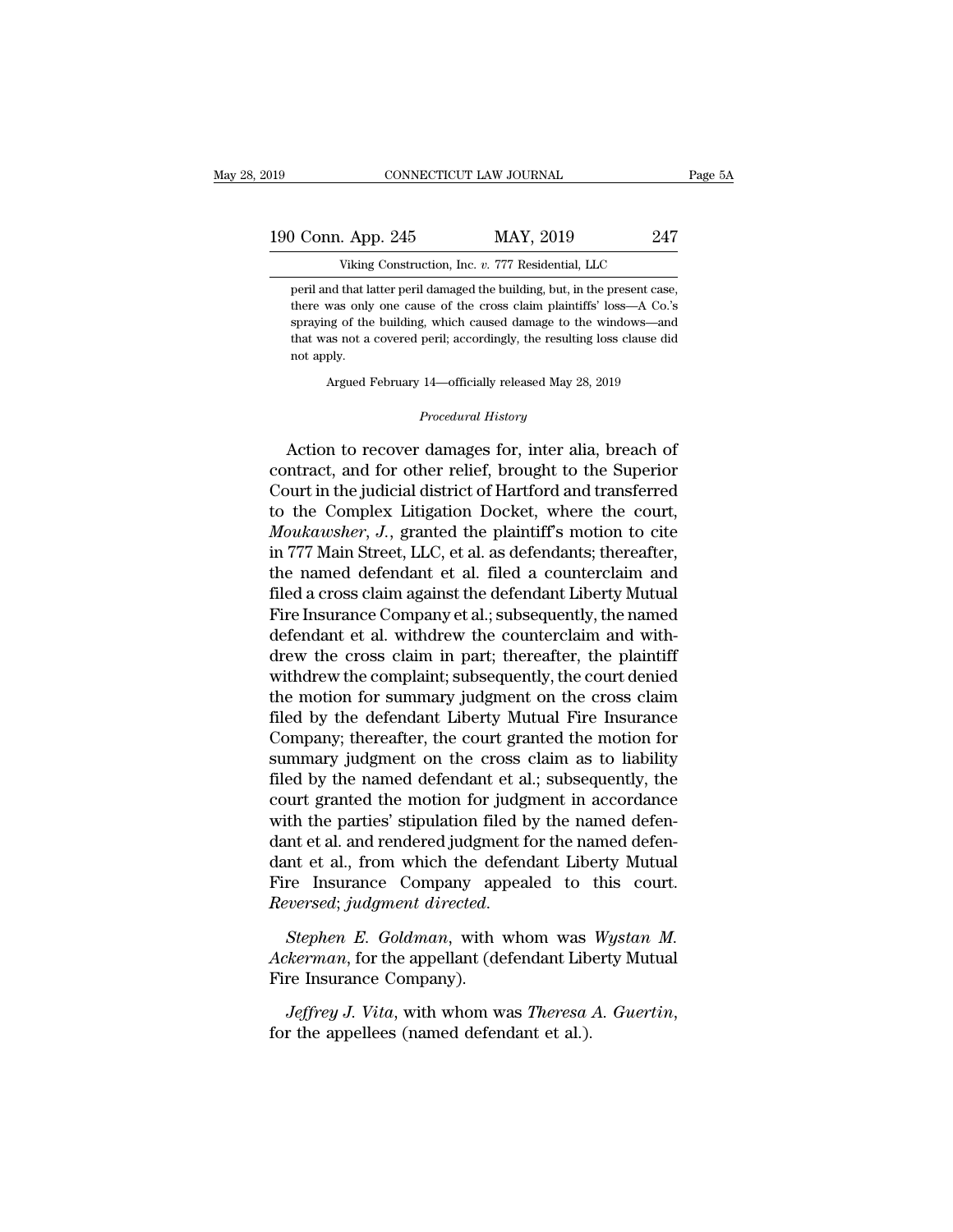peril and that latter peril damaged the building, but, in the present case, there was only one cause of the cross claim plaintiffs' loss—A Co.'s spraying of the building, which caused damage to the windows—and that was not a covered peril; accordingly, the resulting loss clause did not apply.

Argued February 14—officially released May 28, 2019

*Procedural History*

Action to recover damages for, inter alia, breach of contract, and for other relief, brought to the Superior Court in the judicial district of Hartford and transferred to the Complex Litigation Docket, where the court, *Moukawsher, J.*, granted the plaintiff's motion to cite in 777 Main Street, LLC, et al. as defendants; thereafter, the named defendant et al. filed a counterclaim and filed a cross claim against the defendant Liberty Mutual Fire Insurance Company et al.; subsequently, the named defendant et al. withdrew the counterclaim and withdrew the cross claim in part; thereafter, the plaintiff withdrew the complaint; subsequently, the court denied the motion for summary judgment on the cross claim filed by the defendant Liberty Mutual Fire Insurance Company; thereafter, the court granted the motion for summary judgment on the cross claim as to liability filed by the named defendant et al.; subsequently, the court granted the motion for judgment in accordance with the parties' stipulation filed by the named defendant et al. and rendered judgment for the named defendant et al., from which the defendant Liberty Mutual Fire Insurance Company appealed to this court. *Reversed*; *judgment directed*.

*Stephen E. Goldman*, with whom was *Wystan M. Ackerman*, for the appellant (defendant Liberty Mutual Fire Insurance Company).

*Jeffrey J. Vita*, with whom was *Theresa A. Guertin*, for the appellees (named defendant et al.).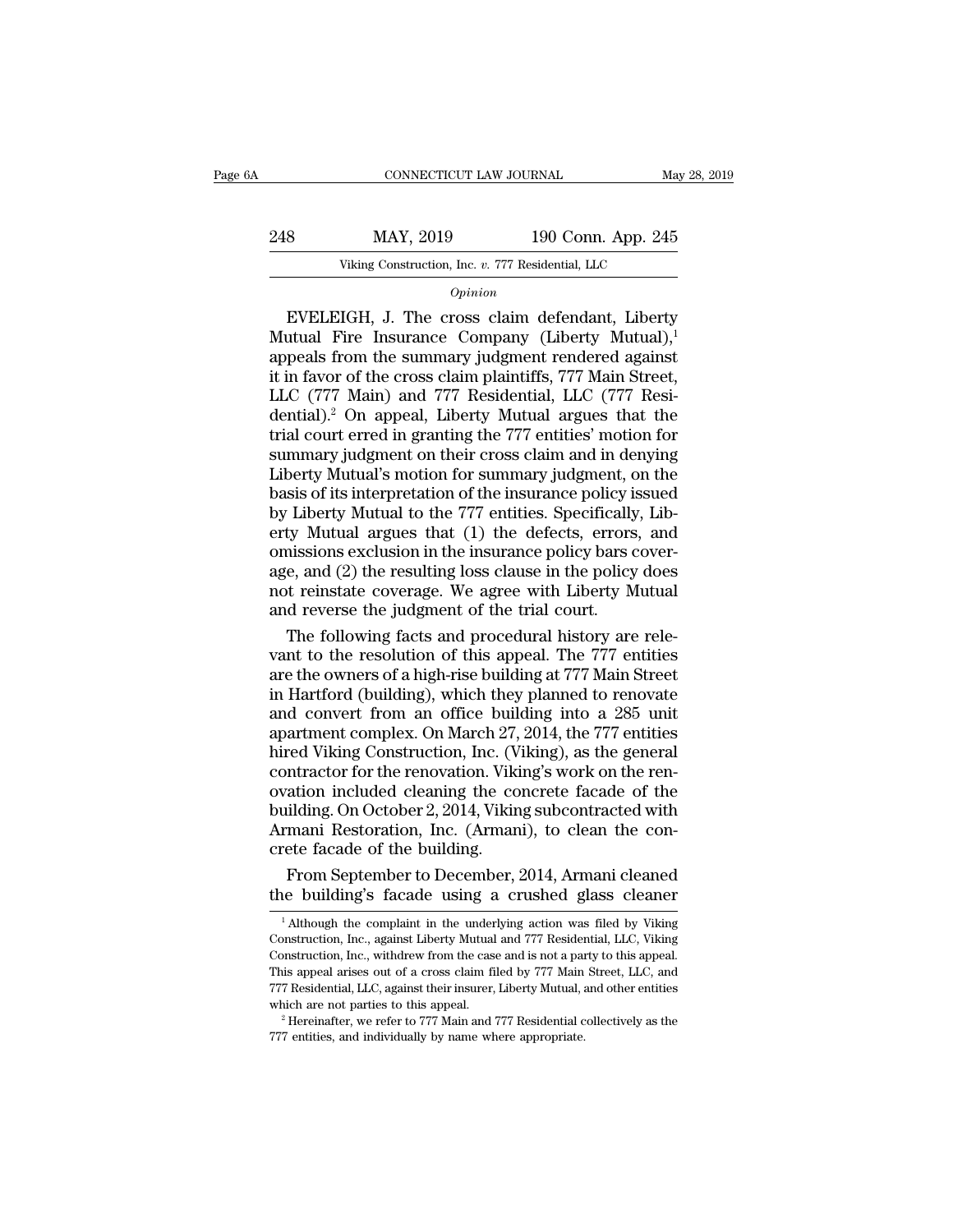*Opinion*

EVELEIGH, J. The cross claim defendant, Liberty Mutual Fire Insurance Company (Liberty Mutual),[1] appeals from the summary judgment rendered against it in favor of the cross claim plaintiffs, 777 Main Street, LLC (777 Main) and 777 Residential, LLC (777 Residential).[2] On appeal, Liberty Mutual argues that the trial court erred in granting the 777 entities' motion for summary judgment on their cross claim and in denying Liberty Mutual's motion for summary judgment, on the basis of its interpretation of the insurance policy issued by Liberty Mutual to the 777 entities. Specifically, Liberty Mutual argues that (1) the defects, errors, and omissions exclusion in the insurance policy bars coverage, and (2) the resulting loss clause in the policy does not reinstate coverage. We agree with Liberty Mutual and reverse the judgment of the trial court.

The following facts and procedural history are relevant to the resolution of this appeal. The 777 entities are the owners of a high-rise building at 777 Main Street in Hartford (building), which they planned to renovate and convert from an office building into a 285 unit apartment complex. On March 27, 2014, the 777 entities hired Viking Construction, Inc. (Viking), as the general contractor for the renovation. Viking's work on the renovation included cleaning the concrete facade of the building. On October 2, 2014, Viking subcontracted with Armani Restoration, Inc. (Armani), to clean the concrete facade of the building.

From September to December, 2014, Armani cleaned the building's facade using a crushed glass cleaner

[1] Although the complaint in the underlying action was filed by Viking Construction, Inc., against Liberty Mutual and 777 Residential, LLC, Viking Construction, Inc., withdrew from the case and is not a party to this appeal. This appeal arises out of a cross claim filed by 777 Main Street, LLC, and 777 Residential, LLC, against their insurer, Liberty Mutual, and other entities which are not parties to this appeal.

[2] Hereinafter, we refer to 777 Main and 777 Residential collectively as the 777 entities, and individually by name where appropriate.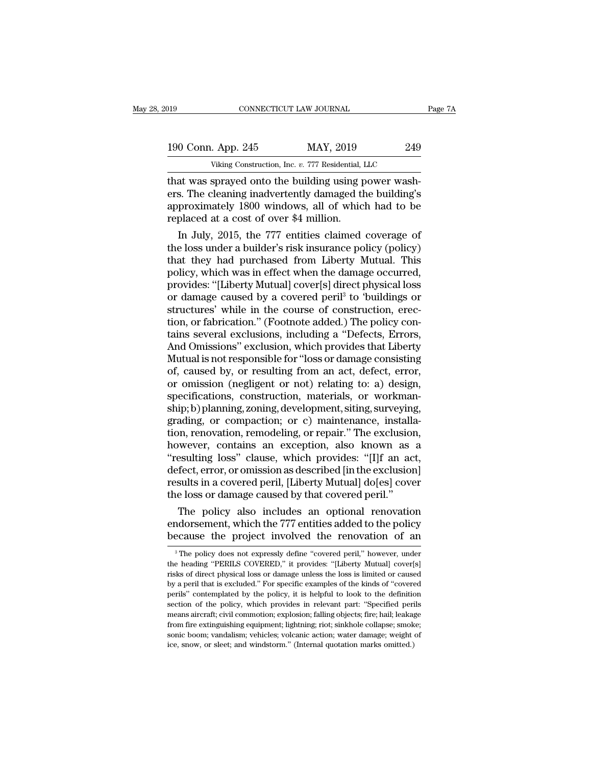that was sprayed onto the building using power washers. The cleaning inadvertently damaged the building's approximately 1800 windows, all of which had to be replaced at a cost of over $4 million.

In July, 2015, the 777 entities claimed coverage of the loss under a builder's risk insurance policy (policy) that they had purchased from Liberty Mutual. This policy, which was in effect when the damage occurred, provides: "[Liberty Mutual] cover[s] direct physical loss or damage caused by a covered peril[3] to 'buildings or structures' while in the course of construction, erection, or fabrication." (Footnote added.) The policy contains several exclusions, including a "Defects, Errors, And Omissions" exclusion, which provides that Liberty Mutual is not responsible for "loss or damage consisting of, caused by, or resulting from an act, defect, error, or omission (negligent or not) relating to: a) design, specifications, construction, materials, or workmanship; b) planning, zoning, development, siting, surveying, grading, or compaction; or c) maintenance, installation, renovation, remodeling, or repair." The exclusion, however, contains an exception, also known as a "resulting loss" clause, which provides: "[I]f an act, defect, error, or omission as described [in the exclusion] results in a covered peril, [Liberty Mutual] do[es] cover the loss or damage caused by that covered peril."

The policy also includes an optional renovation endorsement, which the 777 entities added to the policy because the project involved the renovation of an

[3] The policy does not expressly define "covered peril," however, under the heading "PERILS COVERED," it provides: "[Liberty Mutual] cover[s] risks of direct physical loss or damage unless the loss is limited or caused by a peril that is excluded." For specific examples of the kinds of "covered perils" contemplated by the policy, it is helpful to look to the definition section of the policy, which provides in relevant part: "Specified perils means aircraft; civil commotion; explosion; falling objects; fire; hail; leakage from fire extinguishing equipment; lightning; riot; sinkhole collapse; smoke; sonic boom; vandalism; vehicles; volcanic action; water damage; weight of ice, snow, or sleet; and windstorm." (Internal quotation marks omitted.)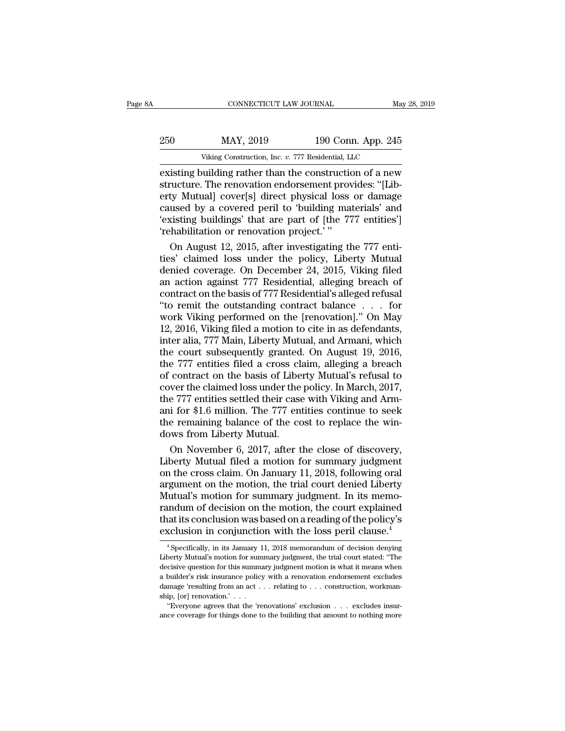existing building rather than the construction of a new structure. The renovation endorsement provides: "[Liberty Mutual] cover[s] direct physical loss or damage caused by a covered peril to 'building materials' and 'existing buildings' that are part of [the 777 entities'] 'rehabilitation or renovation project.' "

On August 12, 2015, after investigating the 777 entities' claimed loss under the policy, Liberty Mutual denied coverage. On December 24, 2015, Viking filed an action against 777 Residential, alleging breach of contract on the basis of 777 Residential's alleged refusal "to remit the outstanding contract balance . . . for work Viking performed on the [renovation]." On May 12, 2016, Viking filed a motion to cite in as defendants, inter alia, 777 Main, Liberty Mutual, and Armani, which the court subsequently granted. On August 19, 2016, the 777 entities filed a cross claim, alleging a breach of contract on the basis of Liberty Mutual's refusal to cover the claimed loss under the policy. In March, 2017, the 777 entities settled their case with Viking and Armani for $1.6 million. The 777 entities continue to seek the remaining balance of the cost to replace the windows from Liberty Mutual.

On November 6, 2017, after the close of discovery, Liberty Mutual filed a motion for summary judgment on the cross claim. On January 11, 2018, following oral argument on the motion, the trial court denied Liberty Mutual's motion for summary judgment. In its memorandum of decision on the motion, the court explained that its conclusion was based on a reading of the policy's exclusion in conjunction with the loss peril clause.[4]

[4] Specifically, in its January 11, 2018 memorandum of decision denying Liberty Mutual's motion for summary judgment, the trial court stated: "The decisive question for this summary judgment motion is what it means when a builder's risk insurance policy with a renovation endorsement excludes damage 'resulting from an act . . . relating to . . . construction, workmanship, [or] renovation.' . . .

"Everyone agrees that the 'renovations' exclusion . . . excludes insurance coverage for things done to the building that amount to nothing more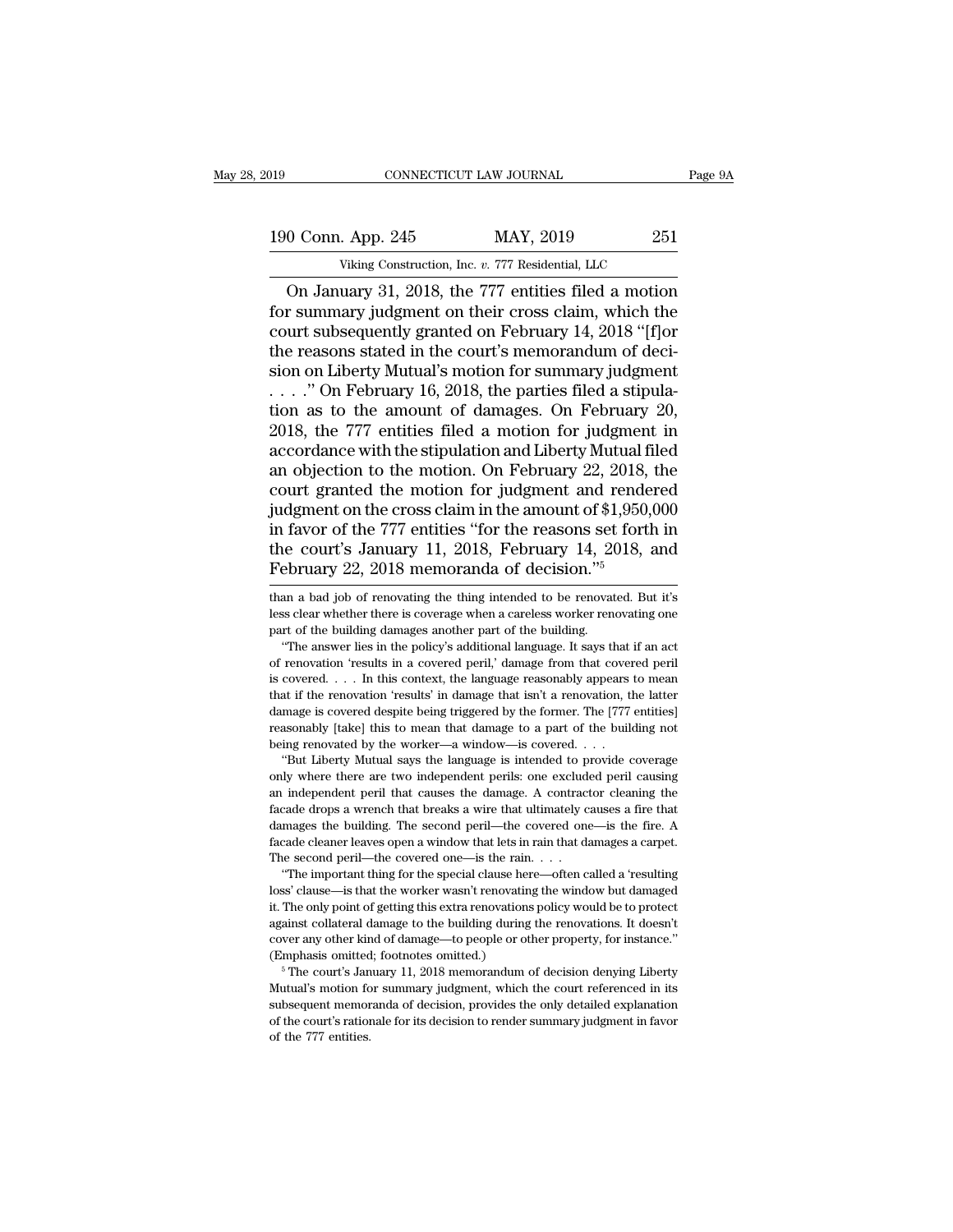On January 31, 2018, the 777 entities filed a motion for summary judgment on their cross claim, which the court subsequently granted on February 14, 2018 "[f]or the reasons stated in the court's memorandum of decision on Liberty Mutual's motion for summary judgment . . . ." On February 16, 2018, the parties filed a stipulation as to the amount of damages. On February 20, 2018, the 777 entities filed a motion for judgment in accordance with the stipulation and Liberty Mutual filed an objection to the motion. On February 22, 2018, the court granted the motion for judgment and rendered judgment on the cross claim in the amount of $1,950,000 in favor of the 777 entities "for the reasons set forth in the court's January 11, 2018, February 14, 2018, and February 22, 2018 memoranda of decision."[5]

than a bad job of renovating the thing intended to be renovated. But it's less clear whether there is coverage when a careless worker renovating one part of the building damages another part of the building.

"The answer lies in the policy's additional language. It says that if an act of renovation 'results in a covered peril,' damage from that covered peril is covered. . . . In this context, the language reasonably appears to mean that if the renovation 'results' in damage that isn't a renovation, the latter damage is covered despite being triggered by the former. The [777 entities] reasonably [take] this to mean that damage to a part of the building not being renovated by the worker—a window—is covered. . . .

"But Liberty Mutual says the language is intended to provide coverage only where there are two independent perils: one excluded peril causing an independent peril that causes the damage. A contractor cleaning the facade drops a wrench that breaks a wire that ultimately causes a fire that damages the building. The second peril—the covered one—is the fire. A facade cleaner leaves open a window that lets in rain that damages a carpet. The second peril—the covered one—is the rain. . . .

"The important thing for the special clause here—often called a 'resulting loss' clause—is that the worker wasn't renovating the window but damaged it. The only point of getting this extra renovations policy would be to protect against collateral damage to the building during the renovations. It doesn't cover any other kind of damage—to people or other property, for instance." (Emphasis omitted; footnotes omitted.)

[5] The court's January 11, 2018 memorandum of decision denying Liberty Mutual's motion for summary judgment, which the court referenced in its subsequent memoranda of decision, provides the only detailed explanation of the court's rationale for its decision to render summary judgment in favor of the 777 entities.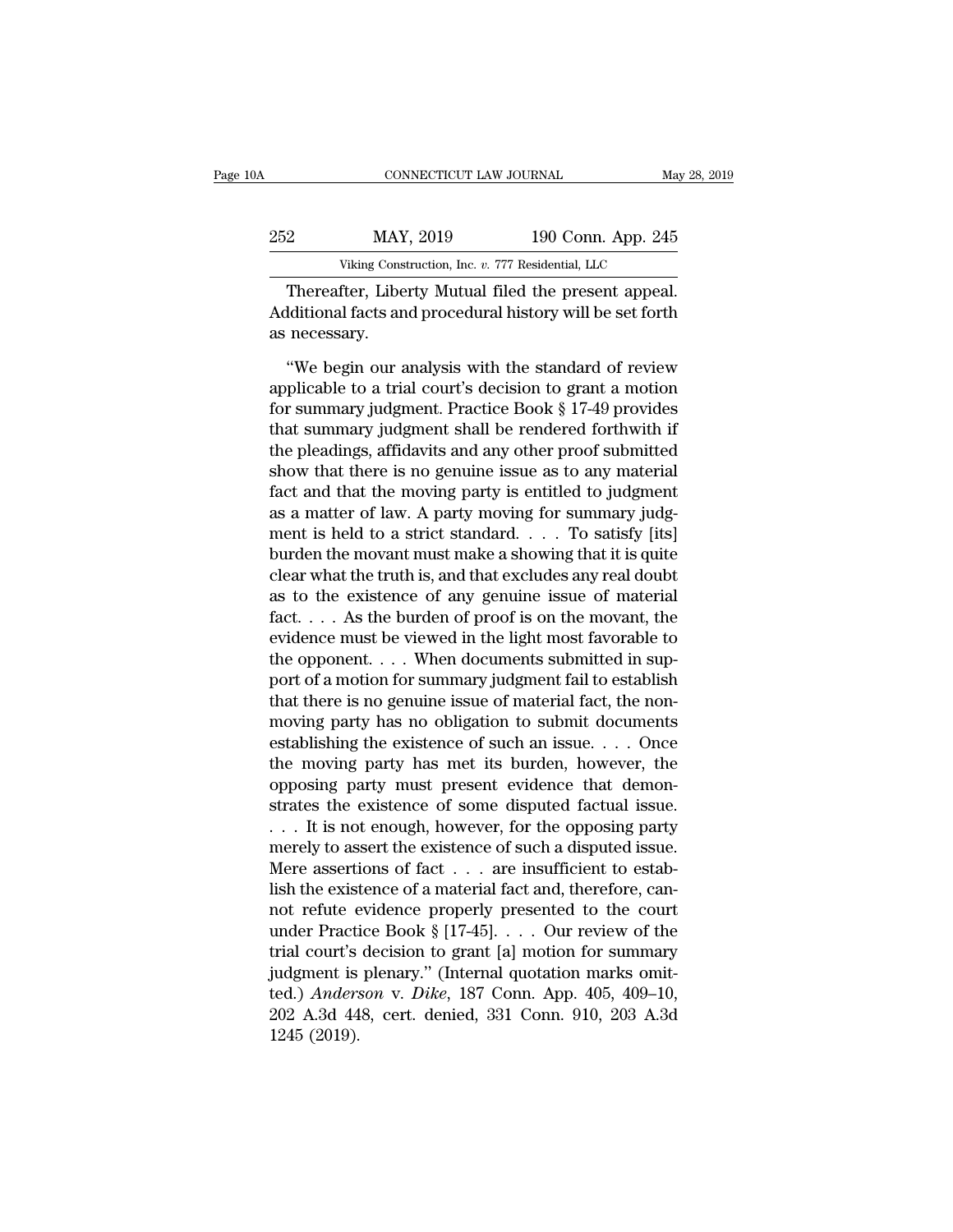Thereafter, Liberty Mutual filed the present appeal. Additional facts and procedural history will be set forth as necessary.

"We begin our analysis with the standard of review applicable to a trial court's decision to grant a motion for summary judgment. Practice Book § 17-49 provides that summary judgment shall be rendered forthwith if the pleadings, affidavits and any other proof submitted show that there is no genuine issue as to any material fact and that the moving party is entitled to judgment as a matter of law. A party moving for summary judgment is held to a strict standard. . . . To satisfy [its] burden the movant must make a showing that it is quite clear what the truth is, and that excludes any real doubt as to the existence of any genuine issue of material fact. . . . As the burden of proof is on the movant, the evidence must be viewed in the light most favorable to the opponent. . . . When documents submitted in support of a motion for summary judgment fail to establish that there is no genuine issue of material fact, the nonmoving party has no obligation to submit documents establishing the existence of such an issue. . . . Once the moving party has met its burden, however, the opposing party must present evidence that demonstrates the existence of some disputed factual issue. . . . It is not enough, however, for the opposing party merely to assert the existence of such a disputed issue. Mere assertions of fact . . . are insufficient to establish the existence of a material fact and, therefore, cannot refute evidence properly presented to the court under Practice Book § [17-45]. . . . Our review of the trial court's decision to grant [a] motion for summary judgment is plenary." (Internal quotation marks omitted.) *Anderson* v. *Dike*, 187 Conn. App. 405, 409–10, 202 A.3d 448, cert. denied, 331 Conn. 910, 203 A.3d 1245 (2019).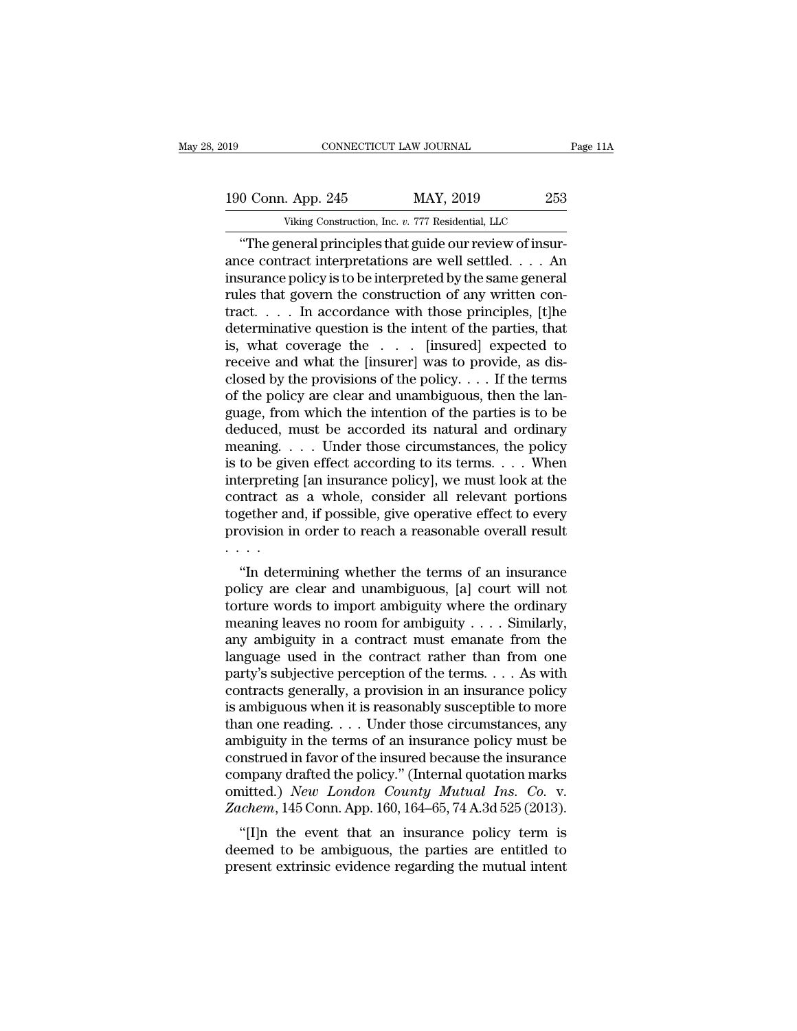"The general principles that guide our review of insurance contract interpretations are well settled. . . . An insurance policy is to be interpreted by the same general rules that govern the construction of any written contract. . . . In accordance with those principles, [t]he determinative question is the intent of the parties, that is, what coverage the . . . [insured] expected to receive and what the [insurer] was to provide, as disclosed by the provisions of the policy. . . . If the terms of the policy are clear and unambiguous, then the language, from which the intention of the parties is to be deduced, must be accorded its natural and ordinary meaning. . . . Under those circumstances, the policy is to be given effect according to its terms. . . . When interpreting [an insurance policy], we must look at the contract as a whole, consider all relevant portions together and, if possible, give operative effect to every provision in order to reach a reasonable overall result . . . .

"In determining whether the terms of an insurance policy are clear and unambiguous, [a] court will not torture words to import ambiguity where the ordinary meaning leaves no room for ambiguity . . . . Similarly, any ambiguity in a contract must emanate from the language used in the contract rather than from one party's subjective perception of the terms. . . . As with contracts generally, a provision in an insurance policy is ambiguous when it is reasonably susceptible to more than one reading. . . . Under those circumstances, any ambiguity in the terms of an insurance policy must be construed in favor of the insured because the insurance company drafted the policy." (Internal quotation marks omitted.) *New London County Mutual Ins. Co.* v. *Zachem*, 145 Conn. App. 160, 164–65, 74 A.3d 525 (2013).

"[I]n the event that an insurance policy term is deemed to be ambiguous, the parties are entitled to present extrinsic evidence regarding the mutual intent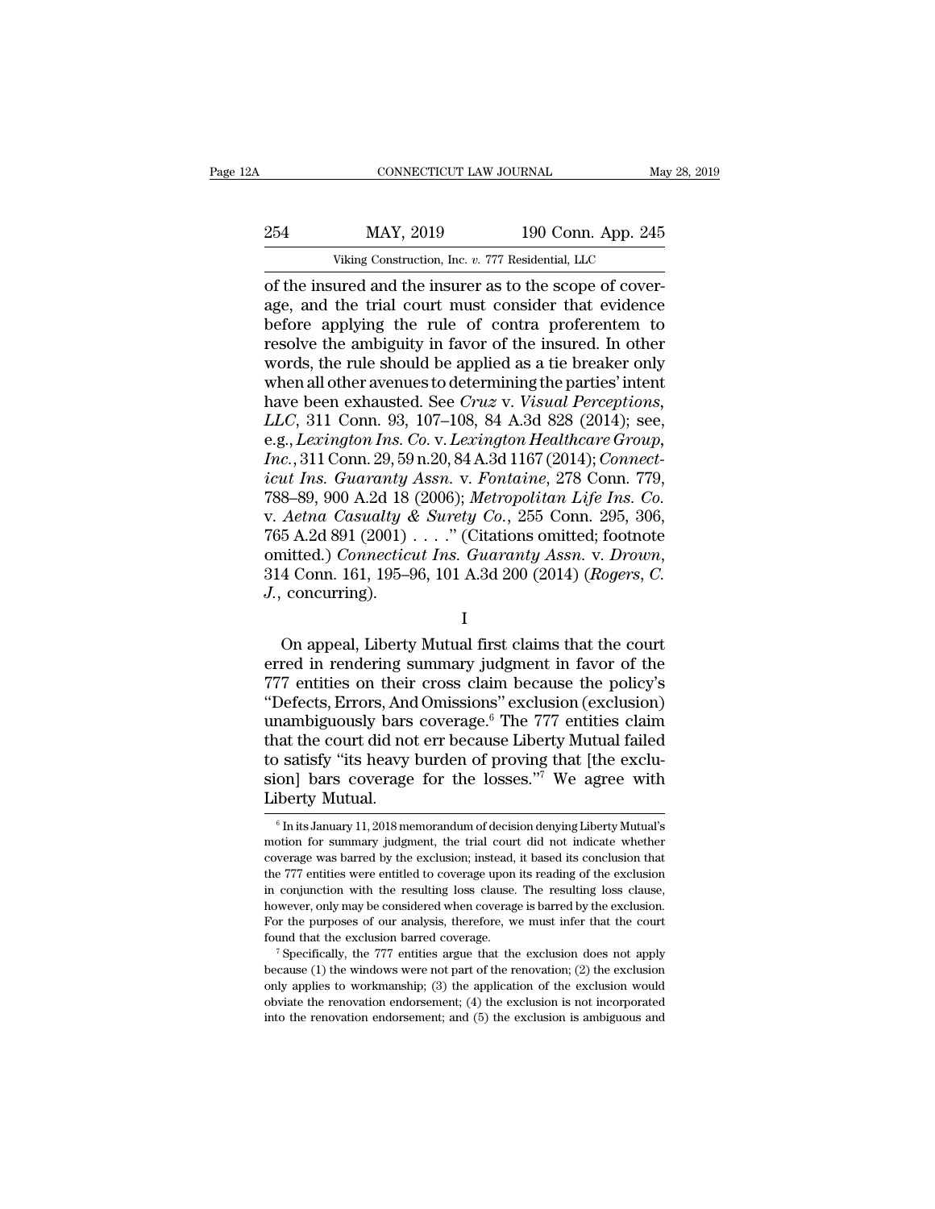of the insured and the insurer as to the scope of coverage, and the trial court must consider that evidence before applying the rule of contra proferentem to resolve the ambiguity in favor of the insured. In other words, the rule should be applied as a tie breaker only when all other avenues to determining the parties' intent have been exhausted. See *Cruz* v. *Visual Perceptions, LLC*, 311 Conn. 93, 107–108, 84 A.3d 828 (2014); see, e.g., *Lexington Ins. Co.* v. *Lexington Healthcare Group, Inc.*, 311 Conn. 29, 59 n.20, 84 A.3d 1167 (2014); *Connecticut Ins. Guaranty Assn.* v. *Fontaine*, 278 Conn. 779, 788–89, 900 A.2d 18 (2006); *Metropolitan Life Ins. Co.* v. *Aetna Casualty & Surety Co.*, 255 Conn. 295, 306, 765 A.2d 891 (2001) . . . ." (Citations omitted; footnote omitted.) *Connecticut Ins. Guaranty Assn.* v. *Drown*, 314 Conn. 161, 195–96, 101 A.3d 200 (2014) (*Rogers, C. J.*, concurring).

I

On appeal, Liberty Mutual first claims that the court erred in rendering summary judgment in favor of the 777 entities on their cross claim because the policy's "Defects, Errors, And Omissions" exclusion (exclusion) unambiguously bars coverage.[6] The 777 entities claim that the court did not err because Liberty Mutual failed to satisfy "its heavy burden of proving that [the exclusion] bars coverage for the losses."[7] We agree with Liberty Mutual.

[6] In its January 11, 2018 memorandum of decision denying Liberty Mutual's motion for summary judgment, the trial court did not indicate whether coverage was barred by the exclusion; instead, it based its conclusion that the 777 entities were entitled to coverage upon its reading of the exclusion in conjunction with the resulting loss clause. The resulting loss clause, however, only may be considered when coverage is barred by the exclusion. For the purposes of our analysis, therefore, we must infer that the court found that the exclusion barred coverage.

[7] Specifically, the 777 entities argue that the exclusion does not apply because (1) the windows were not part of the renovation; (2) the exclusion only applies to workmanship; (3) the application of the exclusion would obviate the renovation endorsement; (4) the exclusion is not incorporated into the renovation endorsement; and (5) the exclusion is ambiguous and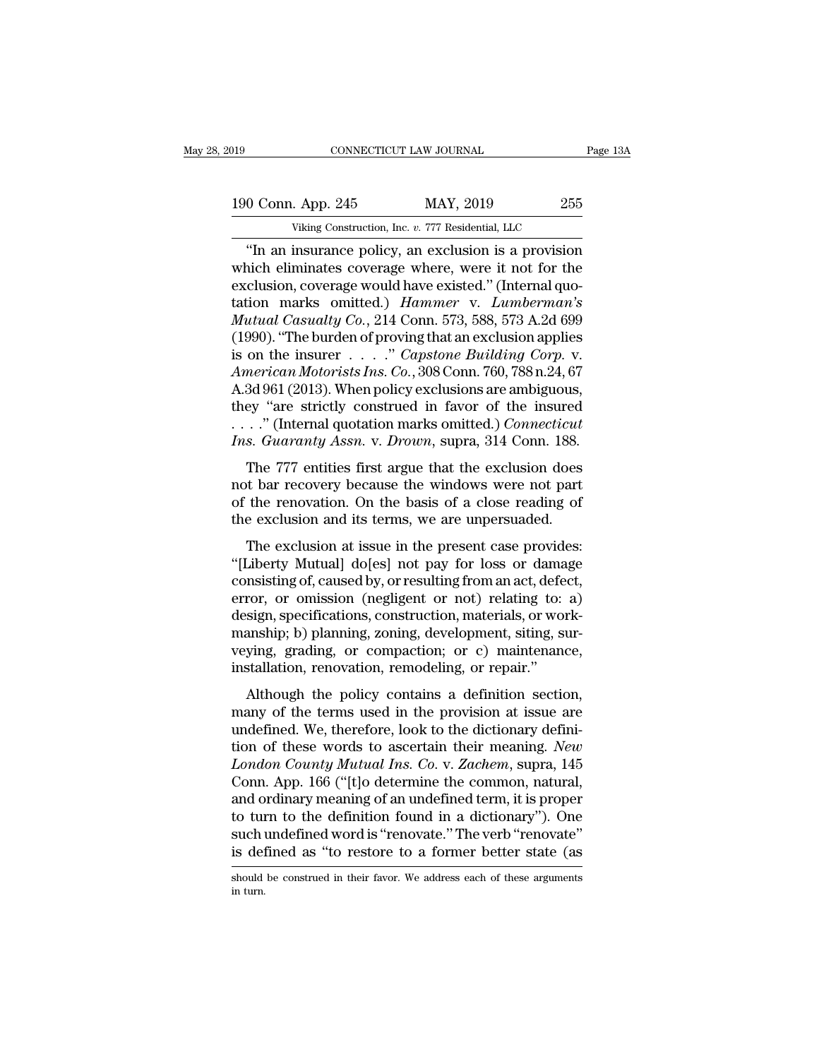"In an insurance policy, an exclusion is a provision which eliminates coverage where, were it not for the exclusion, coverage would have existed." (Internal quotation marks omitted.) *Hammer* v. *Lumberman's Mutual Casualty Co.*, 214 Conn. 573, 588, 573 A.2d 699 (1990). "The burden of proving that an exclusion applies is on the insurer . . . ." *Capstone Building Corp.* v. *American Motorists Ins. Co.*, 308 Conn. 760, 788 n.24, 67 A.3d 961 (2013). When policy exclusions are ambiguous, they "are strictly construed in favor of the insured . . . ." (Internal quotation marks omitted.) *Connecticut Ins. Guaranty Assn.* v. *Drown*, supra, 314 Conn. 188.

The 777 entities first argue that the exclusion does not bar recovery because the windows were not part of the renovation. On the basis of a close reading of the exclusion and its terms, we are unpersuaded.

The exclusion at issue in the present case provides: "[Liberty Mutual] do[es] not pay for loss or damage consisting of, caused by, or resulting from an act, defect, error, or omission (negligent or not) relating to: a) design, specifications, construction, materials, or workmanship; b) planning, zoning, development, siting, surveying, grading, or compaction; or c) maintenance, installation, renovation, remodeling, or repair."

Although the policy contains a definition section, many of the terms used in the provision at issue are undefined. We, therefore, look to the dictionary definition of these words to ascertain their meaning. *New London County Mutual Ins. Co.* v. *Zachem*, supra, 145 Conn. App. 166 ("[t]o determine the common, natural, and ordinary meaning of an undefined term, it is proper to turn to the definition found in a dictionary"). One such undefined word is "renovate." The verb "renovate" is defined as "to restore to a former better state (as

should be construed in their favor. We address each of these arguments in turn.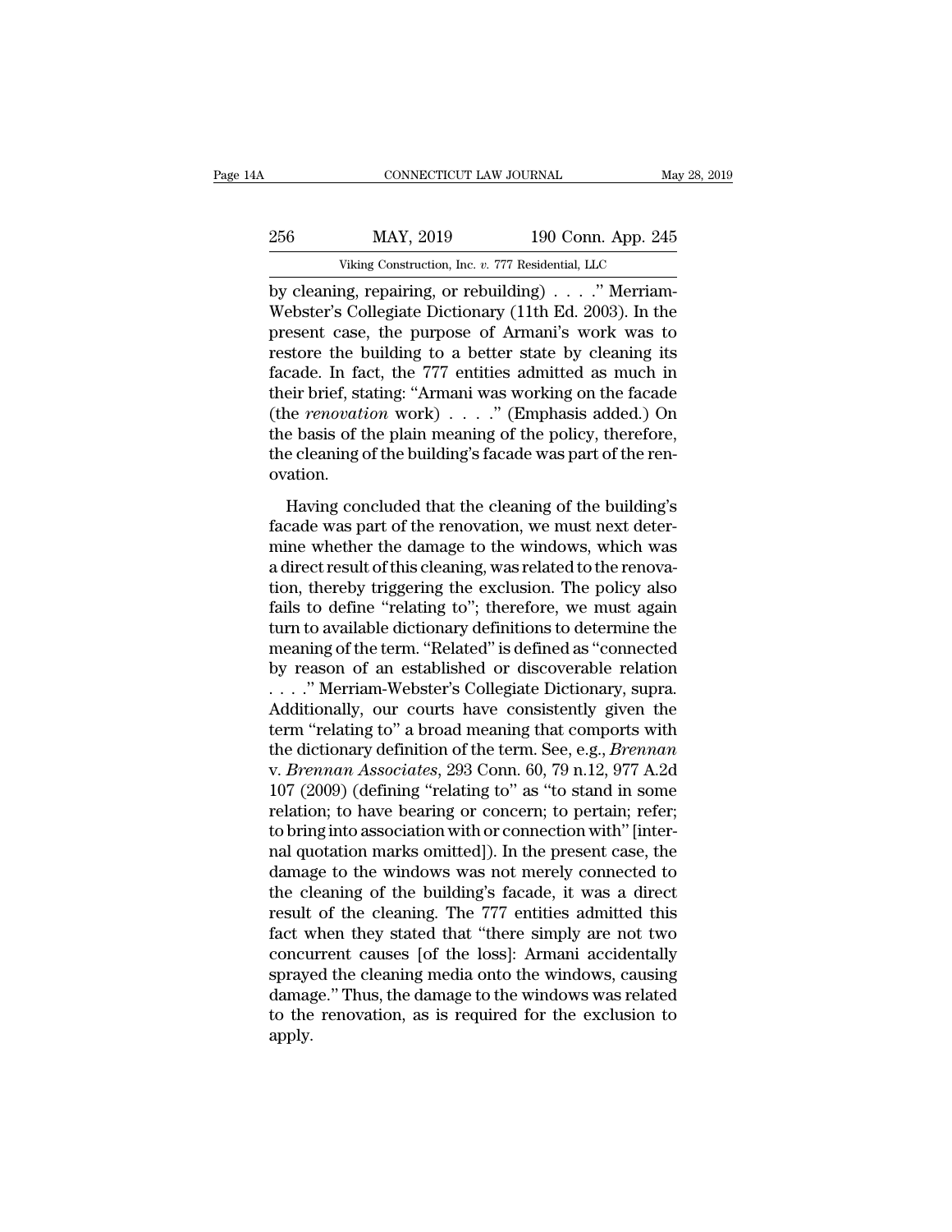by cleaning, repairing, or rebuilding) . . . ." Merriam-Webster's Collegiate Dictionary (11th Ed. 2003). In the present case, the purpose of Armani's work was to restore the building to a better state by cleaning its facade. In fact, the 777 entities admitted as much in their brief, stating: "Armani was working on the facade (the *renovation* work) . . . ." (Emphasis added.) On the basis of the plain meaning of the policy, therefore, the cleaning of the building's facade was part of the renovation.

Having concluded that the cleaning of the building's facade was part of the renovation, we must next determine whether the damage to the windows, which was a direct result of this cleaning, was related to the renovation, thereby triggering the exclusion. The policy also fails to define "relating to"; therefore, we must again turn to available dictionary definitions to determine the meaning of the term. "Related" is defined as "connected by reason of an established or discoverable relation . . . ." Merriam-Webster's Collegiate Dictionary, supra. Additionally, our courts have consistently given the term "relating to" a broad meaning that comports with the dictionary definition of the term. See, e.g., *Brennan* v. *Brennan Associates*, 293 Conn. 60, 79 n.12, 977 A.2d 107 (2009) (defining "relating to" as "to stand in some relation; to have bearing or concern; to pertain; refer; to bring into association with or connection with" [internal quotation marks omitted]). In the present case, the damage to the windows was not merely connected to the cleaning of the building's facade, it was a direct result of the cleaning. The 777 entities admitted this fact when they stated that "there simply are not two concurrent causes [of the loss]: Armani accidentally sprayed the cleaning media onto the windows, causing damage." Thus, the damage to the windows was related to the renovation, as is required for the exclusion to apply.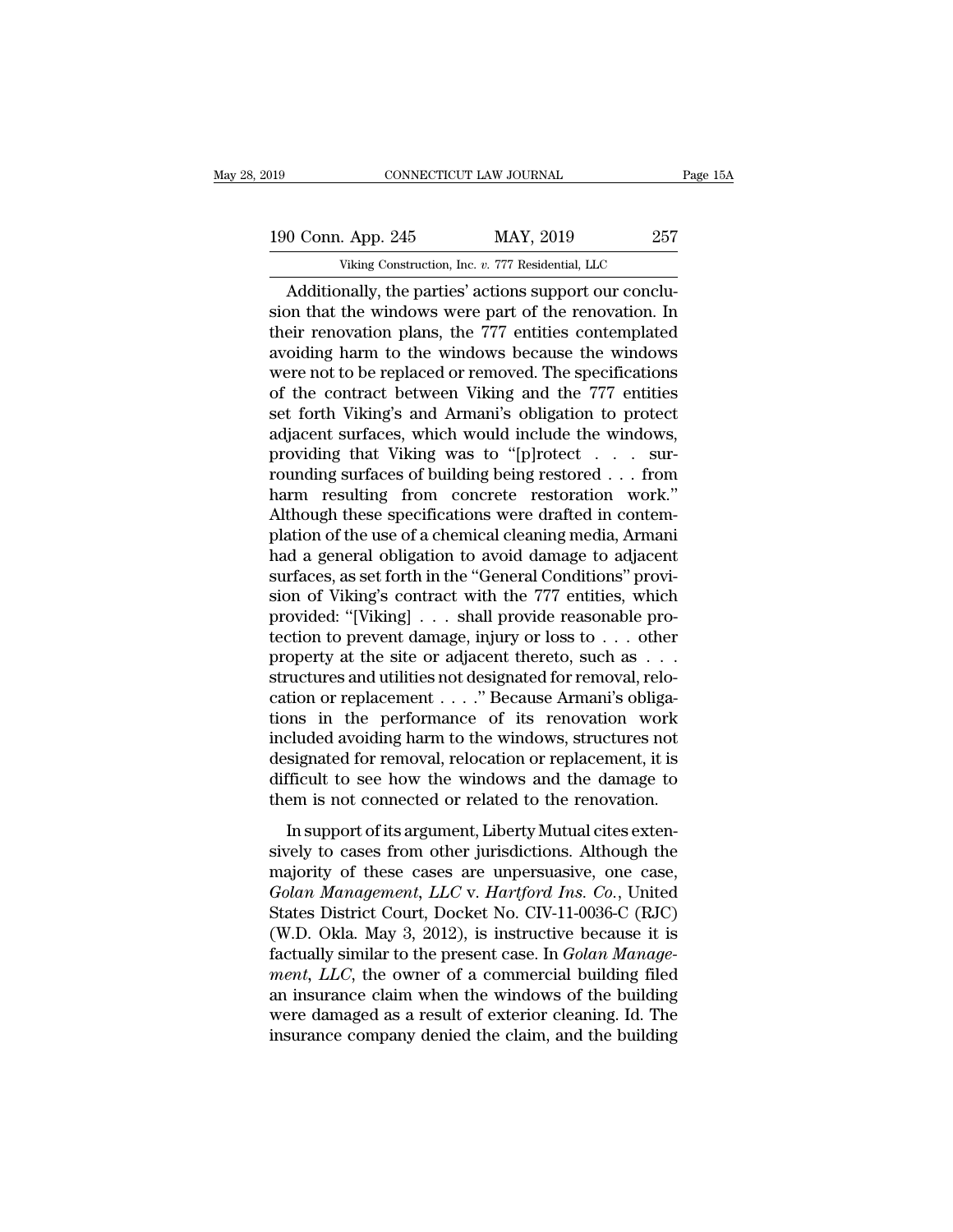Additionally, the parties' actions support our conclusion that the windows were part of the renovation. In their renovation plans, the 777 entities contemplated avoiding harm to the windows because the windows were not to be replaced or removed. The specifications of the contract between Viking and the 777 entities set forth Viking's and Armani's obligation to protect adjacent surfaces, which would include the windows, providing that Viking was to "[p]rotect . . . surrounding surfaces of building being restored . . . from harm resulting from concrete restoration work." Although these specifications were drafted in contemplation of the use of a chemical cleaning media, Armani had a general obligation to avoid damage to adjacent surfaces, as set forth in the "General Conditions" provision of Viking's contract with the 777 entities, which provided: "[Viking] . . . shall provide reasonable protection to prevent damage, injury or loss to . . . other property at the site or adjacent thereto, such as . . . structures and utilities not designated for removal, relocation or replacement . . . ." Because Armani's obligations in the performance of its renovation work included avoiding harm to the windows, structures not designated for removal, relocation or replacement, it is difficult to see how the windows and the damage to them is not connected or related to the renovation.

In support of its argument, Liberty Mutual cites extensively to cases from other jurisdictions. Although the majority of these cases are unpersuasive, one case, *Golan Management, LLC* v. *Hartford Ins. Co.*, United States District Court, Docket No. CIV-11-0036-C (RJC) (W.D. Okla. May 3, 2012), is instructive because it is factually similar to the present case. In *Golan Management, LLC*, the owner of a commercial building filed an insurance claim when the windows of the building were damaged as a result of exterior cleaning. Id. The insurance company denied the claim, and the building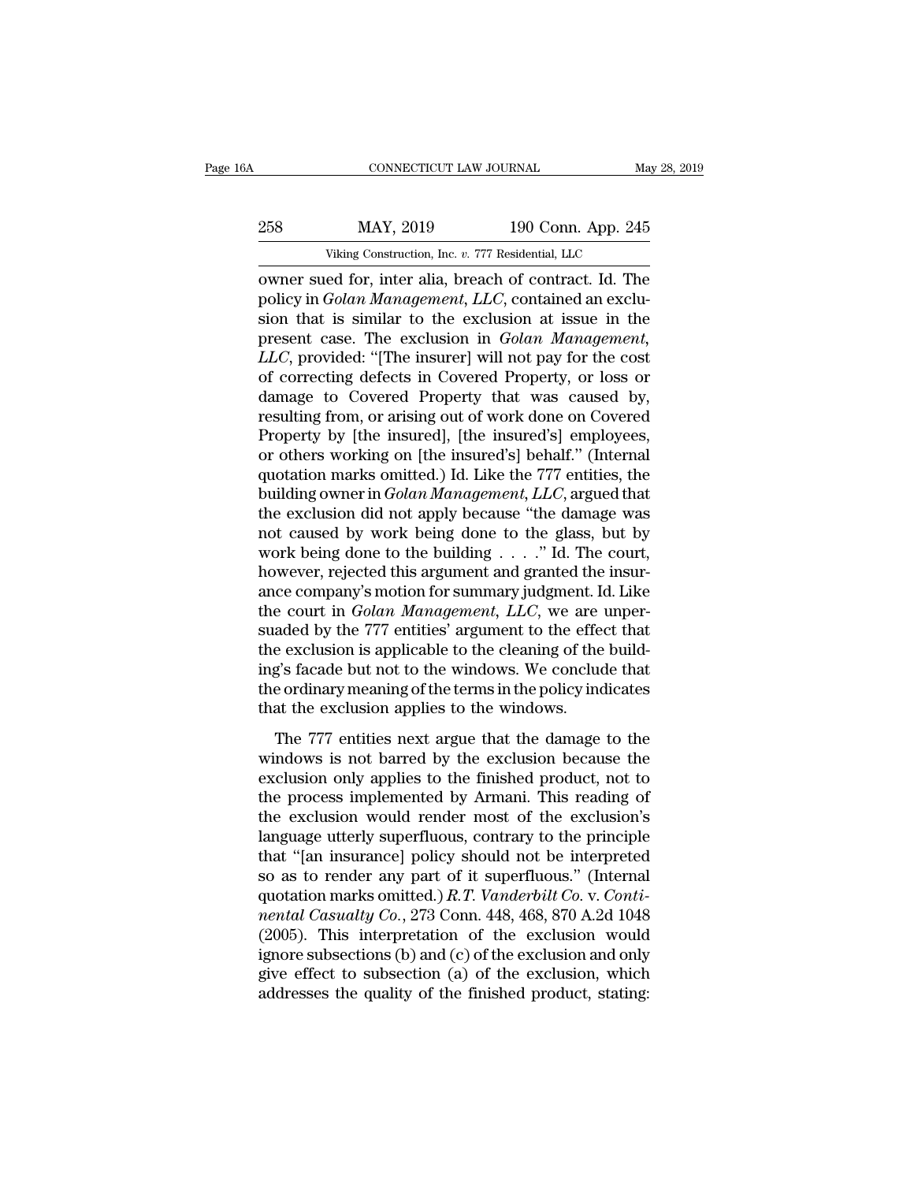owner sued for, inter alia, breach of contract. Id. The policy in *Golan Management, LLC*, contained an exclusion that is similar to the exclusion at issue in the present case. The exclusion in *Golan Management, LLC*, provided: "[The insurer] will not pay for the cost of correcting defects in Covered Property, or loss or damage to Covered Property that was caused by, resulting from, or arising out of work done on Covered Property by [the insured], [the insured's] employees, or others working on [the insured's] behalf." (Internal quotation marks omitted.) Id. Like the 777 entities, the building owner in *Golan Management, LLC*, argued that the exclusion did not apply because "the damage was not caused by work being done to the glass, but by work being done to the building . . . ." Id. The court, however, rejected this argument and granted the insurance company's motion for summary judgment. Id. Like the court in *Golan Management, LLC*, we are unpersuaded by the 777 entities' argument to the effect that the exclusion is applicable to the cleaning of the building's facade but not to the windows. We conclude that the ordinary meaning of the terms in the policy indicates that the exclusion applies to the windows.

The 777 entities next argue that the damage to the windows is not barred by the exclusion because the exclusion only applies to the finished product, not to the process implemented by Armani. This reading of the exclusion would render most of the exclusion's language utterly superfluous, contrary to the principle that "[an insurance] policy should not be interpreted so as to render any part of it superfluous." (Internal quotation marks omitted.) *R.T. Vanderbilt Co.* v. *Continental Casualty Co.*, 273 Conn. 448, 468, 870 A.2d 1048 (2005). This interpretation of the exclusion would ignore subsections (b) and (c) of the exclusion and only give effect to subsection (a) of the exclusion, which addresses the quality of the finished product, stating: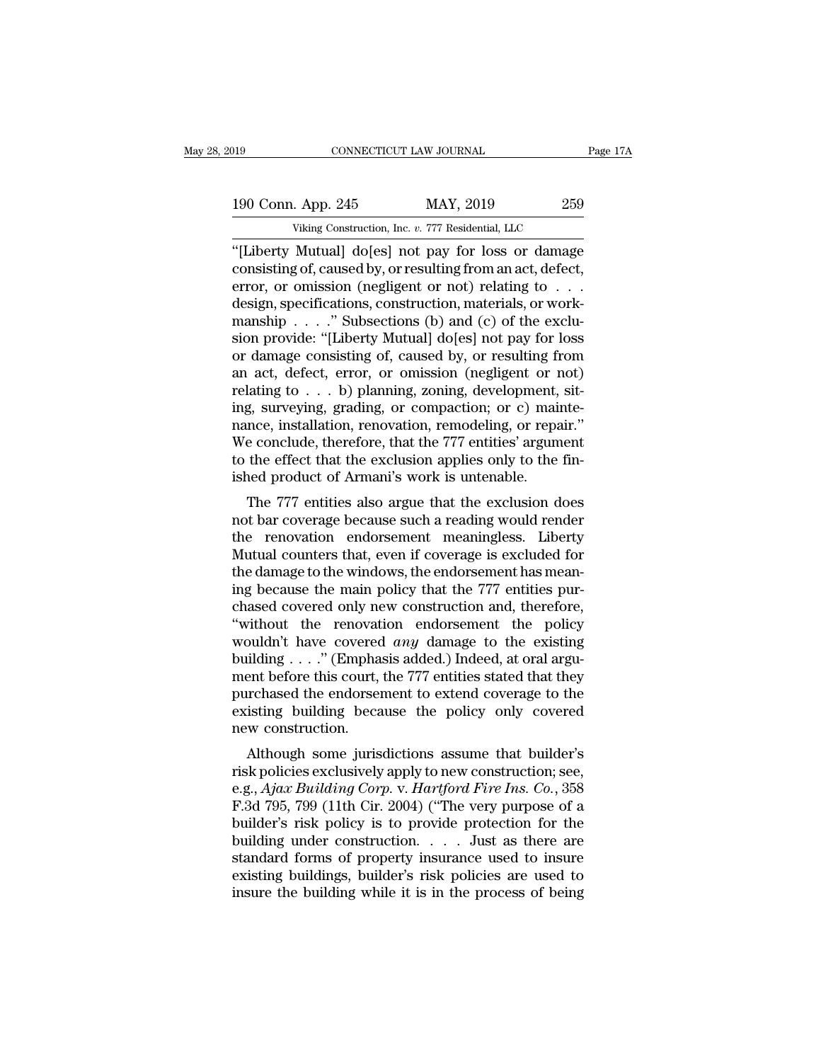"[Liberty Mutual] do[es] not pay for loss or damage consisting of, caused by, or resulting from an act, defect, error, or omission (negligent or not) relating to . . . design, specifications, construction, materials, or workmanship . . . ." Subsections (b) and (c) of the exclusion provide: "[Liberty Mutual] do[es] not pay for loss or damage consisting of, caused by, or resulting from an act, defect, error, or omission (negligent or not) relating to . . . b) planning, zoning, development, siting, surveying, grading, or compaction; or c) maintenance, installation, renovation, remodeling, or repair." We conclude, therefore, that the 777 entities' argument to the effect that the exclusion applies only to the finished product of Armani's work is untenable.

The 777 entities also argue that the exclusion does not bar coverage because such a reading would render the renovation endorsement meaningless. Liberty Mutual counters that, even if coverage is excluded for the damage to the windows, the endorsement has meaning because the main policy that the 777 entities purchased covered only new construction and, therefore, "without the renovation endorsement the policy wouldn't have covered *any* damage to the existing building . . . ." (Emphasis added.) Indeed, at oral argument before this court, the 777 entities stated that they purchased the endorsement to extend coverage to the existing building because the policy only covered new construction.

Although some jurisdictions assume that builder's risk policies exclusively apply to new construction; see, e.g., *Ajax Building Corp.* v. *Hartford Fire Ins. Co.*, 358 F.3d 795, 799 (11th Cir. 2004) ("The very purpose of a builder's risk policy is to provide protection for the building under construction. . . . Just as there are standard forms of property insurance used to insure existing buildings, builder's risk policies are used to insure the building while it is in the process of being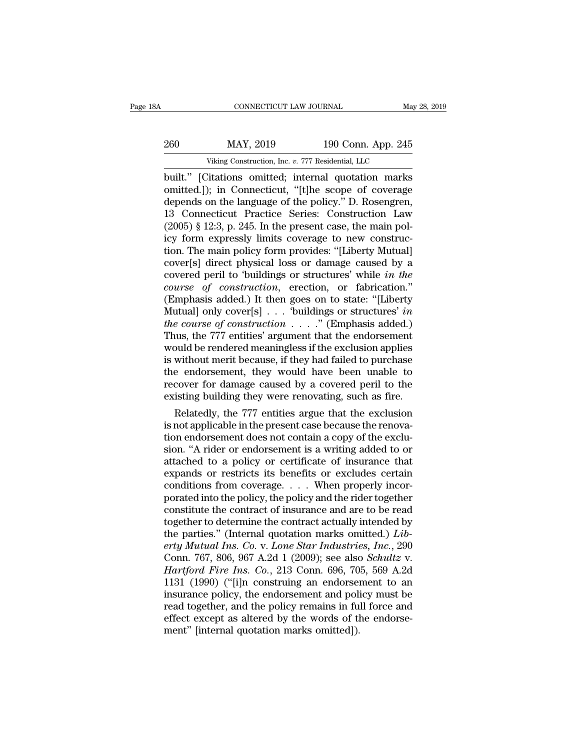built." [Citations omitted; internal quotation marks omitted.]); in Connecticut, "[t]he scope of coverage depends on the language of the policy." D. Rosengren, 13 Connecticut Practice Series: Construction Law (2005) § 12:3, p. 245. In the present case, the main policy form expressly limits coverage to new construction. The main policy form provides: "[Liberty Mutual] cover[s] direct physical loss or damage caused by a covered peril to 'buildings or structures' while *in the course of construction*, erection, or fabrication." (Emphasis added.) It then goes on to state: "[Liberty Mutual] only cover[s] . . . 'buildings or structures' *in the course of construction* . . . ." (Emphasis added.) Thus, the 777 entities' argument that the endorsement would be rendered meaningless if the exclusion applies is without merit because, if they had failed to purchase the endorsement, they would have been unable to recover for damage caused by a covered peril to the existing building they were renovating, such as fire.

Relatedly, the 777 entities argue that the exclusion is not applicable in the present case because the renovation endorsement does not contain a copy of the exclusion. "A rider or endorsement is a writing added to or attached to a policy or certificate of insurance that expands or restricts its benefits or excludes certain conditions from coverage. . . . When properly incorporated into the policy, the policy and the rider together constitute the contract of insurance and are to be read together to determine the contract actually intended by the parties." (Internal quotation marks omitted.) *Liberty Mutual Ins. Co.* v. *Lone Star Industries, Inc.*, 290 Conn. 767, 806, 967 A.2d 1 (2009); see also *Schultz* v. *Hartford Fire Ins. Co.*, 213 Conn. 696, 705, 569 A.2d 1131 (1990) ("[i]n construing an endorsement to an insurance policy, the endorsement and policy must be read together, and the policy remains in full force and effect except as altered by the words of the endorsement" [internal quotation marks omitted]).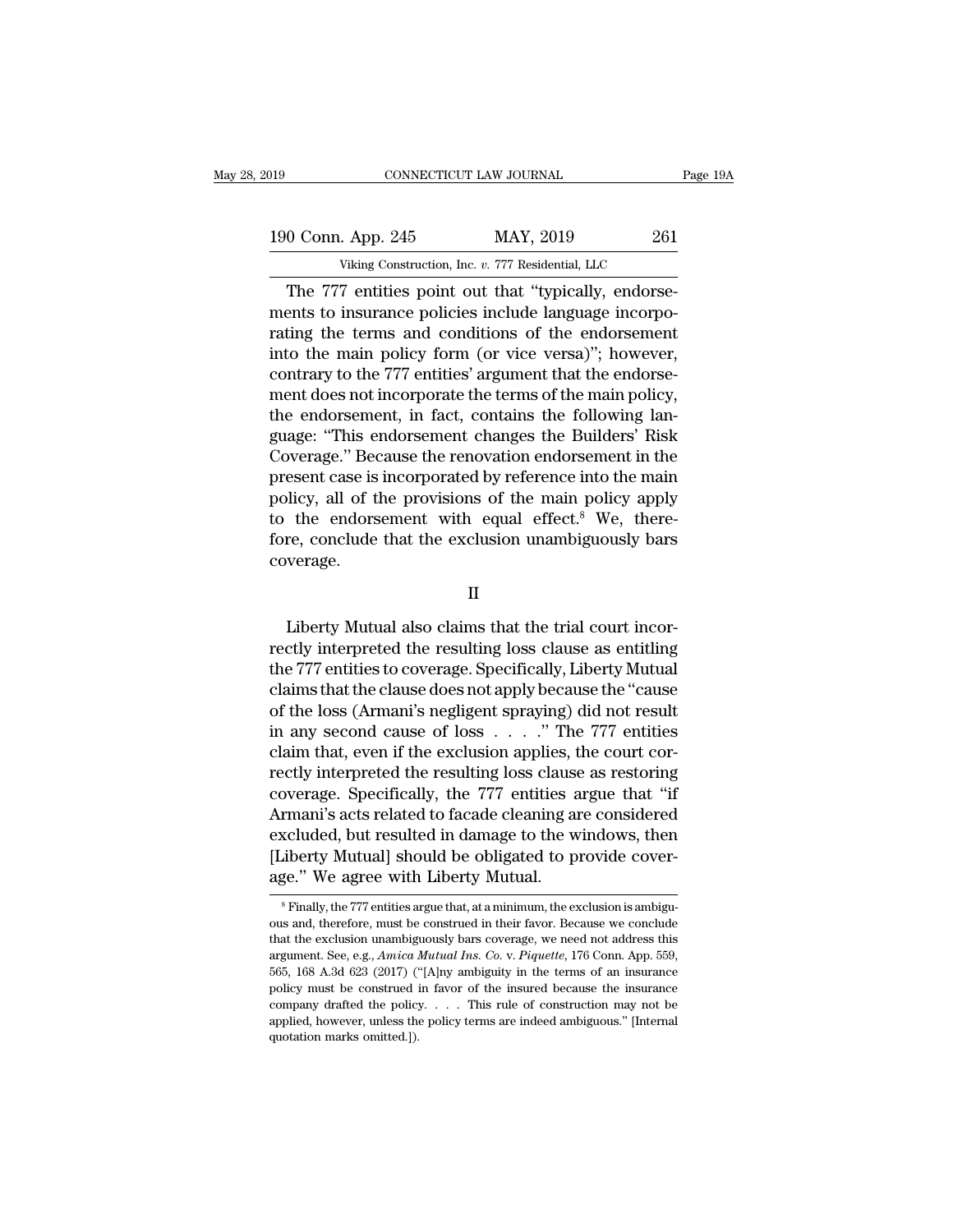The 777 entities point out that "typically, endorsements to insurance policies include language incorporating the terms and conditions of the endorsement into the main policy form (or vice versa)"; however, contrary to the 777 entities' argument that the endorsement does not incorporate the terms of the main policy, the endorsement, in fact, contains the following language: "This endorsement changes the Builders' Risk Coverage." Because the renovation endorsement in the present case is incorporated by reference into the main policy, all of the provisions of the main policy apply to the endorsement with equal effect.[8] We, therefore, conclude that the exclusion unambiguously bars coverage.

## II

Liberty Mutual also claims that the trial court incorrectly interpreted the resulting loss clause as entitling the 777 entities to coverage. Specifically, Liberty Mutual claims that the clause does not apply because the "cause of the loss (Armani's negligent spraying) did not result in any second cause of loss . . . ." The 777 entities claim that, even if the exclusion applies, the court correctly interpreted the resulting loss clause as restoring coverage. Specifically, the 777 entities argue that "if Armani's acts related to facade cleaning are considered excluded, but resulted in damage to the windows, then [Liberty Mutual] should be obligated to provide coverage." We agree with Liberty Mutual.

---

[8] Finally, the 777 entities argue that, at a minimum, the exclusion is ambiguous and, therefore, must be construed in their favor. Because we conclude that the exclusion unambiguously bars coverage, we need not address this argument. See, e.g., *Amica Mutual Ins. Co.* v. *Piquette*, 176 Conn. App. 559, 565, 168 A.3d 623 (2017) ("[A]ny ambiguity in the terms of an insurance policy must be construed in favor of the insured because the insurance company drafted the policy. . . . This rule of construction may not be applied, however, unless the policy terms are indeed ambiguous." [Internal quotation marks omitted.]).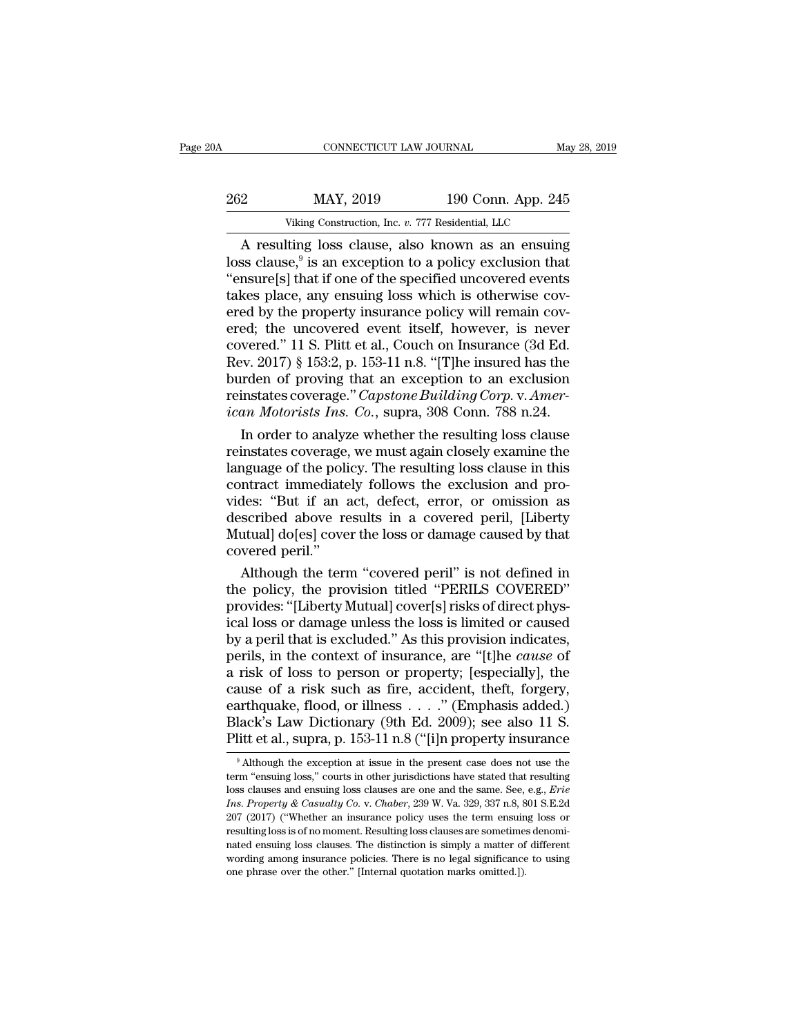A resulting loss clause, also known as an ensuing loss clause,[9] is an exception to a policy exclusion that "ensure[s] that if one of the specified uncovered events takes place, any ensuing loss which is otherwise covered by the property insurance policy will remain covered; the uncovered event itself, however, is never covered." 11 S. Plitt et al., Couch on Insurance (3d Ed. Rev. 2017) § 153:2, p. 153-11 n.8. "[T]he insured has the burden of proving that an exception to an exclusion reinstates coverage." *Capstone Building Corp.* v. *American Motorists Ins. Co.*, supra, 308 Conn. 788 n.24.

In order to analyze whether the resulting loss clause reinstates coverage, we must again closely examine the language of the policy. The resulting loss clause in this contract immediately follows the exclusion and provides: "But if an act, defect, error, or omission as described above results in a covered peril, [Liberty Mutual] do[es] cover the loss or damage caused by that covered peril."

Although the term "covered peril" is not defined in the policy, the provision titled "PERILS COVERED" provides: "[Liberty Mutual] cover[s] risks of direct physical loss or damage unless the loss is limited or caused by a peril that is excluded." As this provision indicates, perils, in the context of insurance, are "[t]he *cause* of a risk of loss to person or property; [especially], the cause of a risk such as fire, accident, theft, forgery, earthquake, flood, or illness . . . ." (Emphasis added.) Black's Law Dictionary (9th Ed. 2009); see also 11 S. Plitt et al., supra, p. 153-11 n.8 ("[i]n property insurance

[9] Although the exception at issue in the present case does not use the term "ensuing loss," courts in other jurisdictions have stated that resulting loss clauses and ensuing loss clauses are one and the same. See, e.g., *Erie Ins. Property & Casualty Co.* v. *Chaber*, 239 W. Va. 329, 337 n.8, 801 S.E.2d 207 (2017) ("Whether an insurance policy uses the term ensuing loss or resulting loss is of no moment. Resulting loss clauses are sometimes denominated ensuing loss clauses. The distinction is simply a matter of different wording among insurance policies. There is no legal significance to using one phrase over the other." [Internal quotation marks omitted.]).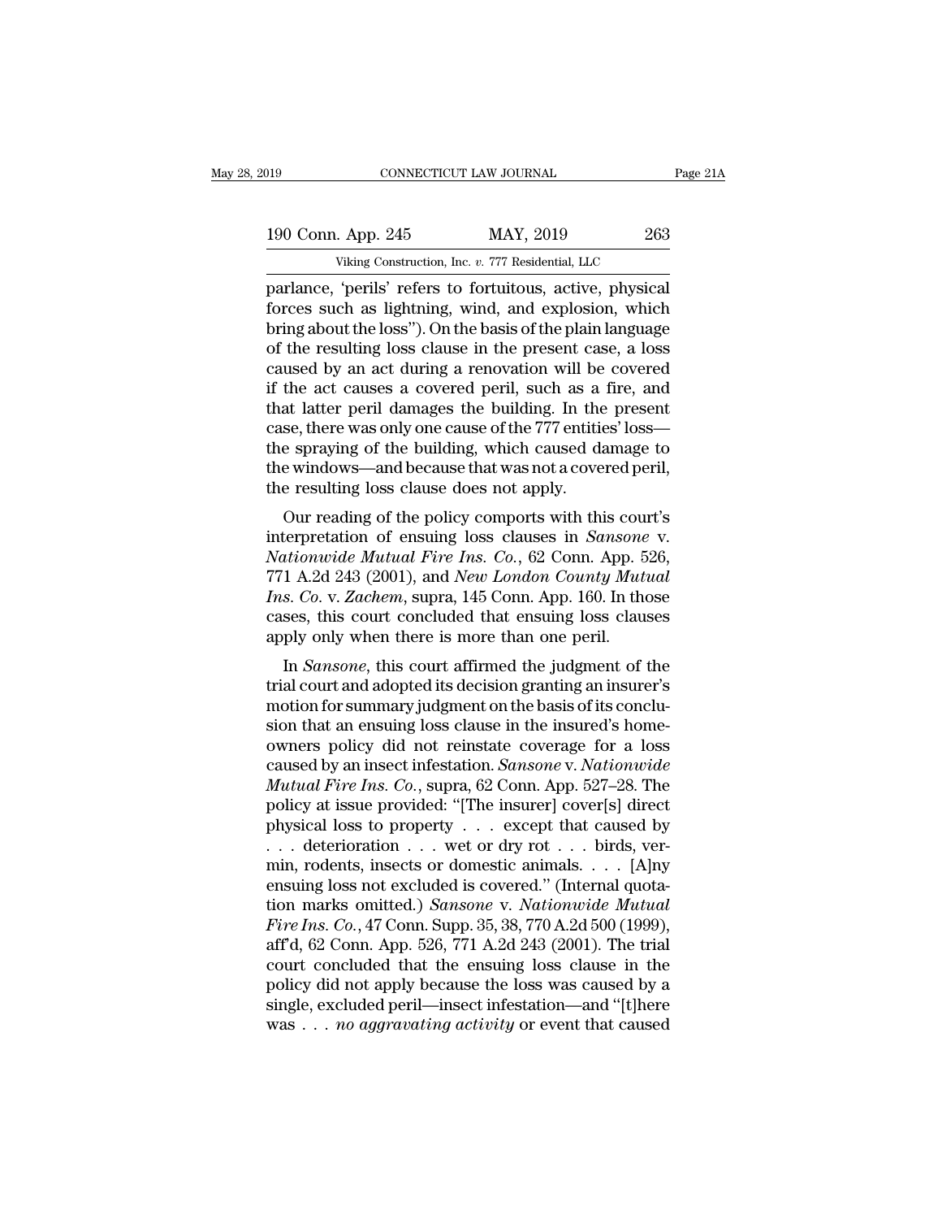parlance, 'perils' refers to fortuitous, active, physical forces such as lightning, wind, and explosion, which bring about the loss"). On the basis of the plain language of the resulting loss clause in the present case, a loss caused by an act during a renovation will be covered if the act causes a covered peril, such as a fire, and that latter peril damages the building. In the present case, there was only one cause of the 777 entities' loss—the spraying of the building, which caused damage to the windows—and because that was not a covered peril, the resulting loss clause does not apply.

Our reading of the policy comports with this court's interpretation of ensuing loss clauses in *Sansone* v. *Nationwide Mutual Fire Ins. Co.*, 62 Conn. App. 526, 771 A.2d 243 (2001), and *New London County Mutual Ins. Co.* v. *Zachem*, supra, 145 Conn. App. 160. In those cases, this court concluded that ensuing loss clauses apply only when there is more than one peril.

In *Sansone*, this court affirmed the judgment of the trial court and adopted its decision granting an insurer's motion for summary judgment on the basis of its conclusion that an ensuing loss clause in the insured's homeowners policy did not reinstate coverage for a loss caused by an insect infestation. *Sansone* v. *Nationwide Mutual Fire Ins. Co.*, supra, 62 Conn. App. 527–28. The policy at issue provided: "[The insurer] cover[s] direct physical loss to property . . . except that caused by . . . deterioration . . . wet or dry rot . . . birds, vermin, rodents, insects or domestic animals. . . . [A]ny ensuing loss not excluded is covered." (Internal quotation marks omitted.) *Sansone* v. *Nationwide Mutual Fire Ins. Co.*, 47 Conn. Supp. 35, 38, 770 A.2d 500 (1999), aff'd, 62 Conn. App. 526, 771 A.2d 243 (2001). The trial court concluded that the ensuing loss clause in the policy did not apply because the loss was caused by a single, excluded peril—insect infestation—and "[t]here was . . . *no aggravating activity* or event that caused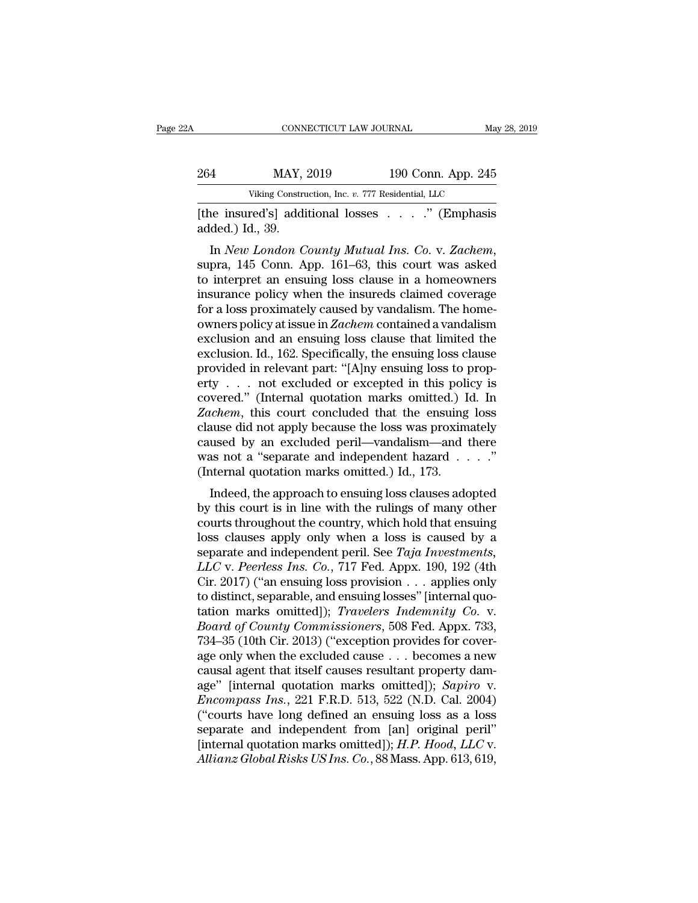[the insured's] additional losses . . . ." (Emphasis added.) Id., 39.

In *New London County Mutual Ins. Co.* v. *Zachem*, supra, 145 Conn. App. 161–63, this court was asked to interpret an ensuing loss clause in a homeowners insurance policy when the insureds claimed coverage for a loss proximately caused by vandalism. The homeowners policy at issue in *Zachem* contained a vandalism exclusion and an ensuing loss clause that limited the exclusion. Id., 162. Specifically, the ensuing loss clause provided in relevant part: "[A]ny ensuing loss to property . . . not excluded or excepted in this policy is covered." (Internal quotation marks omitted.) Id. In *Zachem*, this court concluded that the ensuing loss clause did not apply because the loss was proximately caused by an excluded peril—vandalism—and there was not a "separate and independent hazard . . . ." (Internal quotation marks omitted.) Id., 173.

Indeed, the approach to ensuing loss clauses adopted by this court is in line with the rulings of many other courts throughout the country, which hold that ensuing loss clauses apply only when a loss is caused by a separate and independent peril. See *Taja Investments, LLC* v. *Peerless Ins. Co.*, 717 Fed. Appx. 190, 192 (4th Cir. 2017) ("an ensuing loss provision . . . applies only to distinct, separable, and ensuing losses" [internal quotation marks omitted]); *Travelers Indemnity Co.* v. *Board of County Commissioners*, 508 Fed. Appx. 733, 734–35 (10th Cir. 2013) ("exception provides for coverage only when the excluded cause . . . becomes a new causal agent that itself causes resultant property damage" [internal quotation marks omitted]); *Sapiro* v. *Encompass Ins.*, 221 F.R.D. 513, 522 (N.D. Cal. 2004) ("courts have long defined an ensuing loss as a loss separate and independent from [an] original peril" [internal quotation marks omitted]); *H.P. Hood, LLC* v. *Allianz Global Risks US Ins. Co.*, 88 Mass. App. 613, 619,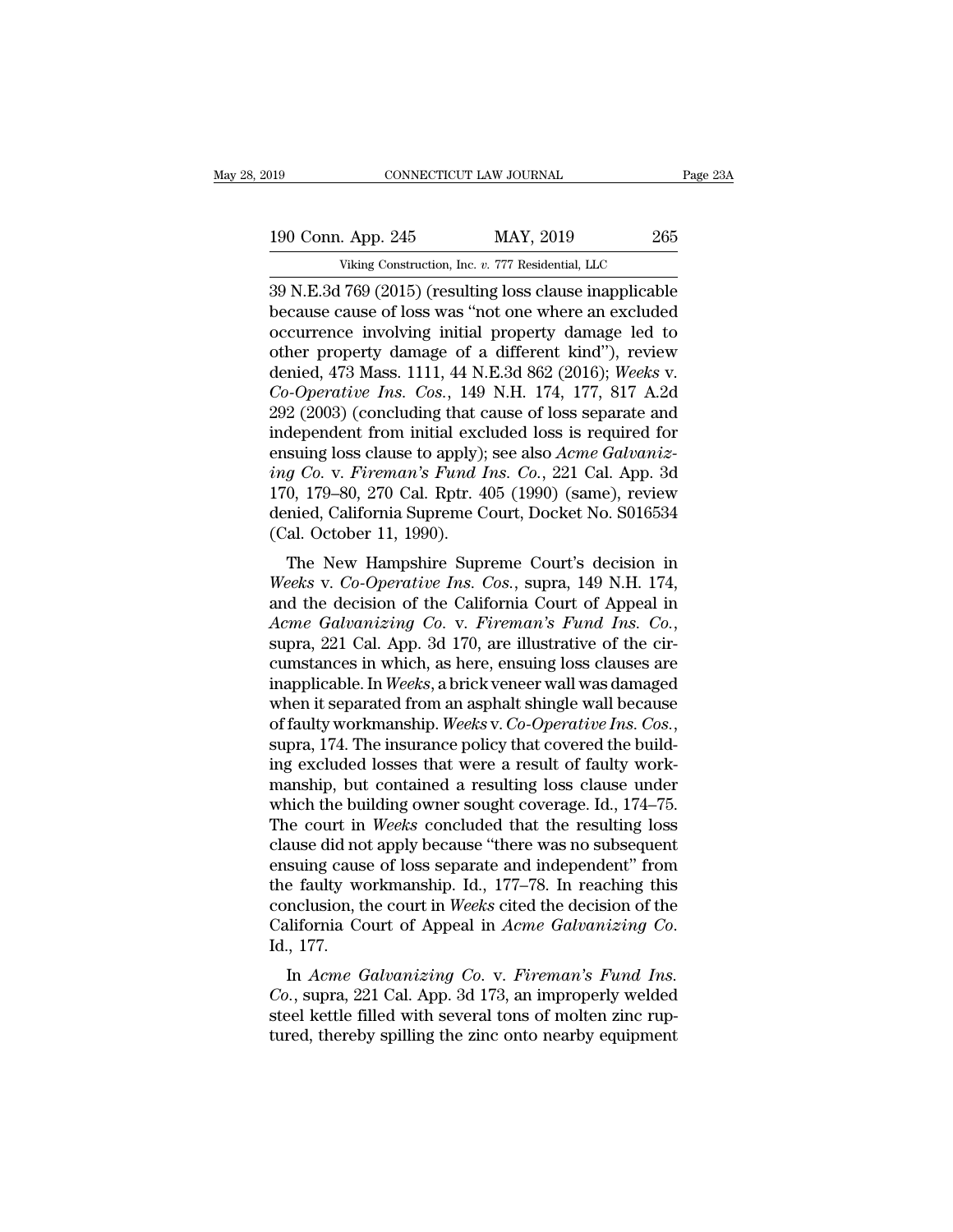39 N.E.3d 769 (2015) (resulting loss clause inapplicable because cause of loss was "not one where an excluded occurrence involving initial property damage led to other property damage of a different kind"), review denied, 473 Mass. 1111, 44 N.E.3d 862 (2016); *Weeks* v. *Co-Operative Ins. Cos.*, 149 N.H. 174, 177, 817 A.2d 292 (2003) (concluding that cause of loss separate and independent from initial excluded loss is required for ensuing loss clause to apply); see also *Acme Galvanizing Co.* v. *Fireman's Fund Ins. Co.*, 221 Cal. App. 3d 170, 179–80, 270 Cal. Rptr. 405 (1990) (same), review denied, California Supreme Court, Docket No. S016534 (Cal. October 11, 1990).

The New Hampshire Supreme Court's decision in *Weeks* v. *Co-Operative Ins. Cos.*, supra, 149 N.H. 174, and the decision of the California Court of Appeal in *Acme Galvanizing Co.* v. *Fireman's Fund Ins. Co.*, supra, 221 Cal. App. 3d 170, are illustrative of the circumstances in which, as here, ensuing loss clauses are inapplicable. In *Weeks*, a brick veneer wall was damaged when it separated from an asphalt shingle wall because of faulty workmanship. *Weeks* v. *Co-Operative Ins. Cos.*, supra, 174. The insurance policy that covered the building excluded losses that were a result of faulty workmanship, but contained a resulting loss clause under which the building owner sought coverage. Id., 174–75. The court in *Weeks* concluded that the resulting loss clause did not apply because "there was no subsequent ensuing cause of loss separate and independent" from the faulty workmanship. Id., 177–78. In reaching this conclusion, the court in *Weeks* cited the decision of the California Court of Appeal in *Acme Galvanizing Co.* Id., 177.

In *Acme Galvanizing Co.* v. *Fireman's Fund Ins. Co.*, supra, 221 Cal. App. 3d 173, an improperly welded steel kettle filled with several tons of molten zinc ruptured, thereby spilling the zinc onto nearby equipment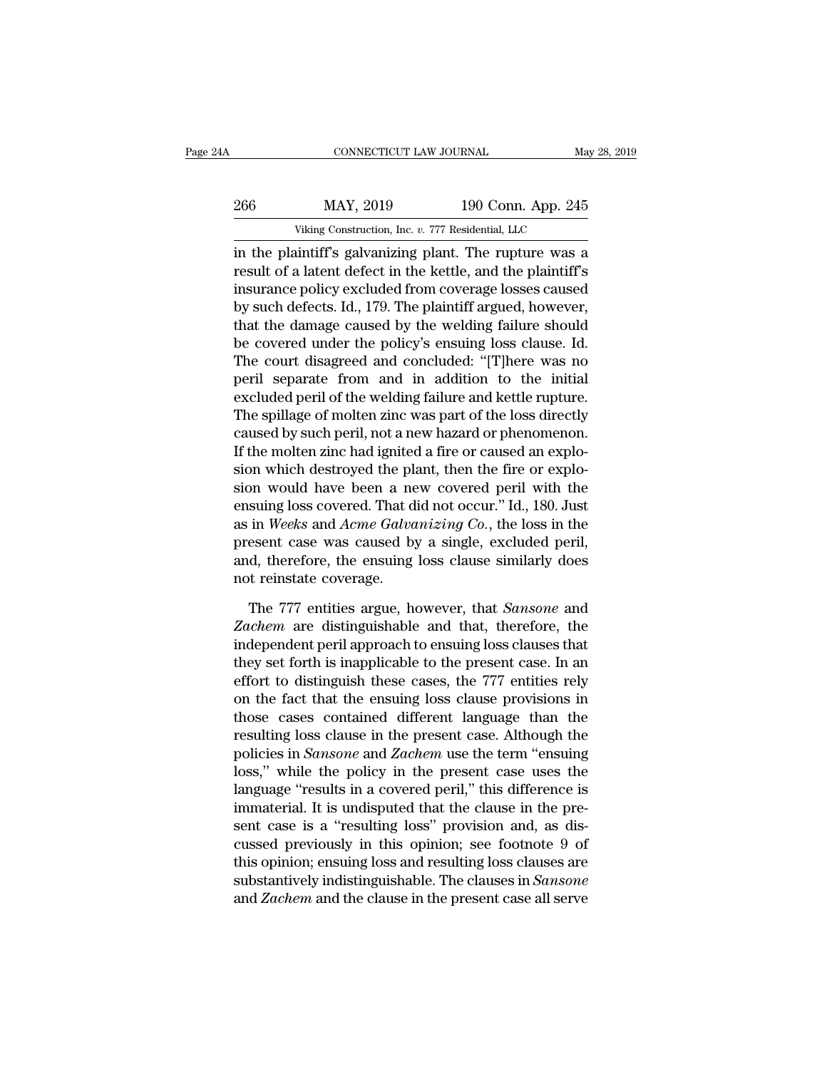in the plaintiff's galvanizing plant. The rupture was a result of a latent defect in the kettle, and the plaintiff's insurance policy excluded from coverage losses caused by such defects. Id., 179. The plaintiff argued, however, that the damage caused by the welding failure should be covered under the policy's ensuing loss clause. Id. The court disagreed and concluded: "[T]here was no peril separate from and in addition to the initial excluded peril of the welding failure and kettle rupture. The spillage of molten zinc was part of the loss directly caused by such peril, not a new hazard or phenomenon. If the molten zinc had ignited a fire or caused an explosion which destroyed the plant, then the fire or explosion would have been a new covered peril with the ensuing loss covered. That did not occur." Id., 180. Just as in *Weeks* and *Acme Galvanizing Co.*, the loss in the present case was caused by a single, excluded peril, and, therefore, the ensuing loss clause similarly does not reinstate coverage.

The 777 entities argue, however, that *Sansone* and *Zachem* are distinguishable and that, therefore, the independent peril approach to ensuing loss clauses that they set forth is inapplicable to the present case. In an effort to distinguish these cases, the 777 entities rely on the fact that the ensuing loss clause provisions in those cases contained different language than the resulting loss clause in the present case. Although the policies in *Sansone* and *Zachem* use the term "ensuing loss," while the policy in the present case uses the language "results in a covered peril," this difference is immaterial. It is undisputed that the clause in the present case is a "resulting loss" provision and, as discussed previously in this opinion; see footnote 9 of this opinion; ensuing loss and resulting loss clauses are substantively indistinguishable. The clauses in *Sansone* and *Zachem* and the clause in the present case all serve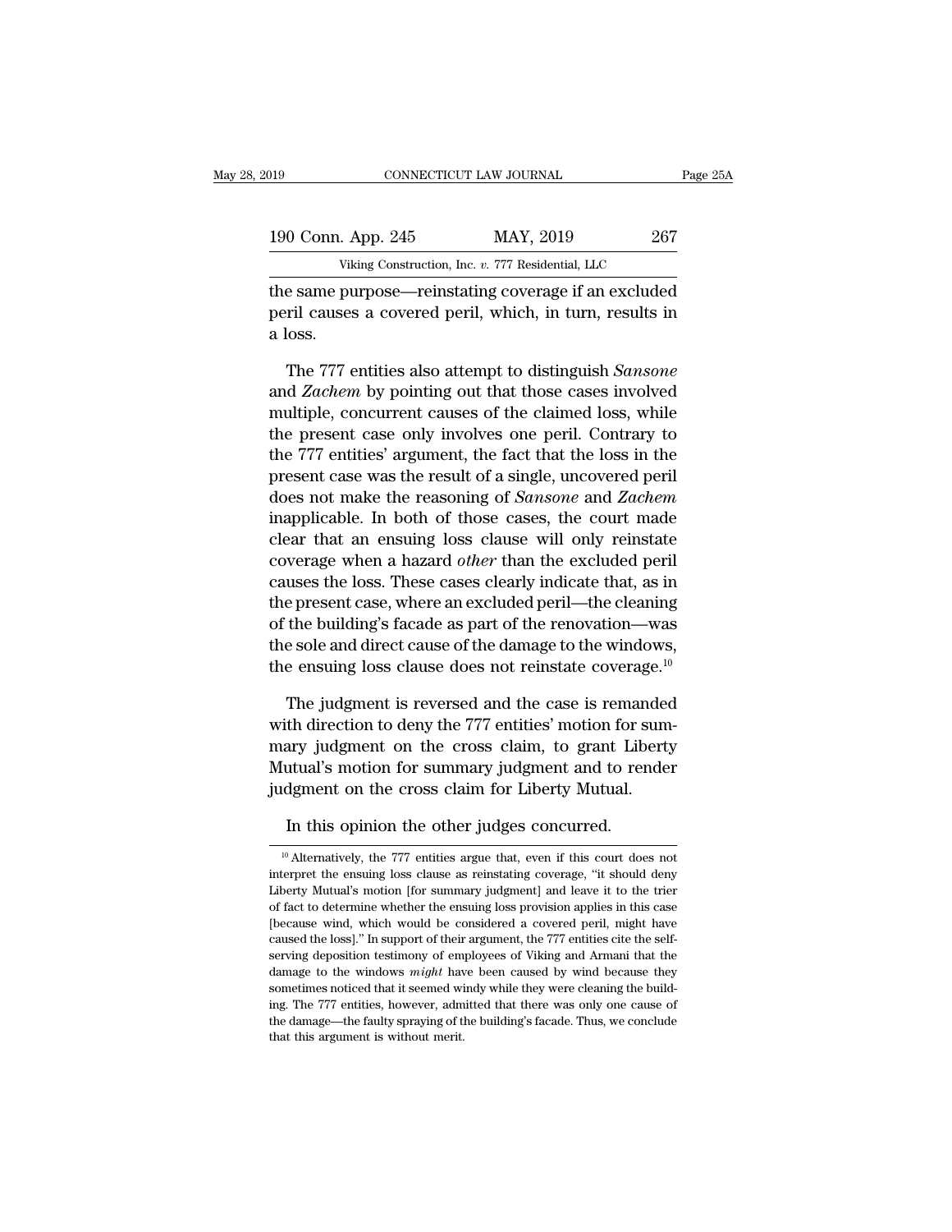the same purpose—reinstating coverage if an excluded peril causes a covered peril, which, in turn, results in a loss.

The 777 entities also attempt to distinguish *Sansone* and *Zachem* by pointing out that those cases involved multiple, concurrent causes of the claimed loss, while the present case only involves one peril. Contrary to the 777 entities' argument, the fact that the loss in the present case was the result of a single, uncovered peril does not make the reasoning of *Sansone* and *Zachem* inapplicable. In both of those cases, the court made clear that an ensuing loss clause will only reinstate coverage when a hazard *other* than the excluded peril causes the loss. These cases clearly indicate that, as in the present case, where an excluded peril—the cleaning of the building's facade as part of the renovation—was the sole and direct cause of the damage to the windows, the ensuing loss clause does not reinstate coverage.[10]

The judgment is reversed and the case is remanded with direction to deny the 777 entities' motion for summary judgment on the cross claim, to grant Liberty Mutual's motion for summary judgment and to render judgment on the cross claim for Liberty Mutual.

In this opinion the other judges concurred.

---

[10] Alternatively, the 777 entities argue that, even if this court does not interpret the ensuing loss clause as reinstating coverage, "it should deny Liberty Mutual's motion [for summary judgment] and leave it to the trier of fact to determine whether the ensuing loss provision applies in this case [because wind, which would be considered a covered peril, might have caused the loss]." In support of their argument, the 777 entities cite the self-serving deposition testimony of employees of Viking and Armani that the damage to the windows *might* have been caused by wind because they sometimes noticed that it seemed windy while they were cleaning the building. The 777 entities, however, admitted that there was only one cause of the damage—the faulty spraying of the building's facade. Thus, we conclude that this argument is without merit.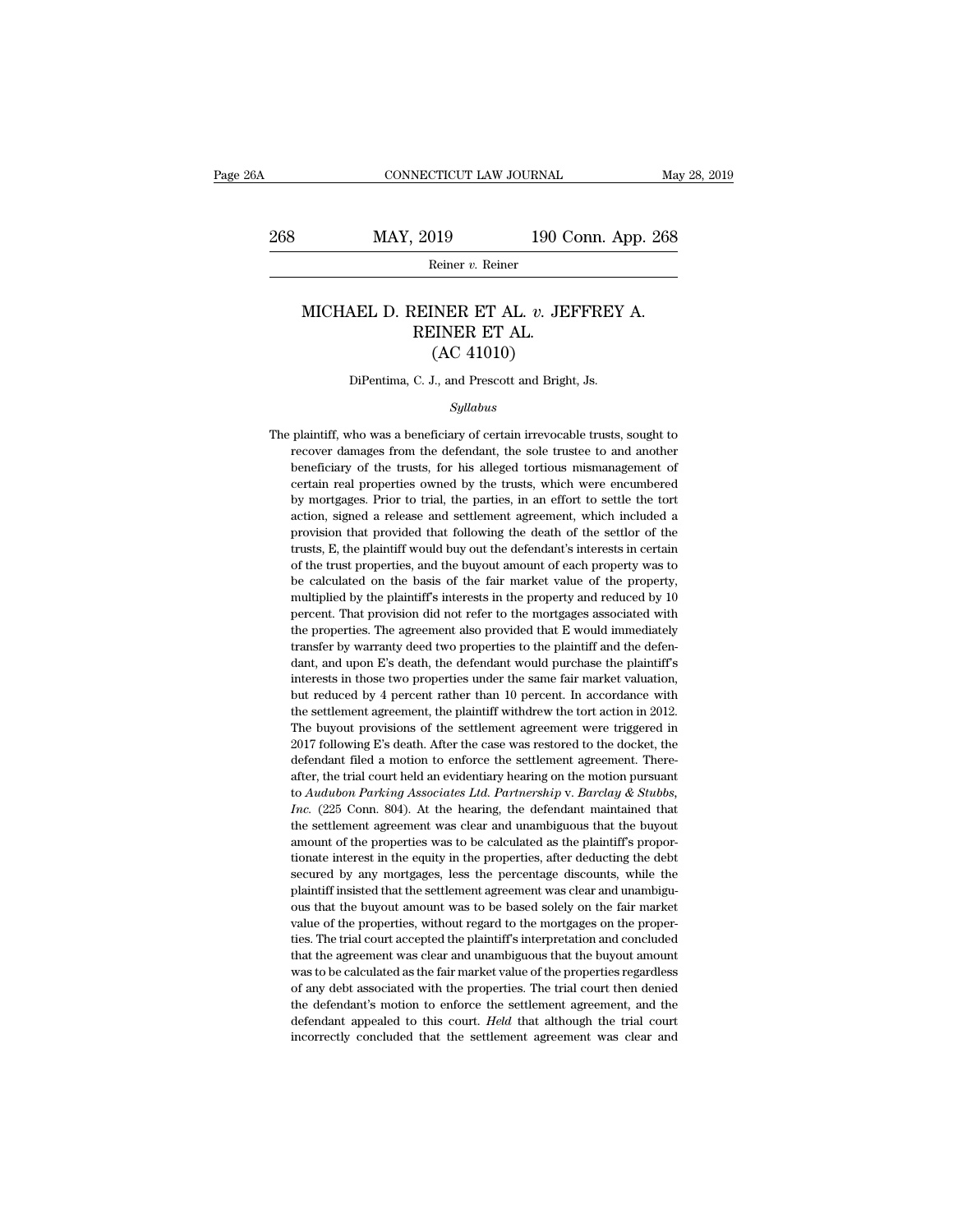# MICHAEL D. REINER ET AL. *v.* JEFFREY A. REINER ET AL.
## (AC 41010)

DiPentima, C. J., and Prescott and Bright, Js.

*Syllabus*

The plaintiff, who was a beneficiary of certain irrevocable trusts, sought to recover damages from the defendant, the sole trustee to and another beneficiary of the trusts, for his alleged tortious mismanagement of certain real properties owned by the trusts, which were encumbered by mortgages. Prior to trial, the parties, in an effort to settle the tort action, signed a release and settlement agreement, which included a provision that provided that following the death of the settlor of the trusts, E, the plaintiff would buy out the defendant's interests in certain of the trust properties, and the buyout amount of each property was to be calculated on the basis of the fair market value of the property, multiplied by the plaintiff's interests in the property and reduced by 10 percent. That provision did not refer to the mortgages associated with the properties. The agreement also provided that E would immediately transfer by warranty deed two properties to the plaintiff and the defendant, and upon E's death, the defendant would purchase the plaintiff's interests in those two properties under the same fair market valuation, but reduced by 4 percent rather than 10 percent. In accordance with the settlement agreement, the plaintiff withdrew the tort action in 2012. The buyout provisions of the settlement agreement were triggered in 2017 following E's death. After the case was restored to the docket, the defendant filed a motion to enforce the settlement agreement. Thereafter, the trial court held an evidentiary hearing on the motion pursuant to *Audubon Parking Associates Ltd. Partnership* v. *Barclay & Stubbs, Inc.* (225 Conn. 804). At the hearing, the defendant maintained that the settlement agreement was clear and unambiguous that the buyout amount of the properties was to be calculated as the plaintiff's proportionate interest in the equity in the properties, after deducting the debt secured by any mortgages, less the percentage discounts, while the plaintiff insisted that the settlement agreement was clear and unambiguous that the buyout amount was to be based solely on the fair market value of the properties, without regard to the mortgages on the properties. The trial court accepted the plaintiff's interpretation and concluded that the agreement was clear and unambiguous that the buyout amount was to be calculated as the fair market value of the properties regardless of any debt associated with the properties. The trial court then denied the defendant's motion to enforce the settlement agreement, and the defendant appealed to this court. *Held* that although the trial court incorrectly concluded that the settlement agreement was clear and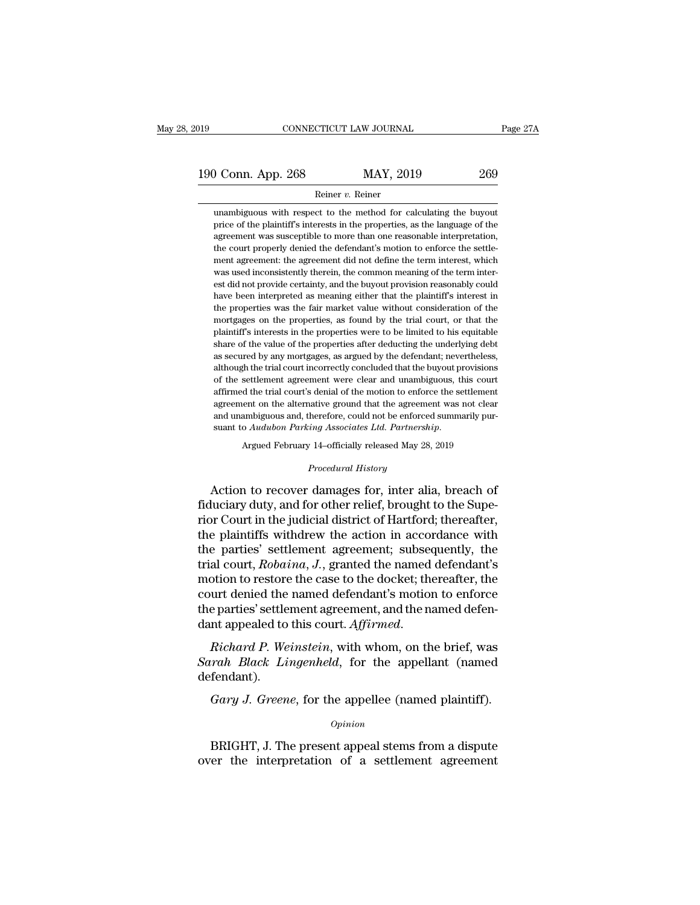unambiguous with respect to the method for calculating the buyout price of the plaintiff's interests in the properties, as the language of the agreement was susceptible to more than one reasonable interpretation, the court properly denied the defendant's motion to enforce the settlement agreement: the agreement did not define the term interest, which was used inconsistently therein, the common meaning of the term interest did not provide certainty, and the buyout provision reasonably could have been interpreted as meaning either that the plaintiff's interest in the properties was the fair market value without consideration of the mortgages on the properties, as found by the trial court, or that the plaintiff's interests in the properties were to be limited to his equitable share of the value of the properties after deducting the underlying debt as secured by any mortgages, as argued by the defendant; nevertheless, although the trial court incorrectly concluded that the buyout provisions of the settlement agreement were clear and unambiguous, this court affirmed the trial court's denial of the motion to enforce the settlement agreement on the alternative ground that the agreement was not clear and unambiguous and, therefore, could not be enforced summarily pursuant to *Audubon Parking Associates Ltd. Partnership*.

Argued February 14–officially released May 28, 2019

*Procedural History*

Action to recover damages for, inter alia, breach of fiduciary duty, and for other relief, brought to the Superior Court in the judicial district of Hartford; thereafter, the plaintiffs withdrew the action in accordance with the parties' settlement agreement; subsequently, the trial court, *Robaina, J.*, granted the named defendant's motion to restore the case to the docket; thereafter, the court denied the named defendant's motion to enforce the parties' settlement agreement, and the named defendant appealed to this court. *Affirmed*.

*Richard P. Weinstein*, with whom, on the brief, was *Sarah Black Lingenheld*, for the appellant (named defendant).

*Gary J. Greene*, for the appellee (named plaintiff).

*Opinion*

BRIGHT, J. The present appeal stems from a dispute over the interpretation of a settlement agreement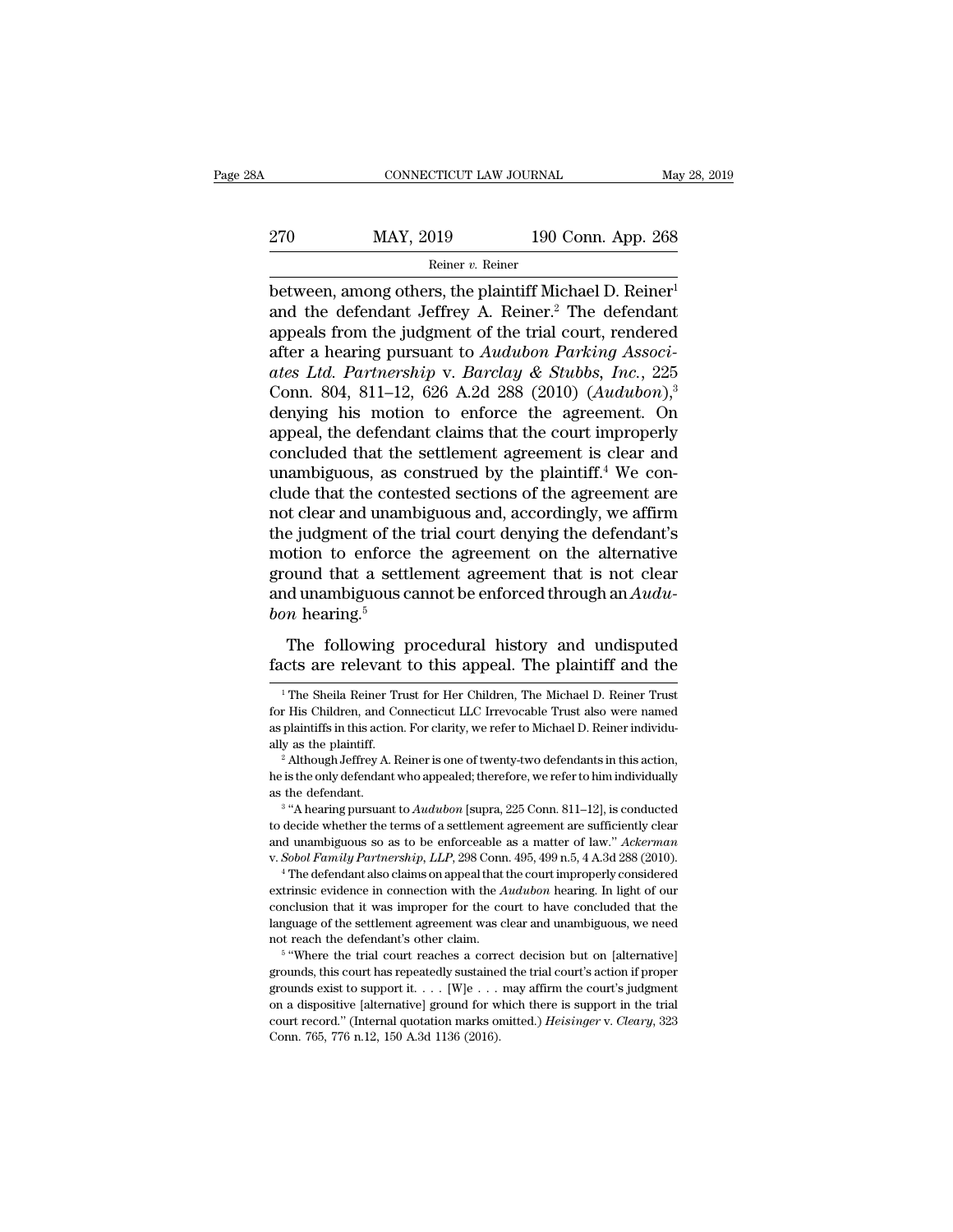between, among others, the plaintiff Michael D. Reiner[1] and the defendant Jeffrey A. Reiner.[2] The defendant appeals from the judgment of the trial court, rendered after a hearing pursuant to *Audubon Parking Associates Ltd. Partnership* v. *Barclay & Stubbs, Inc.*, 225 Conn. 804, 811–12, 626 A.2d 288 (2010) (*Audubon*),[3] denying his motion to enforce the agreement. On appeal, the defendant claims that the court improperly concluded that the settlement agreement is clear and unambiguous, as construed by the plaintiff.[4] We conclude that the contested sections of the agreement are not clear and unambiguous and, accordingly, we affirm the judgment of the trial court denying the defendant's motion to enforce the agreement on the alternative ground that a settlement agreement that is not clear and unambiguous cannot be enforced through an *Audubon* hearing.[5]

The following procedural history and undisputed facts are relevant to this appeal. The plaintiff and the

[1] The Sheila Reiner Trust for Her Children, The Michael D. Reiner Trust for His Children, and Connecticut LLC Irrevocable Trust also were named as plaintiffs in this action. For clarity, we refer to Michael D. Reiner individually as the plaintiff.

[2] Although Jeffrey A. Reiner is one of twenty-two defendants in this action, he is the only defendant who appealed; therefore, we refer to him individually as the defendant.

[3] "A hearing pursuant to *Audubon* [supra, 225 Conn. 811–12], is conducted to decide whether the terms of a settlement agreement are sufficiently clear and unambiguous so as to be enforceable as a matter of law." *Ackerman* v. *Sobol Family Partnership, LLP*, 298 Conn. 495, 499 n.5, 4 A.3d 288 (2010).

[4] The defendant also claims on appeal that the court improperly considered extrinsic evidence in connection with the *Audubon* hearing. In light of our conclusion that it was improper for the court to have concluded that the language of the settlement agreement was clear and unambiguous, we need not reach the defendant's other claim.

[5] "Where the trial court reaches a correct decision but on [alternative] grounds, this court has repeatedly sustained the trial court's action if proper grounds exist to support it. . . . [W]e . . . may affirm the court's judgment on a dispositive [alternative] ground for which there is support in the trial court record." (Internal quotation marks omitted.) *Heisinger* v. *Cleary*, 323 Conn. 765, 776 n.12, 150 A.3d 1136 (2016).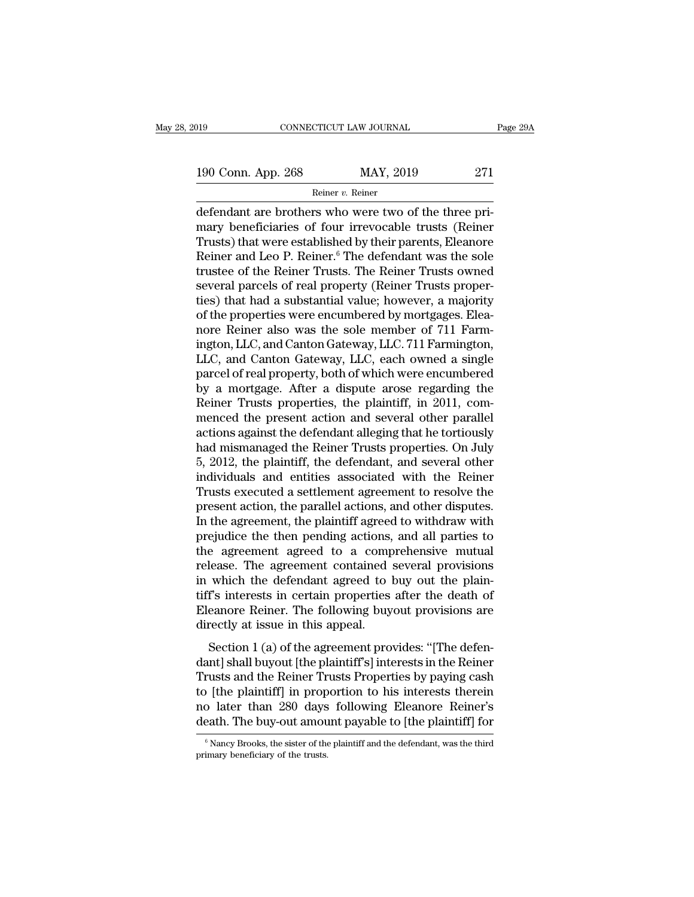defendant are brothers who were two of the three primary beneficiaries of four irrevocable trusts (Reiner Trusts) that were established by their parents, Eleanore Reiner and Leo P. Reiner.[6] The defendant was the sole trustee of the Reiner Trusts. The Reiner Trusts owned several parcels of real property (Reiner Trusts properties) that had a substantial value; however, a majority of the properties were encumbered by mortgages. Eleanore Reiner also was the sole member of 711 Farmington, LLC, and Canton Gateway, LLC. 711 Farmington, LLC, and Canton Gateway, LLC, each owned a single parcel of real property, both of which were encumbered by a mortgage. After a dispute arose regarding the Reiner Trusts properties, the plaintiff, in 2011, commenced the present action and several other parallel actions against the defendant alleging that he tortiously had mismanaged the Reiner Trusts properties. On July 5, 2012, the plaintiff, the defendant, and several other individuals and entities associated with the Reiner Trusts executed a settlement agreement to resolve the present action, the parallel actions, and other disputes. In the agreement, the plaintiff agreed to withdraw with prejudice the then pending actions, and all parties to the agreement agreed to a comprehensive mutual release. The agreement contained several provisions in which the defendant agreed to buy out the plaintiff's interests in certain properties after the death of Eleanore Reiner. The following buyout provisions are directly at issue in this appeal.

Section 1 (a) of the agreement provides: "[The defendant] shall buyout [the plaintiff's] interests in the Reiner Trusts and the Reiner Trusts Properties by paying cash to [the plaintiff] in proportion to his interests therein no later than 280 days following Eleanore Reiner's death. The buy-out amount payable to [the plaintiff] for

[6] Nancy Brooks, the sister of the plaintiff and the defendant, was the third primary beneficiary of the trusts.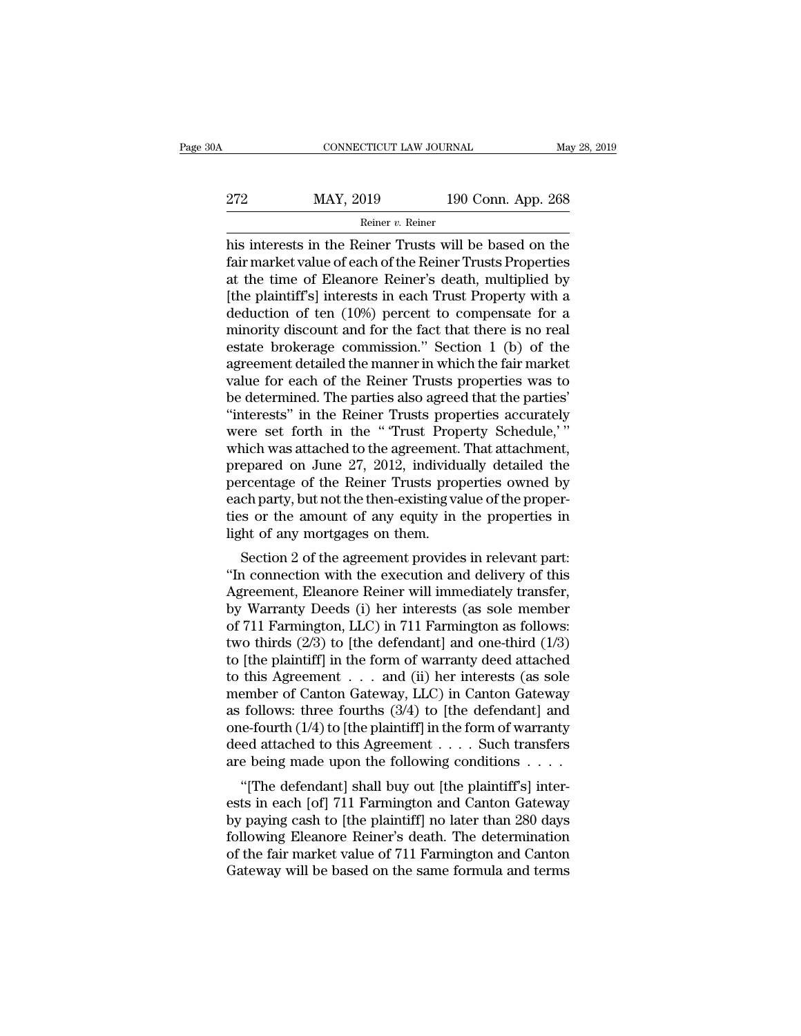his interests in the Reiner Trusts will be based on the fair market value of each of the Reiner Trusts Properties at the time of Eleanore Reiner's death, multiplied by [the plaintiff's] interests in each Trust Property with a deduction of ten (10%) percent to compensate for a minority discount and for the fact that there is no real estate brokerage commission." Section 1 (b) of the agreement detailed the manner in which the fair market value for each of the Reiner Trusts properties was to be determined. The parties also agreed that the parties' "interests" in the Reiner Trusts properties accurately were set forth in the " 'Trust Property Schedule,' " which was attached to the agreement. That attachment, prepared on June 27, 2012, individually detailed the percentage of the Reiner Trusts properties owned by each party, but not the then-existing value of the properties or the amount of any equity in the properties in light of any mortgages on them.

Section 2 of the agreement provides in relevant part: "In connection with the execution and delivery of this Agreement, Eleanore Reiner will immediately transfer, by Warranty Deeds (i) her interests (as sole member of 711 Farmington, LLC) in 711 Farmington as follows: two thirds (2/3) to [the defendant] and one-third (1/3) to [the plaintiff] in the form of warranty deed attached to this Agreement . . . and (ii) her interests (as sole member of Canton Gateway, LLC) in Canton Gateway as follows: three fourths (3/4) to [the defendant] and one-fourth (1/4) to [the plaintiff] in the form of warranty deed attached to this Agreement . . . . Such transfers are being made upon the following conditions . . . .

"[The defendant] shall buy out [the plaintiff's] interests in each [of] 711 Farmington and Canton Gateway by paying cash to [the plaintiff] no later than 280 days following Eleanore Reiner's death. The determination of the fair market value of 711 Farmington and Canton Gateway will be based on the same formula and terms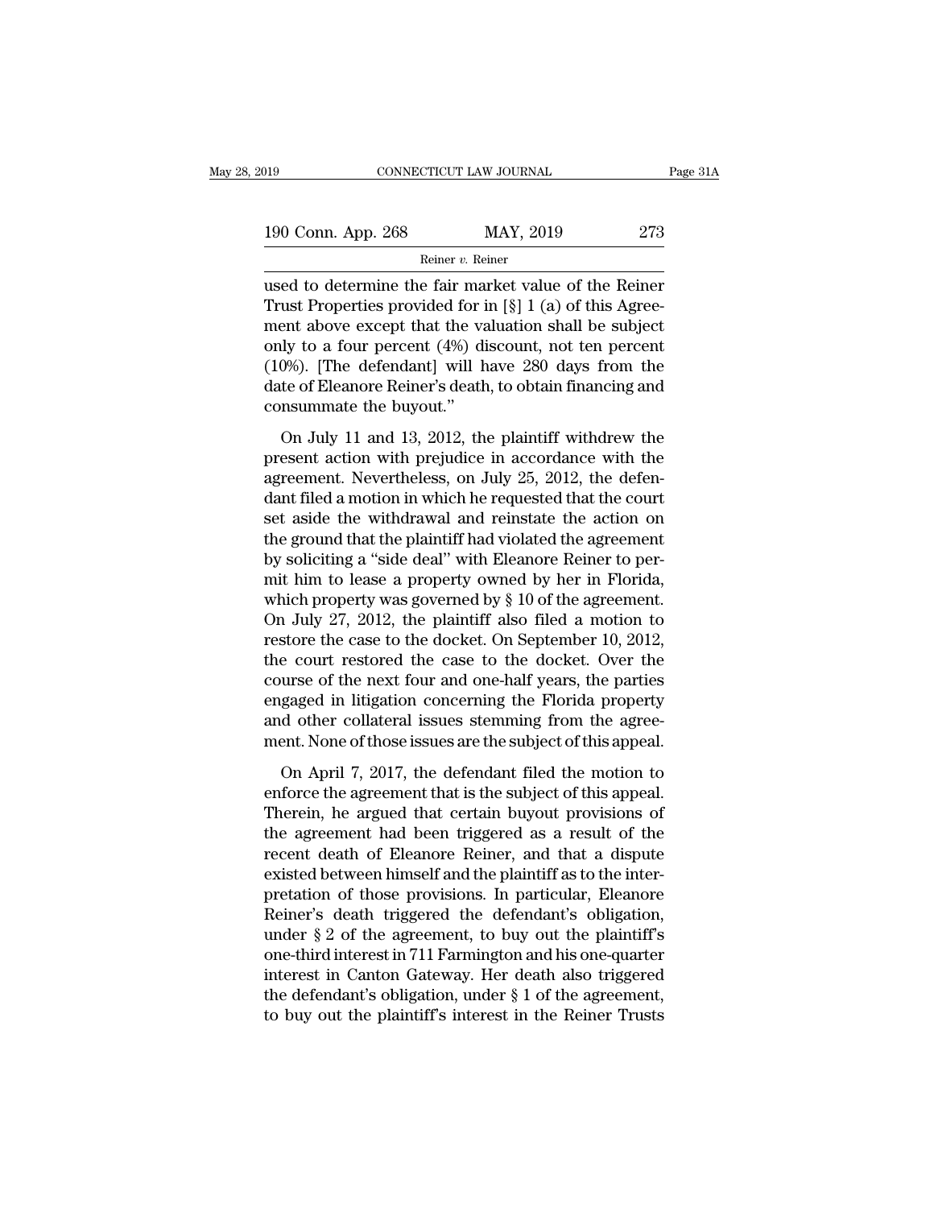used to determine the fair market value of the Reiner Trust Properties provided for in [§] 1 (a) of this Agreement above except that the valuation shall be subject only to a four percent (4%) discount, not ten percent (10%). [The defendant] will have 280 days from the date of Eleanore Reiner's death, to obtain financing and consummate the buyout."

On July 11 and 13, 2012, the plaintiff withdrew the present action with prejudice in accordance with the agreement. Nevertheless, on July 25, 2012, the defendant filed a motion in which he requested that the court set aside the withdrawal and reinstate the action on the ground that the plaintiff had violated the agreement by soliciting a "side deal" with Eleanore Reiner to permit him to lease a property owned by her in Florida, which property was governed by § 10 of the agreement. On July 27, 2012, the plaintiff also filed a motion to restore the case to the docket. On September 10, 2012, the court restored the case to the docket. Over the course of the next four and one-half years, the parties engaged in litigation concerning the Florida property and other collateral issues stemming from the agreement. None of those issues are the subject of this appeal.

On April 7, 2017, the defendant filed the motion to enforce the agreement that is the subject of this appeal. Therein, he argued that certain buyout provisions of the agreement had been triggered as a result of the recent death of Eleanore Reiner, and that a dispute existed between himself and the plaintiff as to the interpretation of those provisions. In particular, Eleanore Reiner's death triggered the defendant's obligation, under § 2 of the agreement, to buy out the plaintiff's one-third interest in 711 Farmington and his one-quarter interest in Canton Gateway. Her death also triggered the defendant's obligation, under § 1 of the agreement, to buy out the plaintiff's interest in the Reiner Trusts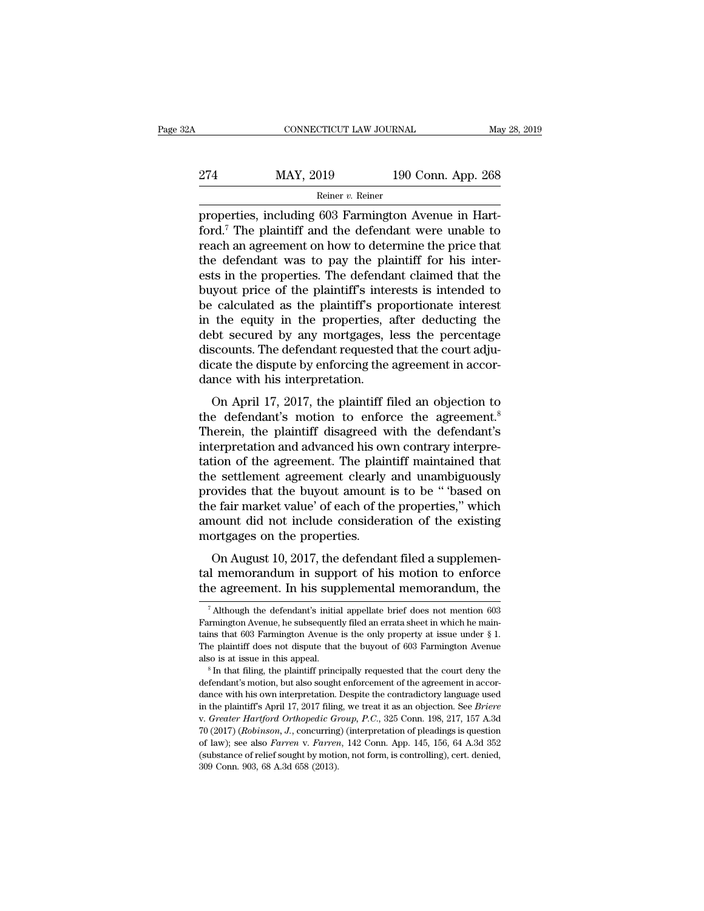properties, including 603 Farmington Avenue in Hartford.[7] The plaintiff and the defendant were unable to reach an agreement on how to determine the price that the defendant was to pay the plaintiff for his interests in the properties. The defendant claimed that the buyout price of the plaintiff's interests is intended to be calculated as the plaintiff's proportionate interest in the equity in the properties, after deducting the debt secured by any mortgages, less the percentage discounts. The defendant requested that the court adjudicate the dispute by enforcing the agreement in accordance with his interpretation.

On April 17, 2017, the plaintiff filed an objection to the defendant's motion to enforce the agreement.[8] Therein, the plaintiff disagreed with the defendant's interpretation and advanced his own contrary interpretation of the agreement. The plaintiff maintained that the settlement agreement clearly and unambiguously provides that the buyout amount is to be " 'based on the fair market value' of each of the properties," which amount did not include consideration of the existing mortgages on the properties.

On August 10, 2017, the defendant filed a supplemental memorandum in support of his motion to enforce the agreement. In his supplemental memorandum, the

---

[7] Although the defendant's initial appellate brief does not mention 603 Farmington Avenue, he subsequently filed an errata sheet in which he maintains that 603 Farmington Avenue is the only property at issue under § 1. The plaintiff does not dispute that the buyout of 603 Farmington Avenue also is at issue in this appeal.

[8] In that filing, the plaintiff principally requested that the court deny the defendant's motion, but also sought enforcement of the agreement in accordance with his own interpretation. Despite the contradictory language used in the plaintiff's April 17, 2017 filing, we treat it as an objection. See *Briere* v. *Greater Hartford Orthopedic Group, P.C.*, 325 Conn. 198, 217, 157 A.3d 70 (2017) (*Robinson, J.*, concurring) (interpretation of pleadings is question of law); see also *Farren* v. *Farren*, 142 Conn. App. 145, 156, 64 A.3d 352 (substance of relief sought by motion, not form, is controlling), cert. denied, 309 Conn. 903, 68 A.3d 658 (2013).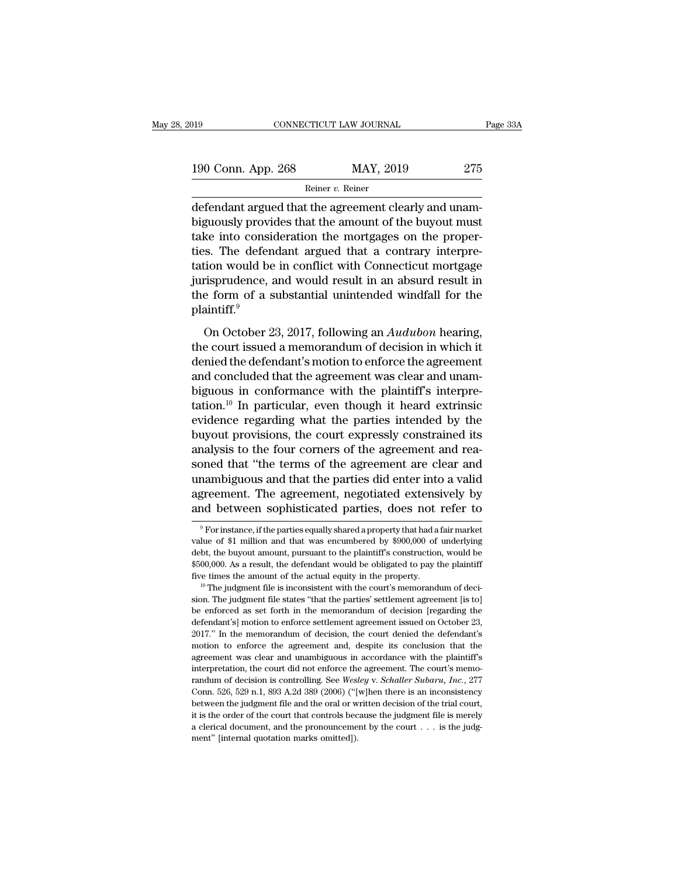defendant argued that the agreement clearly and unambiguously provides that the amount of the buyout must take into consideration the mortgages on the properties. The defendant argued that a contrary interpretation would be in conflict with Connecticut mortgage jurisprudence, and would result in an absurd result in the form of a substantial unintended windfall for the plaintiff.[9]

On October 23, 2017, following an *Audubon* hearing, the court issued a memorandum of decision in which it denied the defendant's motion to enforce the agreement and concluded that the agreement was clear and unambiguous in conformance with the plaintiff's interpretation.[10] In particular, even though it heard extrinsic evidence regarding what the parties intended by the buyout provisions, the court expressly constrained its analysis to the four corners of the agreement and reasoned that "the terms of the agreement are clear and unambiguous and that the parties did enter into a valid agreement. The agreement, negotiated extensively by and between sophisticated parties, does not refer to

[9] For instance, if the parties equally shared a property that had a fair market value of $1 million and that was encumbered by $900,000 of underlying debt, the buyout amount, pursuant to the plaintiff's construction, would be $500,000. As a result, the defendant would be obligated to pay the plaintiff five times the amount of the actual equity in the property.

[10] The judgment file is inconsistent with the court's memorandum of decision. The judgment file states "that the parties' settlement agreement [is to] be enforced as set forth in the memorandum of decision [regarding the defendant's] motion to enforce settlement agreement issued on October 23, 2017." In the memorandum of decision, the court denied the defendant's motion to enforce the agreement and, despite its conclusion that the agreement was clear and unambiguous in accordance with the plaintiff's interpretation, the court did not enforce the agreement. The court's memorandum of decision is controlling. See *Wesley* v. *Schaller Subaru, Inc.*, 277 Conn. 526, 529 n.1, 893 A.2d 389 (2006) ("[w]hen there is an inconsistency between the judgment file and the oral or written decision of the trial court, it is the order of the court that controls because the judgment file is merely a clerical document, and the pronouncement by the court . . . is the judgment" [internal quotation marks omitted]).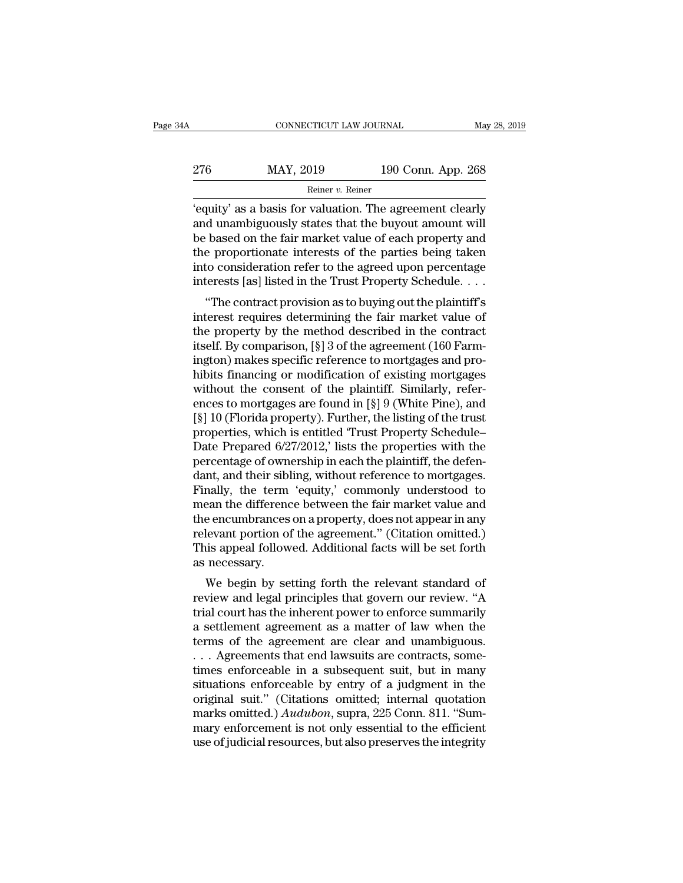'equity' as a basis for valuation. The agreement clearly and unambiguously states that the buyout amount will be based on the fair market value of each property and the proportionate interests of the parties being taken into consideration refer to the agreed upon percentage interests [as] listed in the Trust Property Schedule. . . .

"The contract provision as to buying out the plaintiff's interest requires determining the fair market value of the property by the method described in the contract itself. By comparison, [§] 3 of the agreement (160 Farmington) makes specific reference to mortgages and prohibits financing or modification of existing mortgages without the consent of the plaintiff. Similarly, references to mortgages are found in [§] 9 (White Pine), and [§] 10 (Florida property). Further, the listing of the trust properties, which is entitled 'Trust Property Schedule–Date Prepared 6/27/2012,' lists the properties with the percentage of ownership in each the plaintiff, the defendant, and their sibling, without reference to mortgages. Finally, the term 'equity,' commonly understood to mean the difference between the fair market value and the encumbrances on a property, does not appear in any relevant portion of the agreement." (Citation omitted.) This appeal followed. Additional facts will be set forth as necessary.

We begin by setting forth the relevant standard of review and legal principles that govern our review. "A trial court has the inherent power to enforce summarily a settlement agreement as a matter of law when the terms of the agreement are clear and unambiguous. . . . Agreements that end lawsuits are contracts, sometimes enforceable in a subsequent suit, but in many situations enforceable by entry of a judgment in the original suit." (Citations omitted; internal quotation marks omitted.) *Audubon*, supra, 225 Conn. 811. "Summary enforcement is not only essential to the efficient use of judicial resources, but also preserves the integrity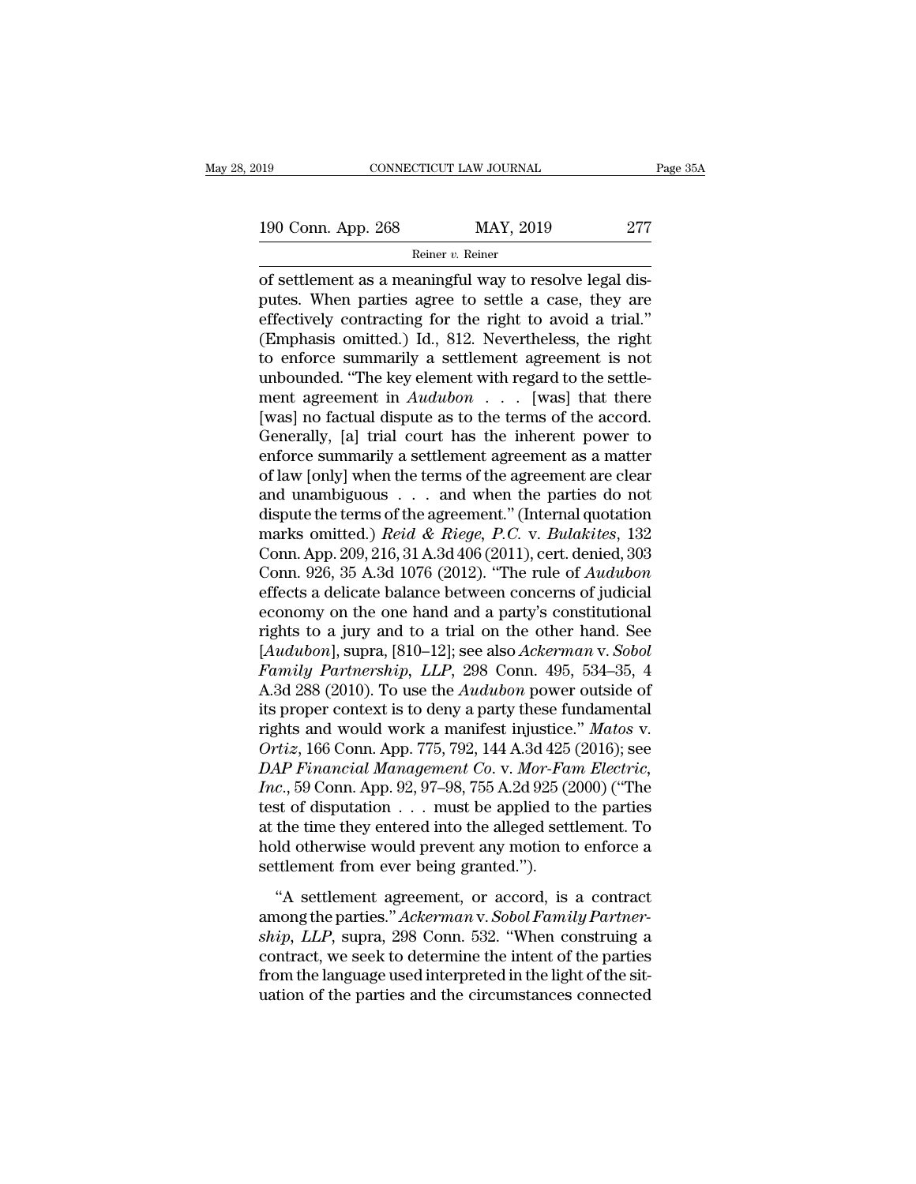of settlement as a meaningful way to resolve legal disputes. When parties agree to settle a case, they are effectively contracting for the right to avoid a trial." (Emphasis omitted.) Id., 812. Nevertheless, the right to enforce summarily a settlement agreement is not unbounded. "The key element with regard to the settlement agreement in *Audubon* . . . [was] that there [was] no factual dispute as to the terms of the accord. Generally, [a] trial court has the inherent power to enforce summarily a settlement agreement as a matter of law [only] when the terms of the agreement are clear and unambiguous . . . and when the parties do not dispute the terms of the agreement." (Internal quotation marks omitted.) *Reid & Riege, P.C.* v. *Bulakites*, 132 Conn. App. 209, 216, 31 A.3d 406 (2011), cert. denied, 303 Conn. 926, 35 A.3d 1076 (2012). "The rule of *Audubon* effects a delicate balance between concerns of judicial economy on the one hand and a party's constitutional rights to a jury and to a trial on the other hand. See [*Audubon*], supra, [810–12]; see also *Ackerman* v. *Sobol Family Partnership, LLP*, 298 Conn. 495, 534–35, 4 A.3d 288 (2010). To use the *Audubon* power outside of its proper context is to deny a party these fundamental rights and would work a manifest injustice." *Matos* v. *Ortiz*, 166 Conn. App. 775, 792, 144 A.3d 425 (2016); see *DAP Financial Management Co.* v. *Mor-Fam Electric, Inc.*, 59 Conn. App. 92, 97–98, 755 A.2d 925 (2000) ("The test of disputation . . . must be applied to the parties at the time they entered into the alleged settlement. To hold otherwise would prevent any motion to enforce a settlement from ever being granted.").

"A settlement agreement, or accord, is a contract among the parties." *Ackerman* v. *Sobol Family Partnership, LLP*, supra, 298 Conn. 532. "When construing a contract, we seek to determine the intent of the parties from the language used interpreted in the light of the situation of the parties and the circumstances connected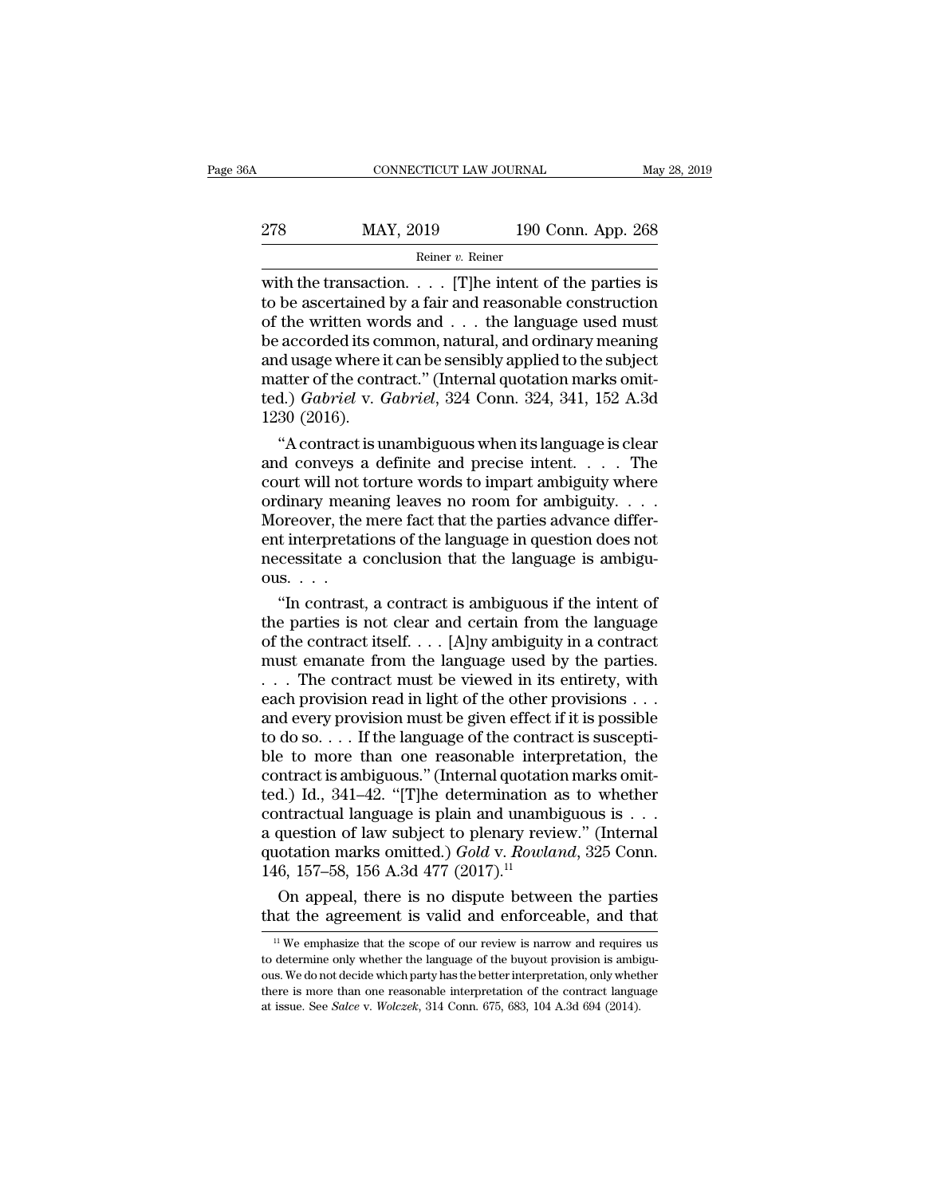with the transaction. . . . [T]he intent of the parties is to be ascertained by a fair and reasonable construction of the written words and . . . the language used must be accorded its common, natural, and ordinary meaning and usage where it can be sensibly applied to the subject matter of the contract." (Internal quotation marks omitted.) *Gabriel* v. *Gabriel*, 324 Conn. 324, 341, 152 A.3d 1230 (2016).

"A contract is unambiguous when its language is clear and conveys a definite and precise intent. . . . The court will not torture words to impart ambiguity where ordinary meaning leaves no room for ambiguity. . . . Moreover, the mere fact that the parties advance different interpretations of the language in question does not necessitate a conclusion that the language is ambiguous. . . .

"In contrast, a contract is ambiguous if the intent of the parties is not clear and certain from the language of the contract itself. . . . [A]ny ambiguity in a contract must emanate from the language used by the parties. . . . The contract must be viewed in its entirety, with each provision read in light of the other provisions . . . and every provision must be given effect if it is possible to do so. . . . If the language of the contract is susceptible to more than one reasonable interpretation, the contract is ambiguous." (Internal quotation marks omitted.) Id., 341–42. "[T]he determination as to whether contractual language is plain and unambiguous is . . . a question of law subject to plenary review." (Internal quotation marks omitted.) *Gold* v. *Rowland*, 325 Conn. 146, 157–58, 156 A.3d 477 (2017).[11]

On appeal, there is no dispute between the parties that the agreement is valid and enforceable, and that

[11] We emphasize that the scope of our review is narrow and requires us to determine only whether the language of the buyout provision is ambiguous. We do not decide which party has the better interpretation, only whether there is more than one reasonable interpretation of the contract language at issue. See *Salce* v. *Wolczek*, 314 Conn. 675, 683, 104 A.3d 694 (2014).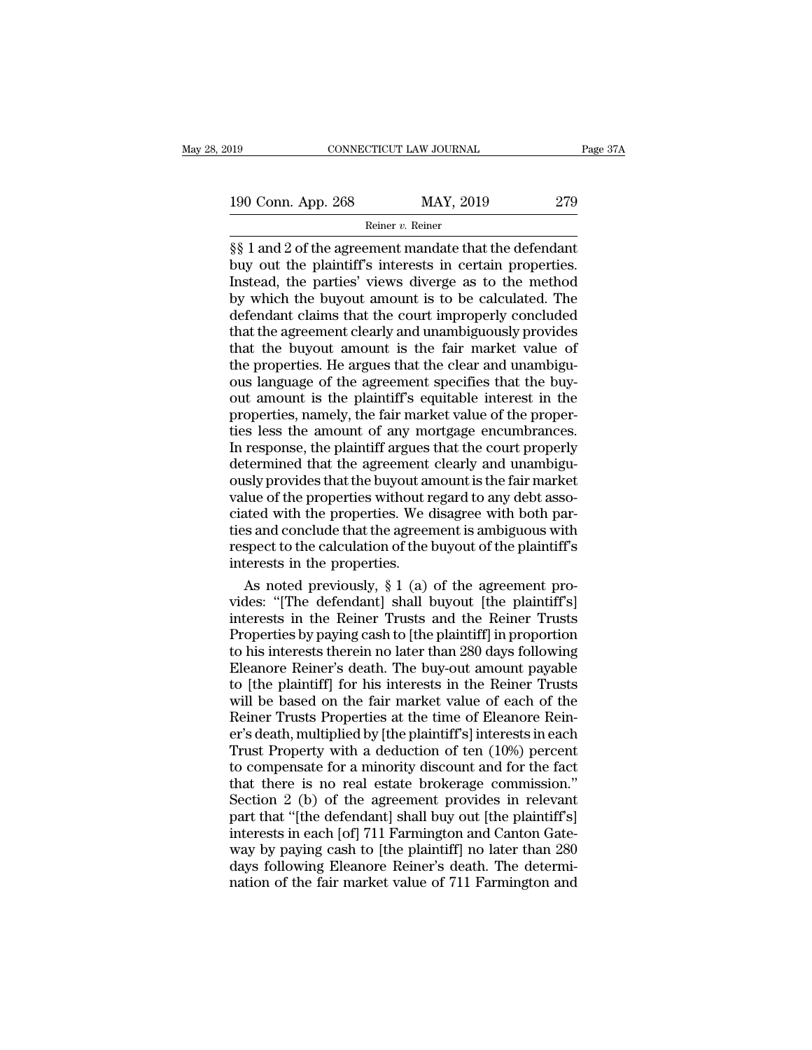§§ 1 and 2 of the agreement mandate that the defendant buy out the plaintiff's interests in certain properties. Instead, the parties' views diverge as to the method by which the buyout amount is to be calculated. The defendant claims that the court improperly concluded that the agreement clearly and unambiguously provides that the buyout amount is the fair market value of the properties. He argues that the clear and unambiguous language of the agreement specifies that the buyout amount is the plaintiff's equitable interest in the properties, namely, the fair market value of the properties less the amount of any mortgage encumbrances. In response, the plaintiff argues that the court properly determined that the agreement clearly and unambiguously provides that the buyout amount is the fair market value of the properties without regard to any debt associated with the properties. We disagree with both parties and conclude that the agreement is ambiguous with respect to the calculation of the buyout of the plaintiff's interests in the properties.

As noted previously, § 1 (a) of the agreement provides: "[The defendant] shall buyout [the plaintiff's] interests in the Reiner Trusts and the Reiner Trusts Properties by paying cash to [the plaintiff] in proportion to his interests therein no later than 280 days following Eleanore Reiner's death. The buy-out amount payable to [the plaintiff] for his interests in the Reiner Trusts will be based on the fair market value of each of the Reiner Trusts Properties at the time of Eleanore Reiner's death, multiplied by [the plaintiff's] interests in each Trust Property with a deduction of ten (10%) percent to compensate for a minority discount and for the fact that there is no real estate brokerage commission." Section 2 (b) of the agreement provides in relevant part that "[the defendant] shall buy out [the plaintiff's] interests in each [of] 711 Farmington and Canton Gateway by paying cash to [the plaintiff] no later than 280 days following Eleanore Reiner's death. The determination of the fair market value of 711 Farmington and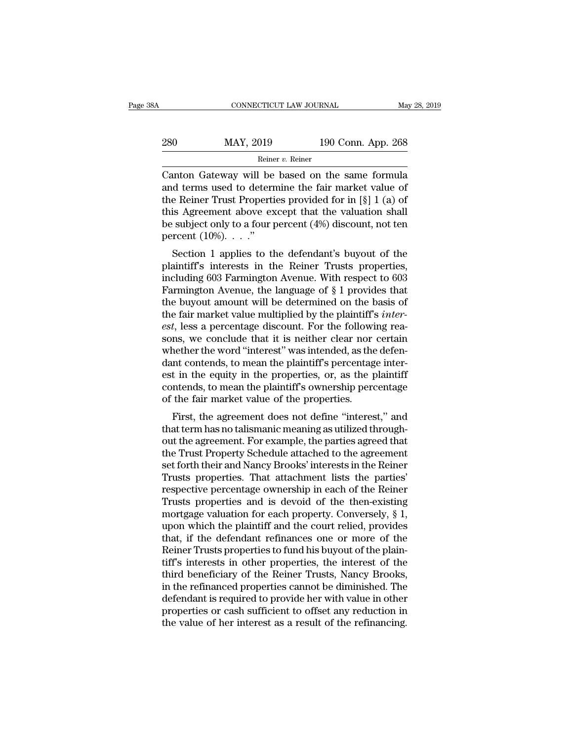Canton Gateway will be based on the same formula and terms used to determine the fair market value of the Reiner Trust Properties provided for in [§] 1 (a) of this Agreement above except that the valuation shall be subject only to a four percent (4%) discount, not ten percent (10%). . . ."

Section 1 applies to the defendant's buyout of the plaintiff's interests in the Reiner Trusts properties, including 603 Farmington Avenue. With respect to 603 Farmington Avenue, the language of § 1 provides that the buyout amount will be determined on the basis of the fair market value multiplied by the plaintiff's *interest*, less a percentage discount. For the following reasons, we conclude that it is neither clear nor certain whether the word "interest" was intended, as the defendant contends, to mean the plaintiff's percentage interest in the equity in the properties, or, as the plaintiff contends, to mean the plaintiff's ownership percentage of the fair market value of the properties.

First, the agreement does not define "interest," and that term has no talismanic meaning as utilized throughout the agreement. For example, the parties agreed that the Trust Property Schedule attached to the agreement set forth their and Nancy Brooks' interests in the Reiner Trusts properties. That attachment lists the parties' respective percentage ownership in each of the Reiner Trusts properties and is devoid of the then-existing mortgage valuation for each property. Conversely, § 1, upon which the plaintiff and the court relied, provides that, if the defendant refinances one or more of the Reiner Trusts properties to fund his buyout of the plaintiff's interests in other properties, the interest of the third beneficiary of the Reiner Trusts, Nancy Brooks, in the refinanced properties cannot be diminished. The defendant is required to provide her with value in other properties or cash sufficient to offset any reduction in the value of her interest as a result of the refinancing.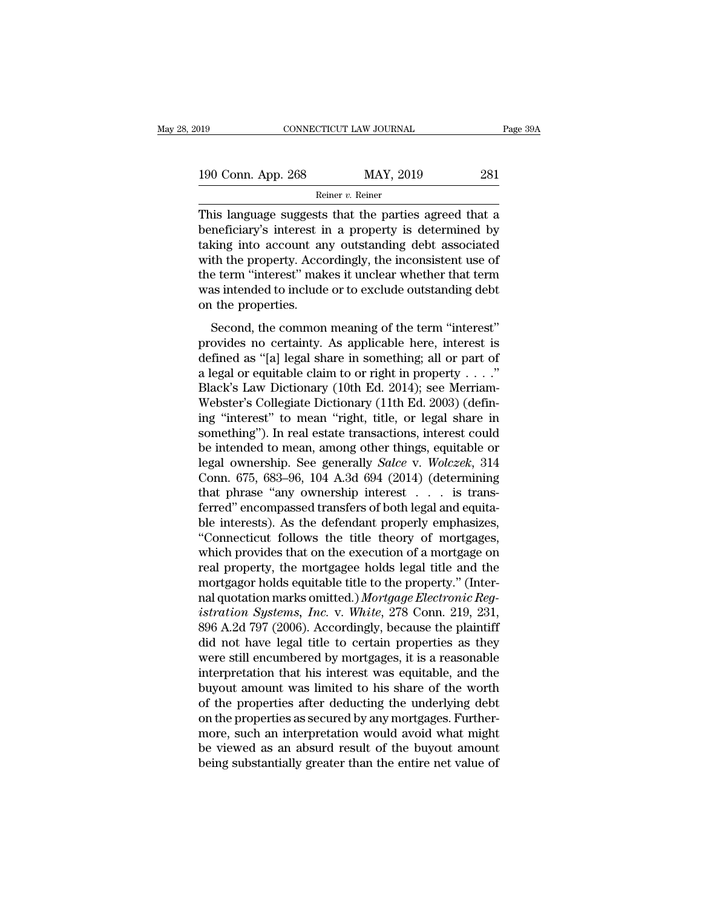This language suggests that the parties agreed that a beneficiary's interest in a property is determined by taking into account any outstanding debt associated with the property. Accordingly, the inconsistent use of the term "interest" makes it unclear whether that term was intended to include or to exclude outstanding debt on the properties.

Second, the common meaning of the term "interest" provides no certainty. As applicable here, interest is defined as "[a] legal share in something; all or part of a legal or equitable claim to or right in property . . . ." Black's Law Dictionary (10th Ed. 2014); see Merriam-Webster's Collegiate Dictionary (11th Ed. 2003) (defining "interest" to mean "right, title, or legal share in something"). In real estate transactions, interest could be intended to mean, among other things, equitable or legal ownership. See generally *Salce* v. *Wolczek*, 314 Conn. 675, 683–96, 104 A.3d 694 (2014) (determining that phrase "any ownership interest . . . is transferred" encompassed transfers of both legal and equitable interests). As the defendant properly emphasizes, "Connecticut follows the title theory of mortgages, which provides that on the execution of a mortgage on real property, the mortgagee holds legal title and the mortgagor holds equitable title to the property." (Internal quotation marks omitted.) *Mortgage Electronic Registration Systems, Inc.* v. *White*, 278 Conn. 219, 231, 896 A.2d 797 (2006). Accordingly, because the plaintiff did not have legal title to certain properties as they were still encumbered by mortgages, it is a reasonable interpretation that his interest was equitable, and the buyout amount was limited to his share of the worth of the properties after deducting the underlying debt on the properties as secured by any mortgages. Furthermore, such an interpretation would avoid what might be viewed as an absurd result of the buyout amount being substantially greater than the entire net value of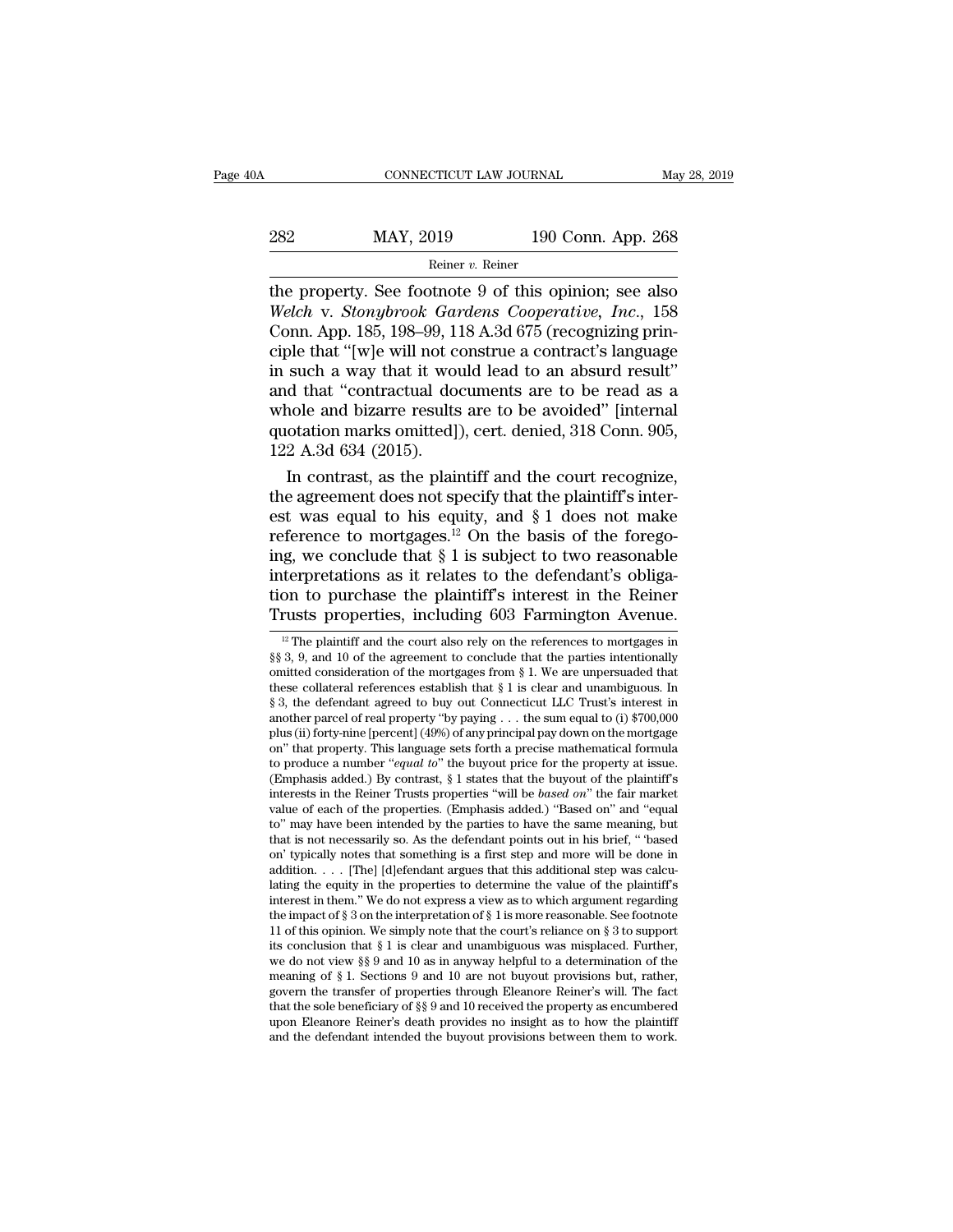the property. See footnote 9 of this opinion; see also *Welch* v. *Stonybrook Gardens Cooperative, Inc.*, 158 Conn. App. 185, 198–99, 118 A.3d 675 (recognizing principle that "[w]e will not construe a contract's language in such a way that it would lead to an absurd result" and that "contractual documents are to be read as a whole and bizarre results are to be avoided" [internal quotation marks omitted]), cert. denied, 318 Conn. 905, 122 A.3d 634 (2015).

In contrast, as the plaintiff and the court recognize, the agreement does not specify that the plaintiff's interest was equal to his equity, and § 1 does not make reference to mortgages.[12] On the basis of the foregoing, we conclude that § 1 is subject to two reasonable interpretations as it relates to the defendant's obligation to purchase the plaintiff's interest in the Reiner Trusts properties, including 603 Farmington Avenue.

[12] The plaintiff and the court also rely on the references to mortgages in §§ 3, 9, and 10 of the agreement to conclude that the parties intentionally omitted consideration of the mortgages from § 1. We are unpersuaded that these collateral references establish that § 1 is clear and unambiguous. In § 3, the defendant agreed to buy out Connecticut LLC Trust's interest in another parcel of real property "by paying . . . the sum equal to (i) $700,000 plus (ii) forty-nine [percent] (49%) of any principal pay down on the mortgage on" that property. This language sets forth a precise mathematical formula to produce a number "*equal to*" the buyout price for the property at issue. (Emphasis added.) By contrast, § 1 states that the buyout of the plaintiff's interests in the Reiner Trusts properties "will be *based on*" the fair market value of each of the properties. (Emphasis added.) "Based on" and "equal to" may have been intended by the parties to have the same meaning, but that is not necessarily so. As the defendant points out in his brief, " 'based on' typically notes that something is a first step and more will be done in addition. . . . [The] [d]efendant argues that this additional step was calculating the equity in the properties to determine the value of the plaintiff's interest in them." We do not express a view as to which argument regarding the impact of § 3 on the interpretation of § 1 is more reasonable. See footnote 11 of this opinion. We simply note that the court's reliance on § 3 to support its conclusion that § 1 is clear and unambiguous was misplaced. Further, we do not view §§ 9 and 10 as in anyway helpful to a determination of the meaning of § 1. Sections 9 and 10 are not buyout provisions but, rather, govern the transfer of properties through Eleanore Reiner's will. The fact that the sole beneficiary of §§ 9 and 10 received the property as encumbered upon Eleanore Reiner's death provides no insight as to how the plaintiff and the defendant intended the buyout provisions between them to work.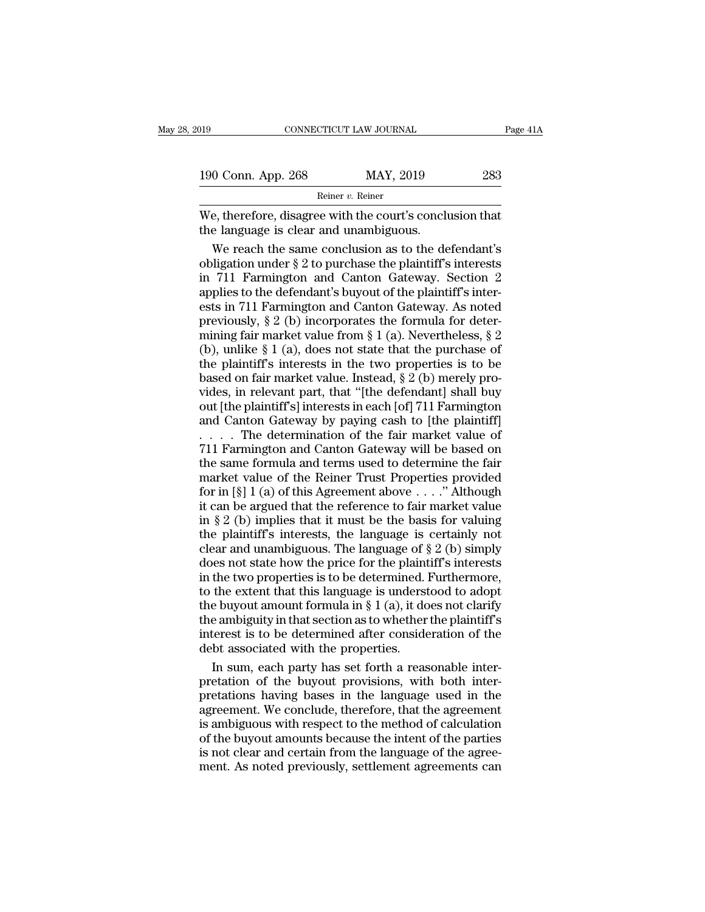We, therefore, disagree with the court's conclusion that the language is clear and unambiguous.

We reach the same conclusion as to the defendant's obligation under § 2 to purchase the plaintiff's interests in 711 Farmington and Canton Gateway. Section 2 applies to the defendant's buyout of the plaintiff's interests in 711 Farmington and Canton Gateway. As noted previously, § 2 (b) incorporates the formula for determining fair market value from § 1 (a). Nevertheless, § 2 (b), unlike § 1 (a), does not state that the purchase of the plaintiff's interests in the two properties is to be based on fair market value. Instead, § 2 (b) merely provides, in relevant part, that "[the defendant] shall buy out [the plaintiff's] interests in each [of] 711 Farmington and Canton Gateway by paying cash to [the plaintiff] . . . . The determination of the fair market value of 711 Farmington and Canton Gateway will be based on the same formula and terms used to determine the fair market value of the Reiner Trust Properties provided for in [§] 1 (a) of this Agreement above . . . ." Although it can be argued that the reference to fair market value in § 2 (b) implies that it must be the basis for valuing the plaintiff's interests, the language is certainly not clear and unambiguous. The language of § 2 (b) simply does not state how the price for the plaintiff's interests in the two properties is to be determined. Furthermore, to the extent that this language is understood to adopt the buyout amount formula in § 1 (a), it does not clarify the ambiguity in that section as to whether the plaintiff's interest is to be determined after consideration of the debt associated with the properties.

In sum, each party has set forth a reasonable interpretation of the buyout provisions, with both interpretations having bases in the language used in the agreement. We conclude, therefore, that the agreement is ambiguous with respect to the method of calculation of the buyout amounts because the intent of the parties is not clear and certain from the language of the agreement. As noted previously, settlement agreements can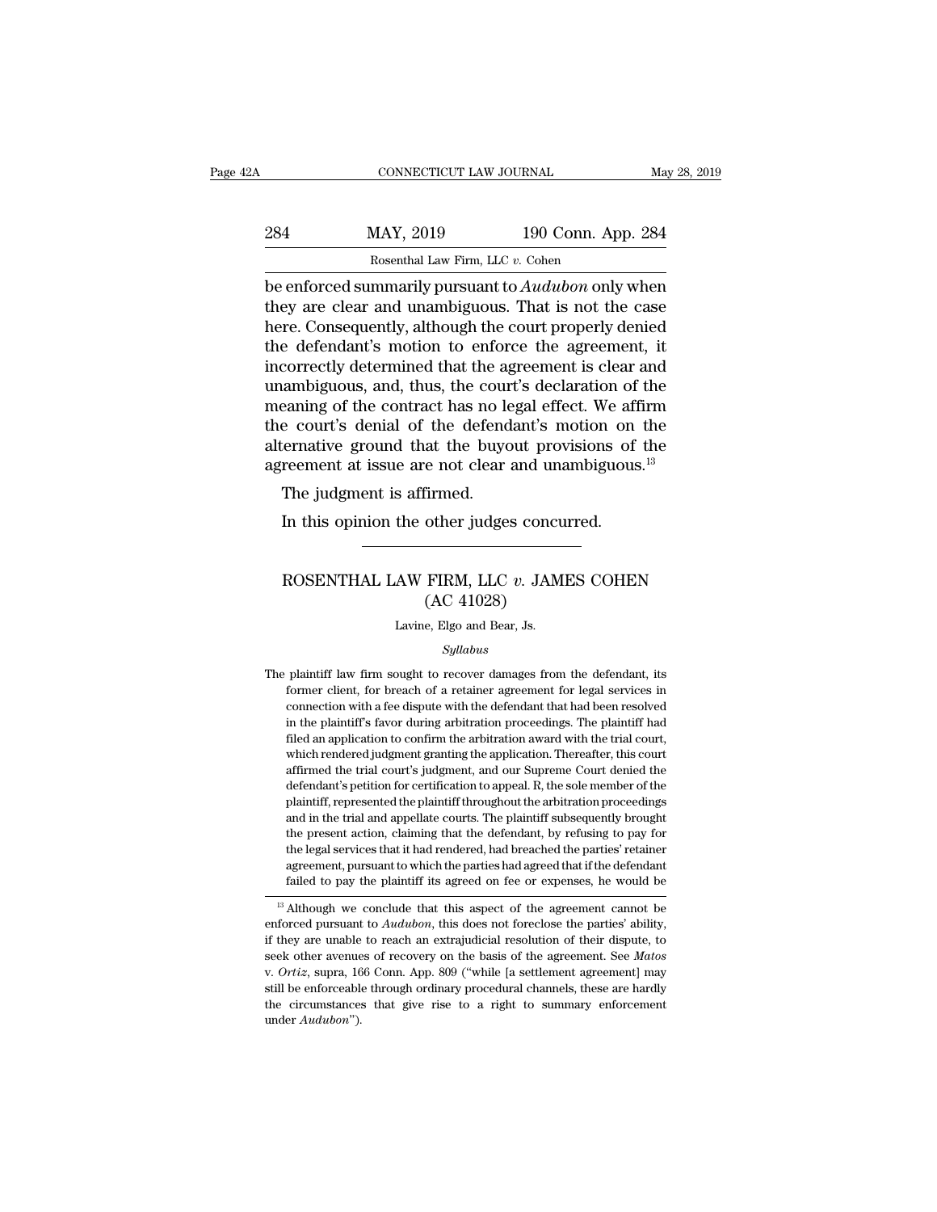be enforced summarily pursuant to *Audubon* only when they are clear and unambiguous. That is not the case here. Consequently, although the court properly denied the defendant's motion to enforce the agreement, it incorrectly determined that the agreement is clear and unambiguous, and, thus, the court's declaration of the meaning of the contract has no legal effect. We affirm the court's denial of the defendant's motion on the alternative ground that the buyout provisions of the agreement at issue are not clear and unambiguous.[13]

The judgment is affirmed.

In this opinion the other judges concurred.

---

# ROSENTHAL LAW FIRM, LLC *v.* JAMES COHEN (AC 41028)

Lavine, Elgo and Bear, Js.

*Syllabus*

The plaintiff law firm sought to recover damages from the defendant, its former client, for breach of a retainer agreement for legal services in connection with a fee dispute with the defendant that had been resolved in the plaintiff's favor during arbitration proceedings. The plaintiff had filed an application to confirm the arbitration award with the trial court, which rendered judgment granting the application. Thereafter, this court affirmed the trial court's judgment, and our Supreme Court denied the defendant's petition for certification to appeal. R, the sole member of the plaintiff, represented the plaintiff throughout the arbitration proceedings and in the trial and appellate courts. The plaintiff subsequently brought the present action, claiming that the defendant, by refusing to pay for the legal services that it had rendered, had breached the parties' retainer agreement, pursuant to which the parties had agreed that if the defendant failed to pay the plaintiff its agreed on fee or expenses, he would be

---

[13] Although we conclude that this aspect of the agreement cannot be enforced pursuant to *Audubon*, this does not foreclose the parties' ability, if they are unable to reach an extrajudicial resolution of their dispute, to seek other avenues of recovery on the basis of the agreement. See *Matos* v. *Ortiz*, supra, 166 Conn. App. 809 ("while [a settlement agreement] may still be enforceable through ordinary procedural channels, these are hardly the circumstances that give rise to a right to summary enforcement under *Audubon*").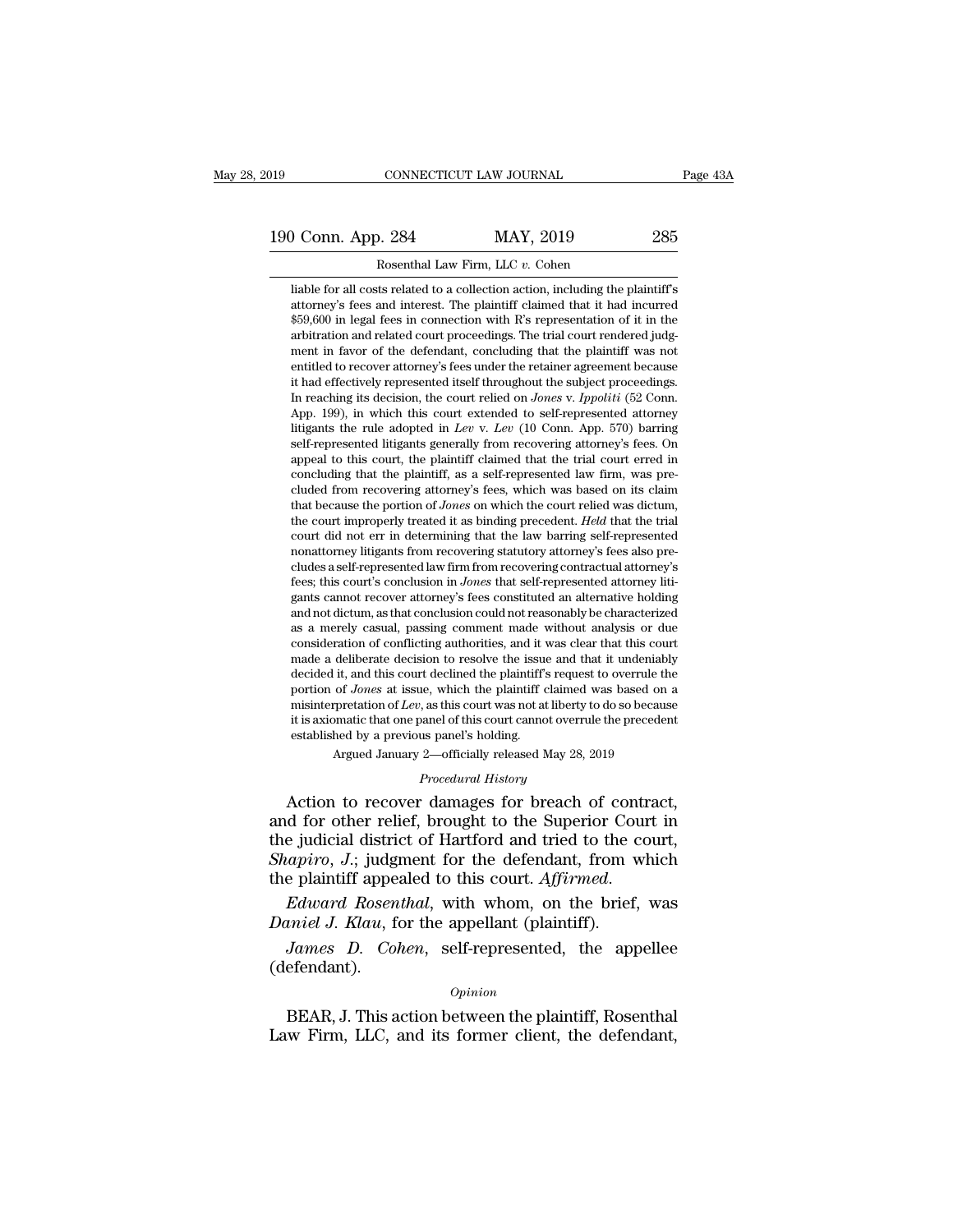liable for all costs related to a collection action, including the plaintiff's attorney's fees and interest. The plaintiff claimed that it had incurred $59,600 in legal fees in connection with R's representation of it in the arbitration and related court proceedings. The trial court rendered judgment in favor of the defendant, concluding that the plaintiff was not entitled to recover attorney's fees under the retainer agreement because it had effectively represented itself throughout the subject proceedings. In reaching its decision, the court relied on *Jones* v. *Ippoliti* (52 Conn. App. 199), in which this court extended to self-represented attorney litigants the rule adopted in *Lev* v. *Lev* (10 Conn. App. 570) barring self-represented litigants generally from recovering attorney's fees. On appeal to this court, the plaintiff claimed that the trial court erred in concluding that the plaintiff, as a self-represented law firm, was precluded from recovering attorney's fees, which was based on its claim that because the portion of *Jones* on which the court relied was dictum, the court improperly treated it as binding precedent. *Held* that the trial court did not err in determining that the law barring self-represented nonattorney litigants from recovering statutory attorney's fees also precludes a self-represented law firm from recovering contractual attorney's fees; this court's conclusion in *Jones* that self-represented attorney litigants cannot recover attorney's fees constituted an alternative holding and not dictum, as that conclusion could not reasonably be characterized as a merely casual, passing comment made without analysis or due consideration of conflicting authorities, and it was clear that this court made a deliberate decision to resolve the issue and that it undeniably decided it, and this court declined the plaintiff's request to overrule the portion of *Jones* at issue, which the plaintiff claimed was based on a misinterpretation of *Lev*, as this court was not at liberty to do so because it is axiomatic that one panel of this court cannot overrule the precedent established by a previous panel's holding.

Argued January 2—officially released May 28, 2019

*Procedural History*

Action to recover damages for breach of contract, and for other relief, brought to the Superior Court in the judicial district of Hartford and tried to the court, *Shapiro*, *J.*; judgment for the defendant, from which the plaintiff appealed to this court. *Affirmed.*

*Edward Rosenthal*, with whom, on the brief, was *Daniel J. Klau*, for the appellant (plaintiff).

*James D. Cohen*, self-represented, the appellee (defendant).

*Opinion*

BEAR, J. This action between the plaintiff, Rosenthal Law Firm, LLC, and its former client, the defendant,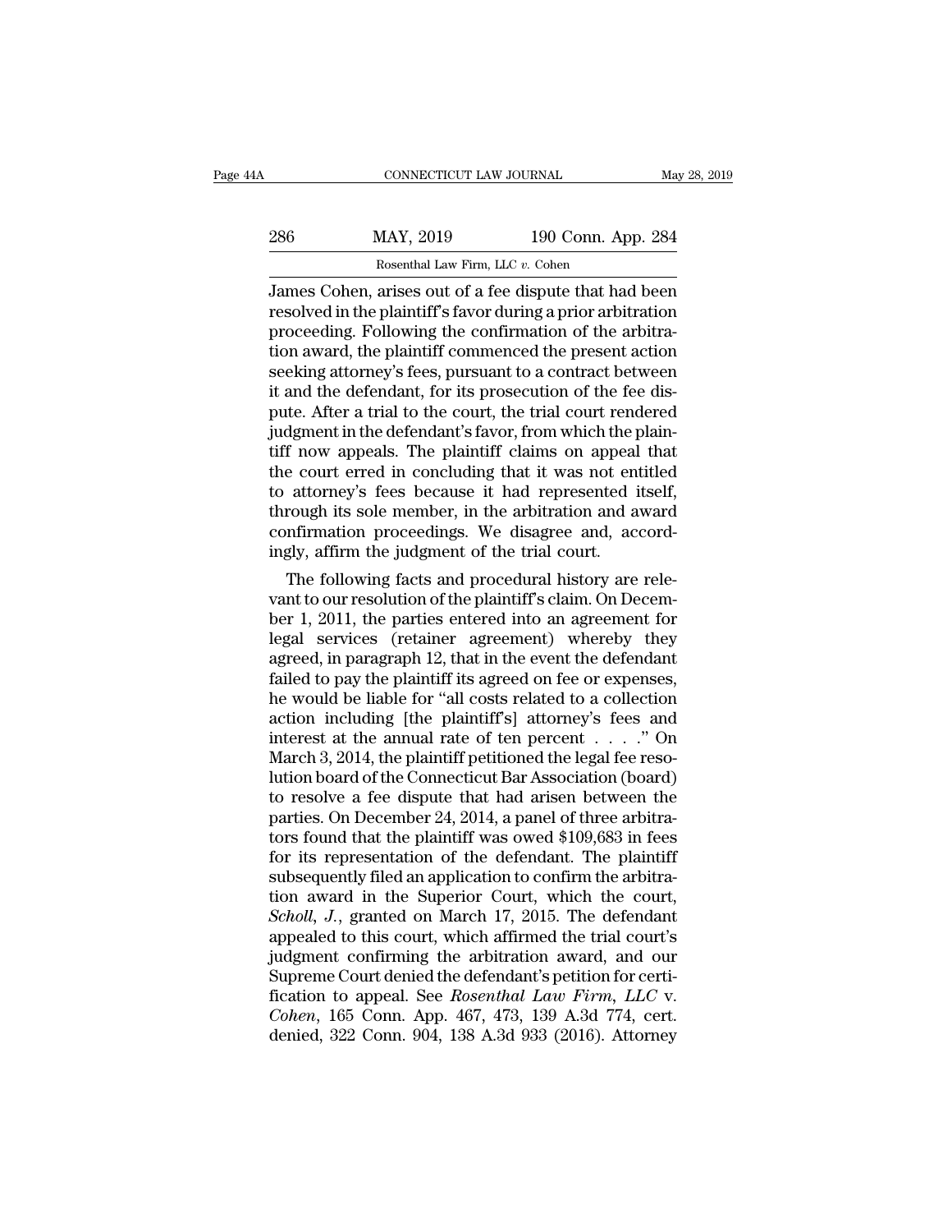James Cohen, arises out of a fee dispute that had been resolved in the plaintiff's favor during a prior arbitration proceeding. Following the confirmation of the arbitration award, the plaintiff commenced the present action seeking attorney's fees, pursuant to a contract between it and the defendant, for its prosecution of the fee dispute. After a trial to the court, the trial court rendered judgment in the defendant's favor, from which the plaintiff now appeals. The plaintiff claims on appeal that the court erred in concluding that it was not entitled to attorney's fees because it had represented itself, through its sole member, in the arbitration and award confirmation proceedings. We disagree and, accordingly, affirm the judgment of the trial court.

The following facts and procedural history are relevant to our resolution of the plaintiff's claim. On December 1, 2011, the parties entered into an agreement for legal services (retainer agreement) whereby they agreed, in paragraph 12, that in the event the defendant failed to pay the plaintiff its agreed on fee or expenses, he would be liable for "all costs related to a collection action including [the plaintiff's] attorney's fees and interest at the annual rate of ten percent . . . ." On March 3, 2014, the plaintiff petitioned the legal fee resolution board of the Connecticut Bar Association (board) to resolve a fee dispute that had arisen between the parties. On December 24, 2014, a panel of three arbitrators found that the plaintiff was owed $109,683 in fees for its representation of the defendant. The plaintiff subsequently filed an application to confirm the arbitration award in the Superior Court, which the court, *Scholl*, *J.*, granted on March 17, 2015. The defendant appealed to this court, which affirmed the trial court's judgment confirming the arbitration award, and our Supreme Court denied the defendant's petition for certification to appeal. See *Rosenthal Law Firm, LLC* v. *Cohen*, 165 Conn. App. 467, 473, 139 A.3d 774, cert. denied, 322 Conn. 904, 138 A.3d 933 (2016). Attorney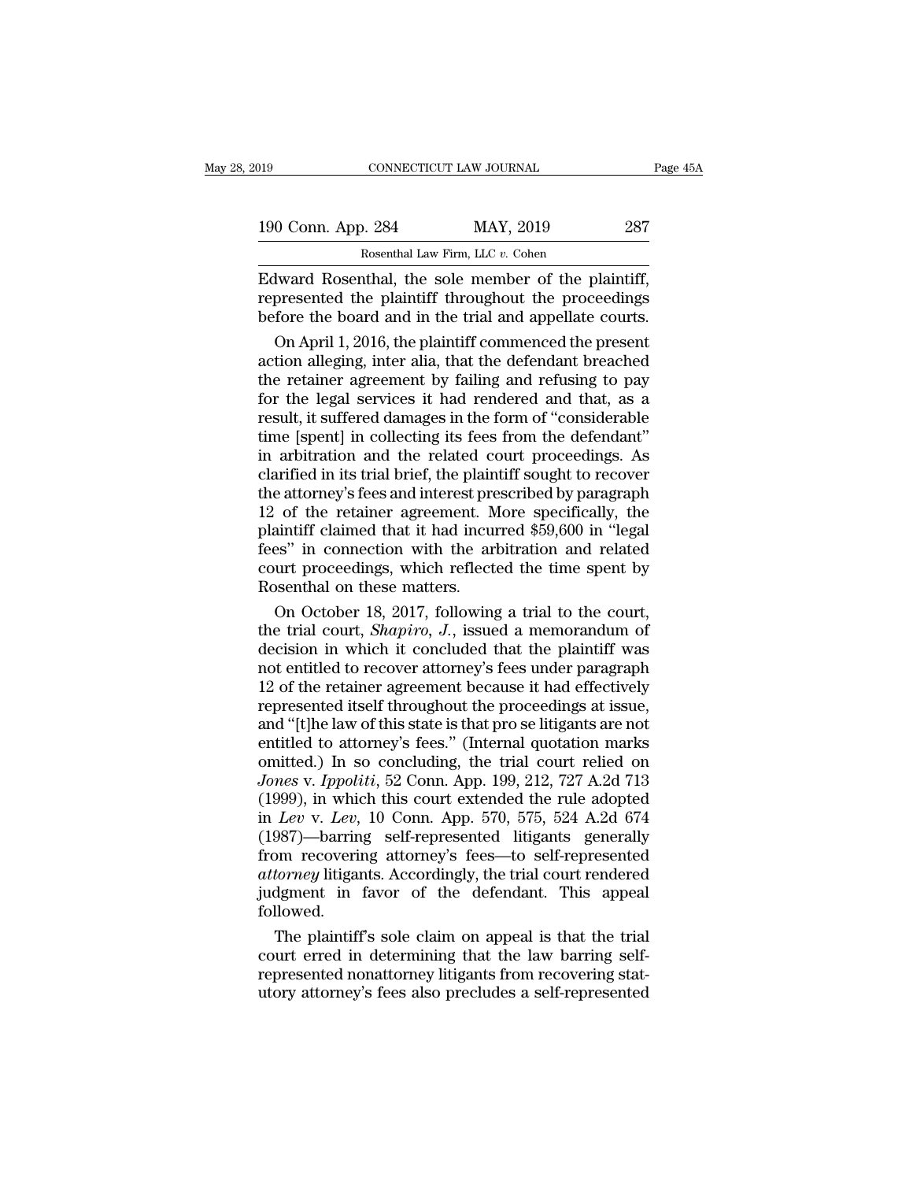Edward Rosenthal, the sole member of the plaintiff, represented the plaintiff throughout the proceedings before the board and in the trial and appellate courts.

On April 1, 2016, the plaintiff commenced the present action alleging, inter alia, that the defendant breached the retainer agreement by failing and refusing to pay for the legal services it had rendered and that, as a result, it suffered damages in the form of "considerable time [spent] in collecting its fees from the defendant" in arbitration and the related court proceedings. As clarified in its trial brief, the plaintiff sought to recover the attorney's fees and interest prescribed by paragraph 12 of the retainer agreement. More specifically, the plaintiff claimed that it had incurred $59,600 in "legal fees" in connection with the arbitration and related court proceedings, which reflected the time spent by Rosenthal on these matters.

On October 18, 2017, following a trial to the court, the trial court, *Shapiro*, *J.*, issued a memorandum of decision in which it concluded that the plaintiff was not entitled to recover attorney's fees under paragraph 12 of the retainer agreement because it had effectively represented itself throughout the proceedings at issue, and "[t]he law of this state is that pro se litigants are not entitled to attorney's fees." (Internal quotation marks omitted.) In so concluding, the trial court relied on *Jones* v. *Ippoliti*, 52 Conn. App. 199, 212, 727 A.2d 713 (1999), in which this court extended the rule adopted in *Lev* v. *Lev*, 10 Conn. App. 570, 575, 524 A.2d 674 (1987)—barring self-represented litigants generally from recovering attorney's fees—to self-represented *attorney* litigants. Accordingly, the trial court rendered judgment in favor of the defendant. This appeal followed.

The plaintiff's sole claim on appeal is that the trial court erred in determining that the law barring self-represented nonattorney litigants from recovering statutory attorney's fees also precludes a self-represented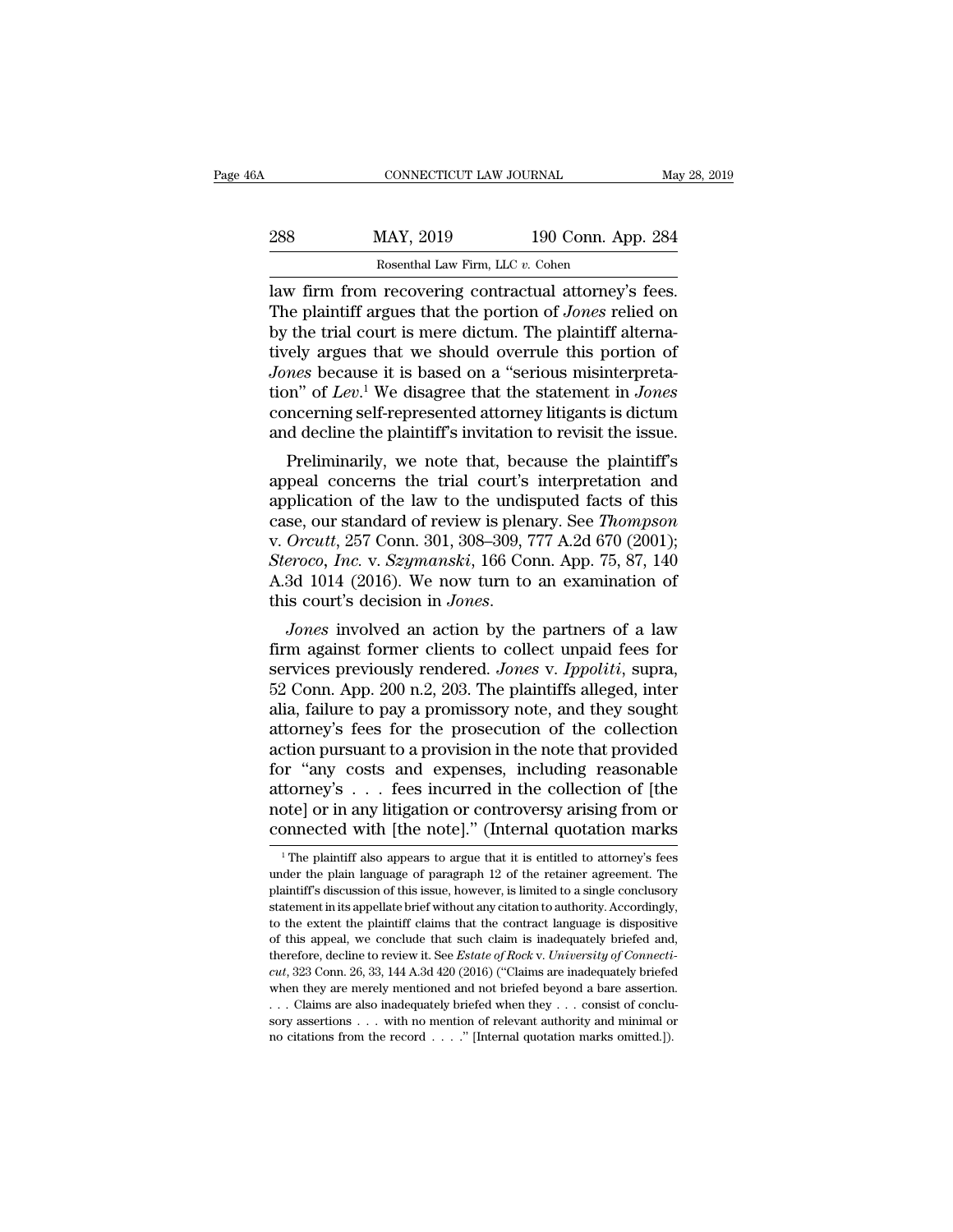law firm from recovering contractual attorney's fees. The plaintiff argues that the portion of *Jones* relied on by the trial court is mere dictum. The plaintiff alternatively argues that we should overrule this portion of *Jones* because it is based on a "serious misinterpretation" of *Lev*.[1] We disagree that the statement in *Jones* concerning self-represented attorney litigants is dictum and decline the plaintiff's invitation to revisit the issue.

Preliminarily, we note that, because the plaintiff's appeal concerns the trial court's interpretation and application of the law to the undisputed facts of this case, our standard of review is plenary. See *Thompson* v. *Orcutt*, 257 Conn. 301, 308–309, 777 A.2d 670 (2001); *Steroco, Inc.* v. *Szymanski*, 166 Conn. App. 75, 87, 140 A.3d 1014 (2016). We now turn to an examination of this court's decision in *Jones*.

*Jones* involved an action by the partners of a law firm against former clients to collect unpaid fees for services previously rendered. *Jones* v. *Ippoliti*, supra, 52 Conn. App. 200 n.2, 203. The plaintiffs alleged, inter alia, failure to pay a promissory note, and they sought attorney's fees for the prosecution of the collection action pursuant to a provision in the note that provided for "any costs and expenses, including reasonable attorney's . . . fees incurred in the collection of [the note] or in any litigation or controversy arising from or connected with [the note]." (Internal quotation marks

[1] The plaintiff also appears to argue that it is entitled to attorney's fees under the plain language of paragraph 12 of the retainer agreement. The plaintiff's discussion of this issue, however, is limited to a single conclusory statement in its appellate brief without any citation to authority. Accordingly, to the extent the plaintiff claims that the contract language is dispositive of this appeal, we conclude that such claim is inadequately briefed and, therefore, decline to review it. See *Estate of Rock* v. *University of Connecticut*, 323 Conn. 26, 33, 144 A.3d 420 (2016) ("Claims are inadequately briefed when they are merely mentioned and not briefed beyond a bare assertion. . . . Claims are also inadequately briefed when they . . . consist of conclusory assertions . . . with no mention of relevant authority and minimal or no citations from the record . . . ." [Internal quotation marks omitted.]).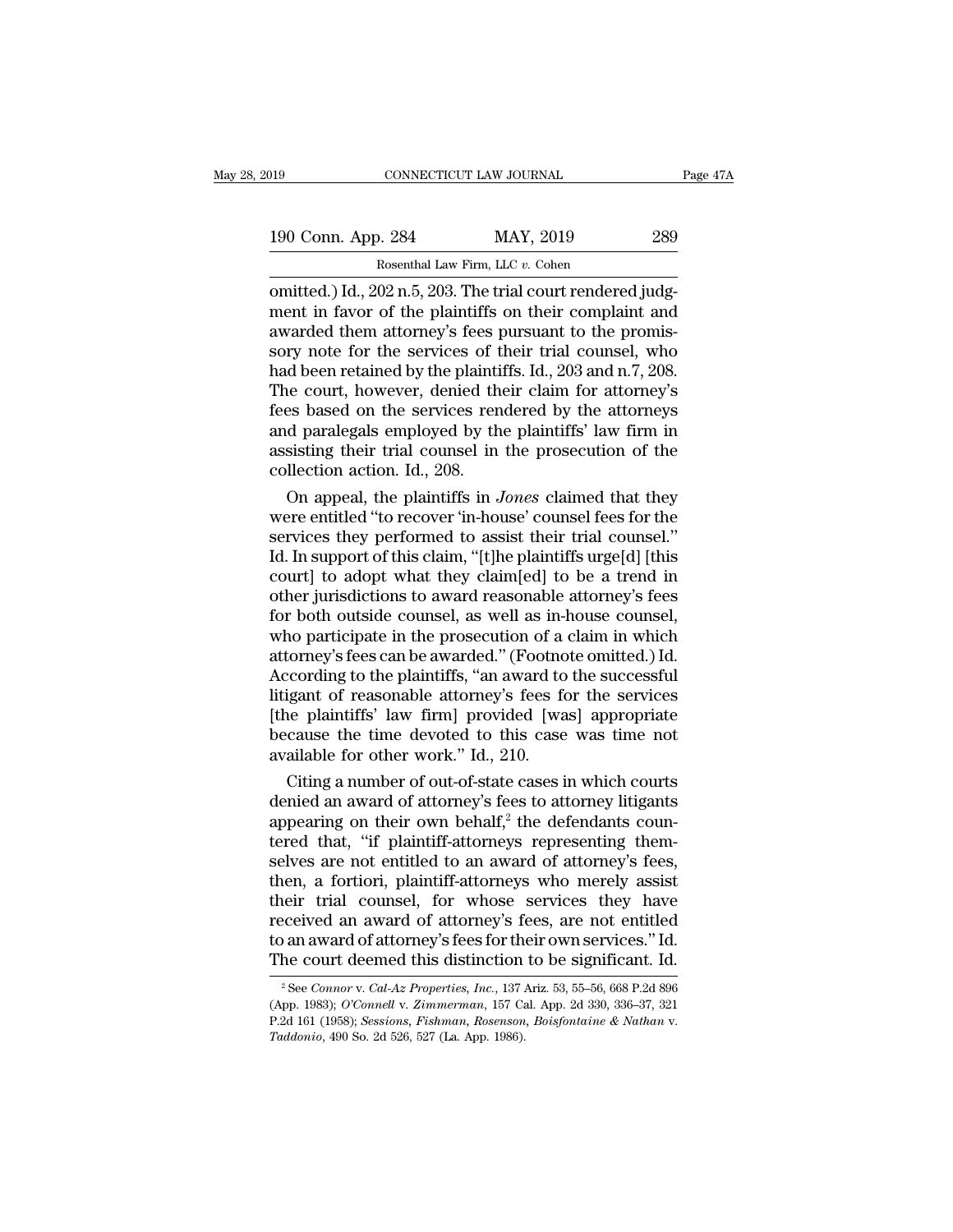omitted.) Id., 202 n.5, 203. The trial court rendered judgment in favor of the plaintiffs on their complaint and awarded them attorney's fees pursuant to the promissory note for the services of their trial counsel, who had been retained by the plaintiffs. Id., 203 and n.7, 208. The court, however, denied their claim for attorney's fees based on the services rendered by the attorneys and paralegals employed by the plaintiffs' law firm in assisting their trial counsel in the prosecution of the collection action. Id., 208.

On appeal, the plaintiffs in *Jones* claimed that they were entitled "to recover 'in-house' counsel fees for the services they performed to assist their trial counsel." Id. In support of this claim, "[t]he plaintiffs urge[d] [this court] to adopt what they claim[ed] to be a trend in other jurisdictions to award reasonable attorney's fees for both outside counsel, as well as in-house counsel, who participate in the prosecution of a claim in which attorney's fees can be awarded." (Footnote omitted.) Id. According to the plaintiffs, "an award to the successful litigant of reasonable attorney's fees for the services [the plaintiffs' law firm] provided [was] appropriate because the time devoted to this case was time not available for other work." Id., 210.

Citing a number of out-of-state cases in which courts denied an award of attorney's fees to attorney litigants appearing on their own behalf,[2] the defendants countered that, "if plaintiff-attorneys representing themselves are not entitled to an award of attorney's fees, then, a fortiori, plaintiff-attorneys who merely assist their trial counsel, for whose services they have received an award of attorney's fees, are not entitled to an award of attorney's fees for their own services." Id. The court deemed this distinction to be significant. Id.

[2] See *Connor* v. *Cal-Az Properties, Inc.*, 137 Ariz. 53, 55–56, 668 P.2d 896 (App. 1983); *O'Connell* v. *Zimmerman*, 157 Cal. App. 2d 330, 336–37, 321 P.2d 161 (1958); *Sessions, Fishman, Rosenson, Boisfontaine & Nathan* v. *Taddonio*, 490 So. 2d 526, 527 (La. App. 1986).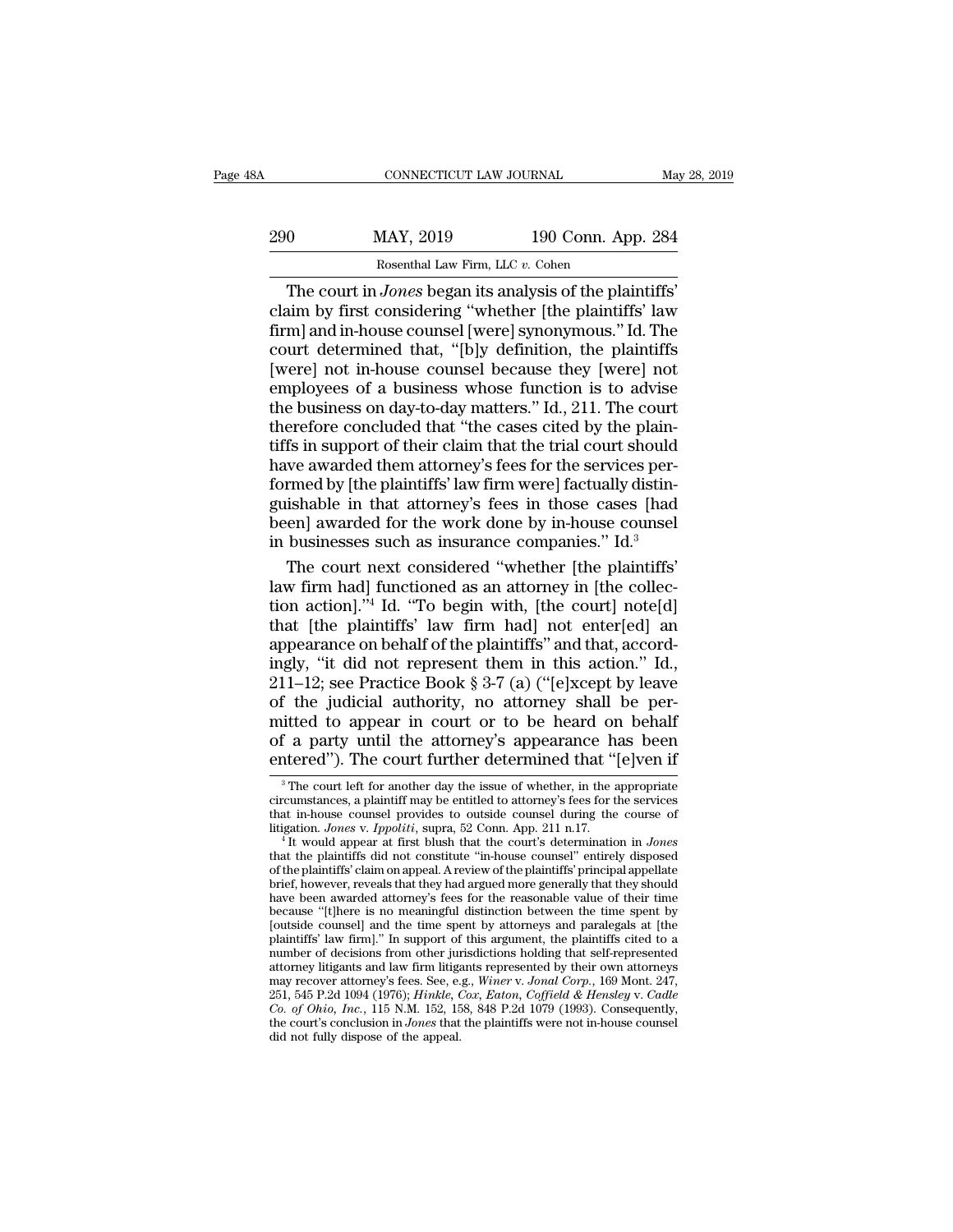The court in *Jones* began its analysis of the plaintiffs' claim by first considering "whether [the plaintiffs' law firm] and in-house counsel [were] synonymous." Id. The court determined that, "[b]y definition, the plaintiffs [were] not in-house counsel because they [were] not employees of a business whose function is to advise the business on day-to-day matters." Id., 211. The court therefore concluded that "the cases cited by the plaintiffs in support of their claim that the trial court should have awarded them attorney's fees for the services performed by [the plaintiffs' law firm were] factually distinguishable in that attorney's fees in those cases [had been] awarded for the work done by in-house counsel in businesses such as insurance companies." Id.[3]

The court next considered "whether [the plaintiffs' law firm had] functioned as an attorney in [the collection action]."[4] Id. "To begin with, [the court] note[d] that [the plaintiffs' law firm had] not enter[ed] an appearance on behalf of the plaintiffs" and that, accordingly, "it did not represent them in this action." Id., 211–12; see Practice Book § 3-7 (a) ("[e]xcept by leave of the judicial authority, no attorney shall be permitted to appear in court or to be heard on behalf of a party until the attorney's appearance has been entered"). The court further determined that "[e]ven if

---

[3] The court left for another day the issue of whether, in the appropriate circumstances, a plaintiff may be entitled to attorney's fees for the services that in-house counsel provides to outside counsel during the course of litigation. *Jones* v. *Ippoliti*, supra, 52 Conn. App. 211 n.17.

[4] It would appear at first blush that the court's determination in *Jones* that the plaintiffs did not constitute "in-house counsel" entirely disposed of the plaintiffs' claim on appeal. A review of the plaintiffs' principal appellate brief, however, reveals that they had argued more generally that they should have been awarded attorney's fees for the reasonable value of their time because "[t]here is no meaningful distinction between the time spent by [outside counsel] and the time spent by attorneys and paralegals at [the plaintiffs' law firm]." In support of this argument, the plaintiffs cited to a number of decisions from other jurisdictions holding that self-represented attorney litigants and law firm litigants represented by their own attorneys may recover attorney's fees. See, e.g., *Winer* v. *Jonal Corp.*, 169 Mont. 247, 251, 545 P.2d 1094 (1976); *Hinkle, Cox, Eaton, Coffield & Hensley* v. *Cadle Co. of Ohio, Inc.*, 115 N.M. 152, 158, 848 P.2d 1079 (1993). Consequently, the court's conclusion in *Jones* that the plaintiffs were not in-house counsel did not fully dispose of the appeal.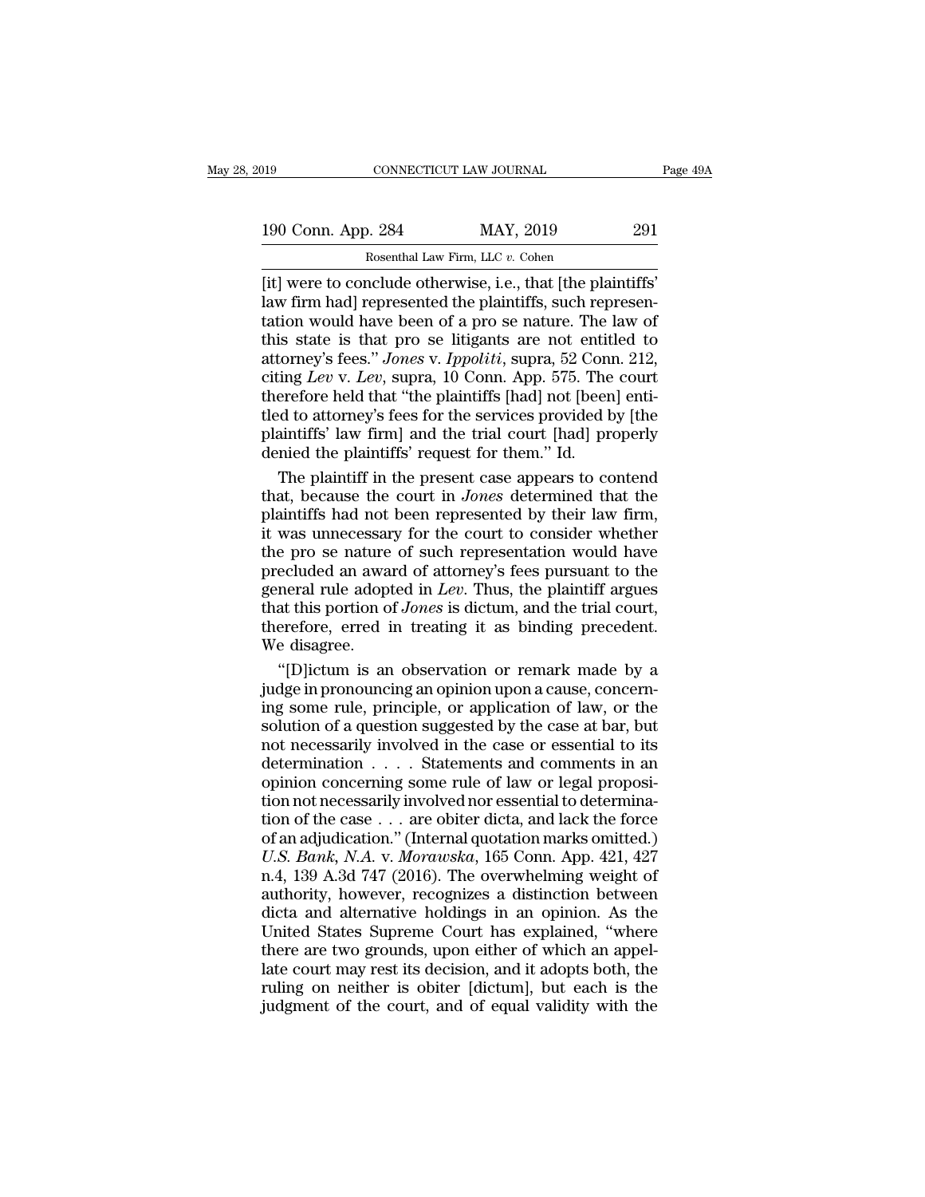[it] were to conclude otherwise, i.e., that [the plaintiffs' law firm had] represented the plaintiffs, such representation would have been of a pro se nature. The law of this state is that pro se litigants are not entitled to attorney's fees." *Jones* v. *Ippoliti*, supra, 52 Conn. 212, citing *Lev* v. *Lev*, supra, 10 Conn. App. 575. The court therefore held that "the plaintiffs [had] not [been] entitled to attorney's fees for the services provided by [the plaintiffs' law firm] and the trial court [had] properly denied the plaintiffs' request for them." Id.

The plaintiff in the present case appears to contend that, because the court in *Jones* determined that the plaintiffs had not been represented by their law firm, it was unnecessary for the court to consider whether the pro se nature of such representation would have precluded an award of attorney's fees pursuant to the general rule adopted in *Lev*. Thus, the plaintiff argues that this portion of *Jones* is dictum, and the trial court, therefore, erred in treating it as binding precedent. We disagree.

"[D]ictum is an observation or remark made by a judge in pronouncing an opinion upon a cause, concerning some rule, principle, or application of law, or the solution of a question suggested by the case at bar, but not necessarily involved in the case or essential to its determination . . . . Statements and comments in an opinion concerning some rule of law or legal proposition not necessarily involved nor essential to determination of the case . . . are obiter dicta, and lack the force of an adjudication." (Internal quotation marks omitted.) *U.S. Bank, N.A.* v. *Morawska*, 165 Conn. App. 421, 427 n.4, 139 A.3d 747 (2016). The overwhelming weight of authority, however, recognizes a distinction between dicta and alternative holdings in an opinion. As the United States Supreme Court has explained, "where there are two grounds, upon either of which an appellate court may rest its decision, and it adopts both, the ruling on neither is obiter [dictum], but each is the judgment of the court, and of equal validity with the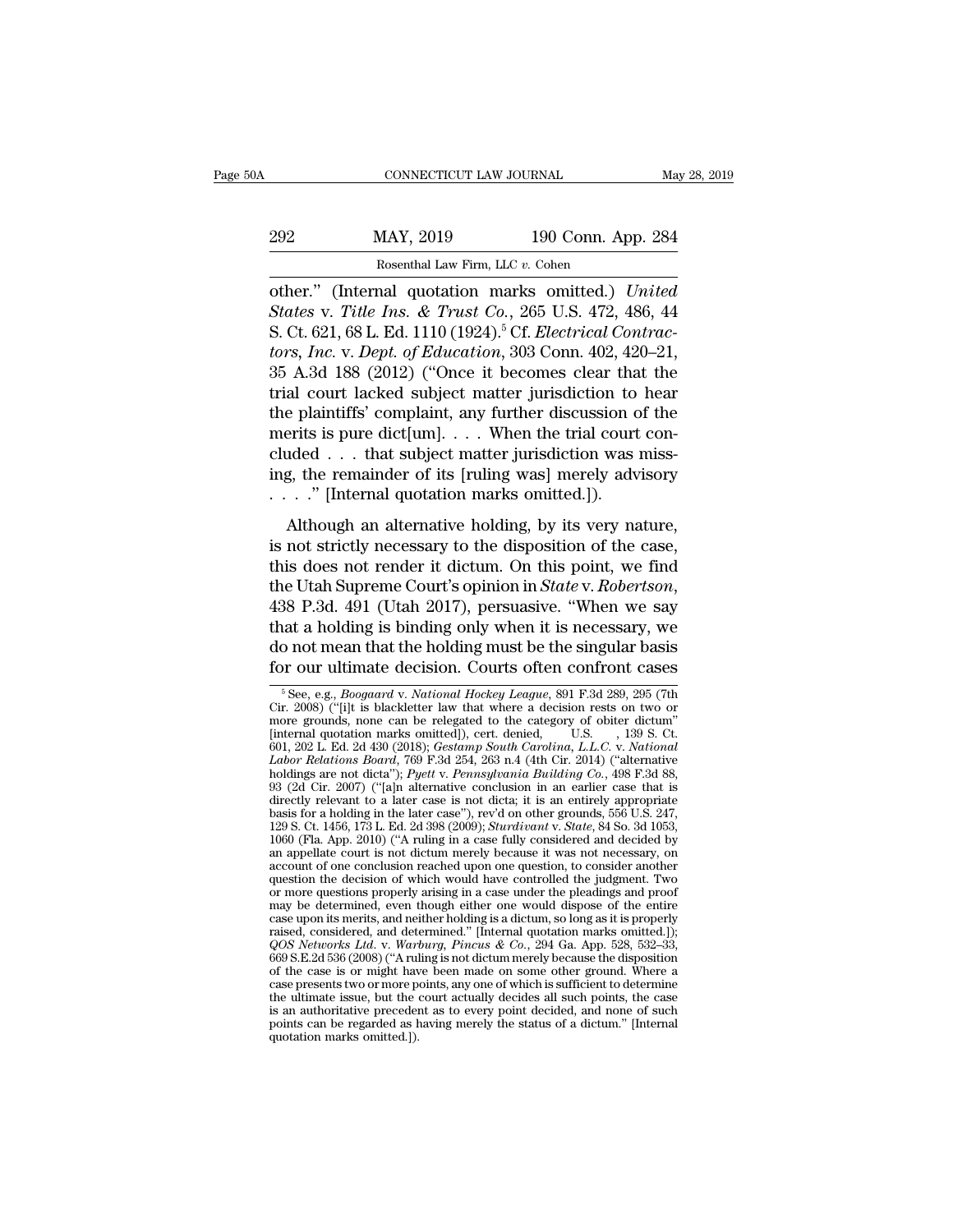other." (Internal quotation marks omitted.) *United States* v. *Title Ins. & Trust Co.*, 265 U.S. 472, 486, 44 S. Ct. 621, 68 L. Ed. 1110 (1924).[5] Cf. *Electrical Contractors, Inc.* v. *Dept. of Education*, 303 Conn. 402, 420–21, 35 A.3d 188 (2012) ("Once it becomes clear that the trial court lacked subject matter jurisdiction to hear the plaintiffs' complaint, any further discussion of the merits is pure dict[um]. . . . When the trial court concluded . . . that subject matter jurisdiction was missing, the remainder of its [ruling was] merely advisory . . . ." [Internal quotation marks omitted.]).

Although an alternative holding, by its very nature, is not strictly necessary to the disposition of the case, this does not render it dictum. On this point, we find the Utah Supreme Court's opinion in *State* v. *Robertson*, 438 P.3d. 491 (Utah 2017), persuasive. "When we say that a holding is binding only when it is necessary, we do not mean that the holding must be the singular basis for our ultimate decision. Courts often confront cases

---

[5] See, e.g., *Boogaard* v. *National Hockey League*, 891 F.3d 289, 295 (7th Cir. 2008) ("[i]t is blackletter law that where a decision rests on two or more grounds, none can be relegated to the category of obiter dictum" [internal quotation marks omitted]), cert. denied, U.S. , 139 S. Ct. 601, 202 L. Ed. 2d 430 (2018); *Gestamp South Carolina, L.L.C.* v. *National Labor Relations Board*, 769 F.3d 254, 263 n.4 (4th Cir. 2014) ("alternative holdings are not dicta"); *Pyett* v. *Pennsylvania Building Co.*, 498 F.3d 88, 93 (2d Cir. 2007) ("[a]n alternative conclusion in an earlier case that is directly relevant to a later case is not dicta; it is an entirely appropriate basis for a holding in the later case"), rev'd on other grounds, 556 U.S. 247, 129 S. Ct. 1456, 173 L. Ed. 2d 398 (2009); *Sturdivant* v. *State*, 84 So. 3d 1053, 1060 (Fla. App. 2010) ("A ruling in a case fully considered and decided by an appellate court is not dictum merely because it was not necessary, on account of one conclusion reached upon one question, to consider another question the decision of which would have controlled the judgment. Two or more questions properly arising in a case under the pleadings and proof may be determined, even though either one would dispose of the entire case upon its merits, and neither holding is a dictum, so long as it is properly raised, considered, and determined." [Internal quotation marks omitted.]); *QOS Networks Ltd.* v. *Warburg, Pincus & Co.*, 294 Ga. App. 528, 532–33, 669 S.E.2d 536 (2008) ("A ruling is not dictum merely because the disposition of the case is or might have been made on some other ground. Where a case presents two or more points, any one of which is sufficient to determine the ultimate issue, but the court actually decides all such points, the case is an authoritative precedent as to every point decided, and none of such points can be regarded as having merely the status of a dictum." [Internal quotation marks omitted.]).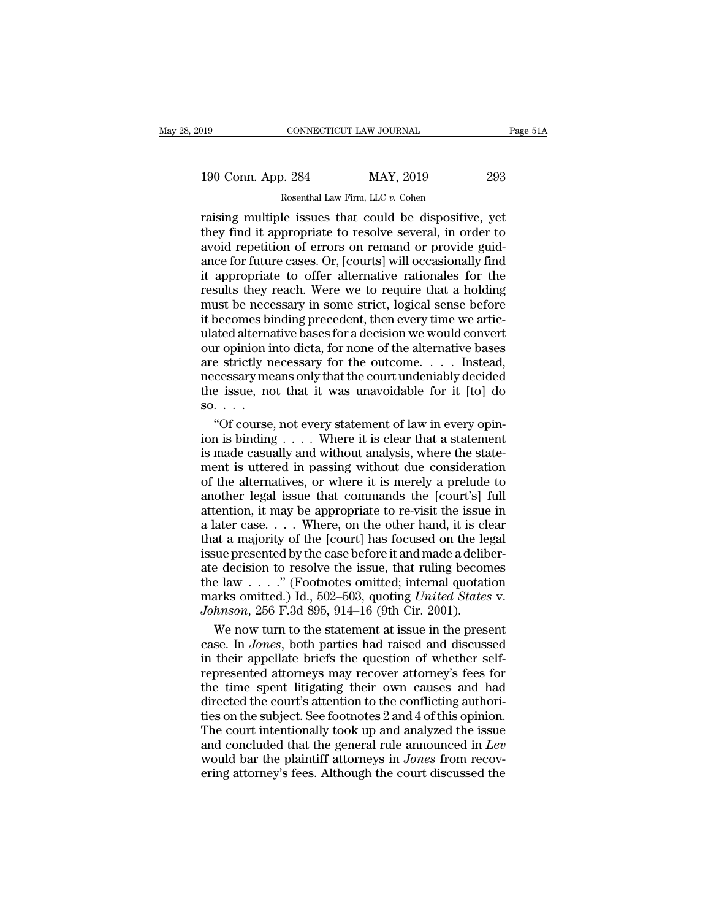raising multiple issues that could be dispositive, yet they find it appropriate to resolve several, in order to avoid repetition of errors on remand or provide guidance for future cases. Or, [courts] will occasionally find it appropriate to offer alternative rationales for the results they reach. Were we to require that a holding must be necessary in some strict, logical sense before it becomes binding precedent, then every time we articulated alternative bases for a decision we would convert our opinion into dicta, for none of the alternative bases are strictly necessary for the outcome. . . . Instead, necessary means only that the court undeniably decided the issue, not that it was unavoidable for it [to] do so. . . .

"Of course, not every statement of law in every opinion is binding . . . . Where it is clear that a statement is made casually and without analysis, where the statement is uttered in passing without due consideration of the alternatives, or where it is merely a prelude to another legal issue that commands the [court's] full attention, it may be appropriate to re-visit the issue in a later case. . . . Where, on the other hand, it is clear that a majority of the [court] has focused on the legal issue presented by the case before it and made a deliberate decision to resolve the issue, that ruling becomes the law . . . ." (Footnotes omitted; internal quotation marks omitted.) Id., 502–503, quoting *United States* v. *Johnson*, 256 F.3d 895, 914–16 (9th Cir. 2001).

We now turn to the statement at issue in the present case. In *Jones*, both parties had raised and discussed in their appellate briefs the question of whether self-represented attorneys may recover attorney's fees for the time spent litigating their own causes and had directed the court's attention to the conflicting authorities on the subject. See footnotes 2 and 4 of this opinion. The court intentionally took up and analyzed the issue and concluded that the general rule announced in *Lev* would bar the plaintiff attorneys in *Jones* from recovering attorney's fees. Although the court discussed the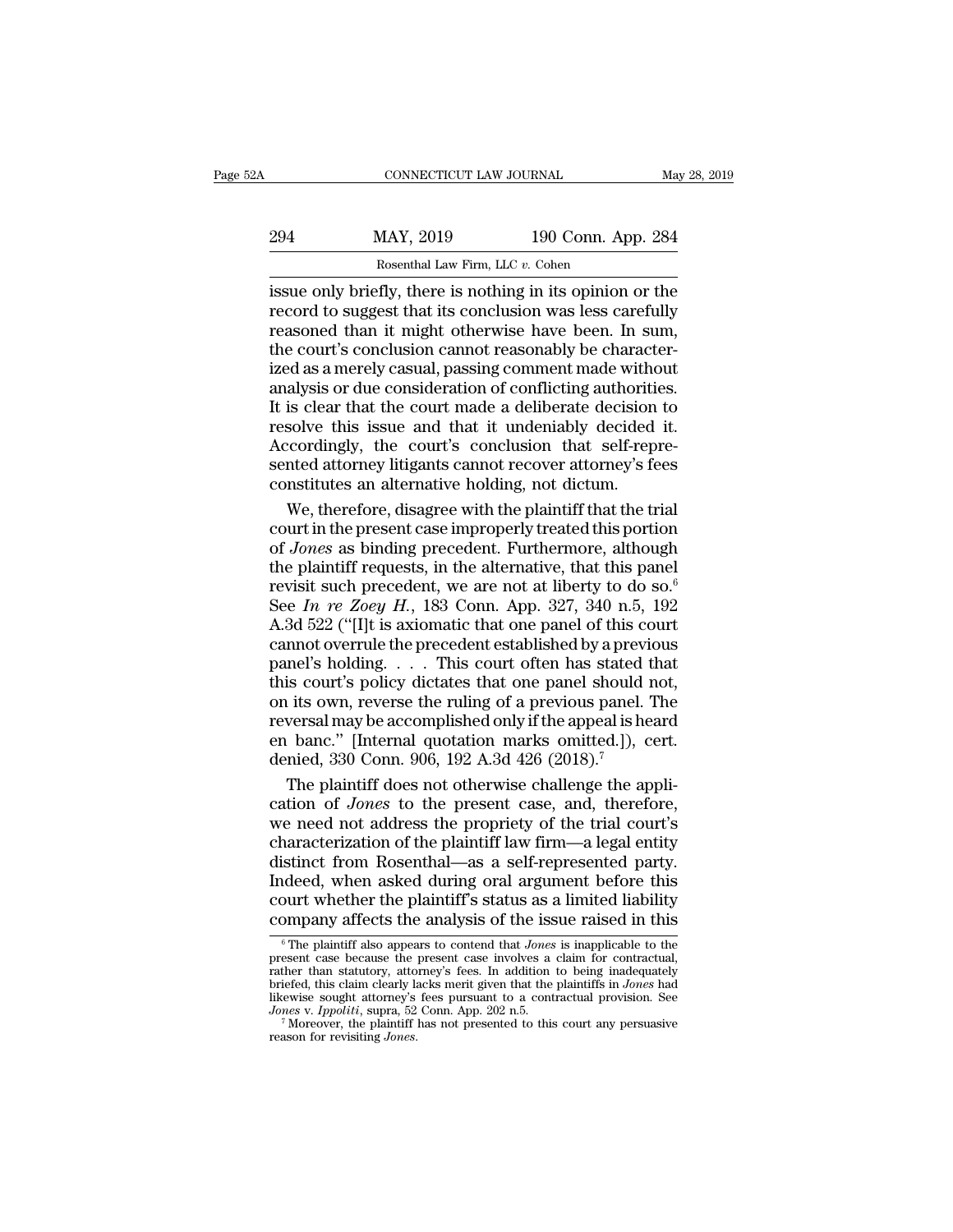issue only briefly, there is nothing in its opinion or the record to suggest that its conclusion was less carefully reasoned than it might otherwise have been. In sum, the court's conclusion cannot reasonably be characterized as a merely casual, passing comment made without analysis or due consideration of conflicting authorities. It is clear that the court made a deliberate decision to resolve this issue and that it undeniably decided it. Accordingly, the court's conclusion that self-represented attorney litigants cannot recover attorney's fees constitutes an alternative holding, not dictum.

We, therefore, disagree with the plaintiff that the trial court in the present case improperly treated this portion of *Jones* as binding precedent. Furthermore, although the plaintiff requests, in the alternative, that this panel revisit such precedent, we are not at liberty to do so.[6] See *In re Zoey H.*, 183 Conn. App. 327, 340 n.5, 192 A.3d 522 ("[I]t is axiomatic that one panel of this court cannot overrule the precedent established by a previous panel's holding. . . . This court often has stated that this court's policy dictates that one panel should not, on its own, reverse the ruling of a previous panel. The reversal may be accomplished only if the appeal is heard en banc." [Internal quotation marks omitted.]), cert. denied, 330 Conn. 906, 192 A.3d 426 (2018).[7]

The plaintiff does not otherwise challenge the application of *Jones* to the present case, and, therefore, we need not address the propriety of the trial court's characterization of the plaintiff law firm—a legal entity distinct from Rosenthal—as a self-represented party. Indeed, when asked during oral argument before this court whether the plaintiff's status as a limited liability company affects the analysis of the issue raised in this

---

[6] The plaintiff also appears to contend that *Jones* is inapplicable to the present case because the present case involves a claim for contractual, rather than statutory, attorney's fees. In addition to being inadequately briefed, this claim clearly lacks merit given that the plaintiffs in *Jones* had likewise sought attorney's fees pursuant to a contractual provision. See *Jones* v. *Ippoliti*, supra, 52 Conn. App. 202 n.5.

[7] Moreover, the plaintiff has not presented to this court any persuasive reason for revisiting *Jones*.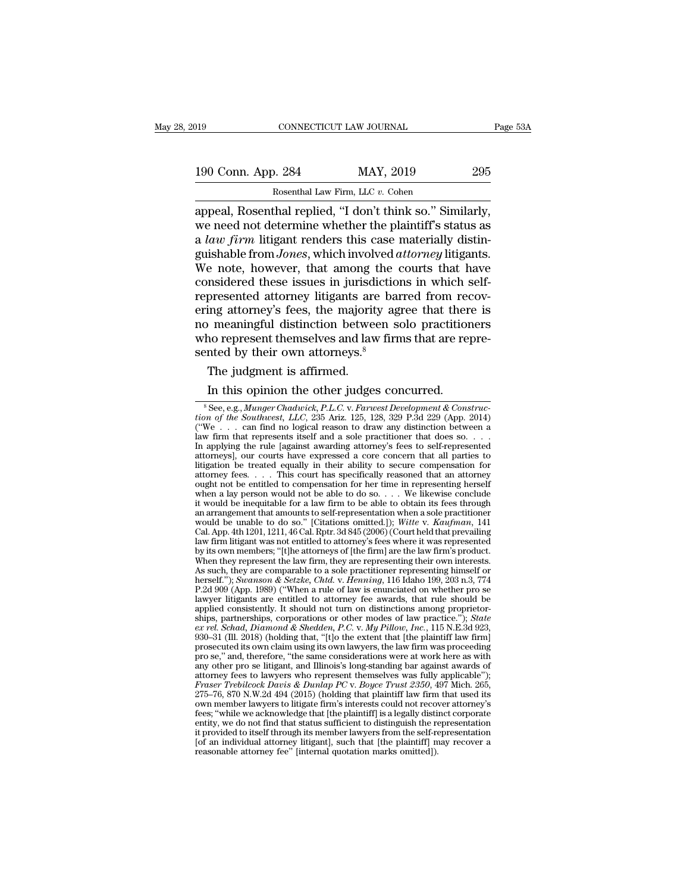appeal, Rosenthal replied, "I don't think so." Similarly, we need not determine whether the plaintiff's status as a *law firm* litigant renders this case materially distinguishable from *Jones*, which involved *attorney* litigants. We note, however, that among the courts that have considered these issues in jurisdictions in which self-represented attorney litigants are barred from recovering attorney's fees, the majority agree that there is no meaningful distinction between solo practitioners who represent themselves and law firms that are represented by their own attorneys.[8]

The judgment is affirmed.

In this opinion the other judges concurred.

[8] See, e.g., *Munger Chadwick, P.L.C.* v. *Farwest Development & Construction of the Southwest, LLC*, 235 Ariz. 125, 128, 329 P.3d 229 (App. 2014) ("We . . . can find no logical reason to draw any distinction between a law firm that represents itself and a sole practitioner that does so. . . . In applying the rule [against awarding attorney's fees to self-represented attorneys], our courts have expressed a core concern that all parties to litigation be treated equally in their ability to secure compensation for attorney fees. . . . This court has specifically reasoned that an attorney ought not be entitled to compensation for her time in representing herself when a lay person would not be able to do so. . . . We likewise conclude it would be inequitable for a law firm to be able to obtain its fees through an arrangement that amounts to self-representation when a sole practitioner would be unable to do so." [Citations omitted.]); *Witte* v. *Kaufman*, 141 Cal. App. 4th 1201, 1211, 46 Cal. Rptr. 3d 845 (2006) (Court held that prevailing law firm litigant was not entitled to attorney's fees where it was represented by its own members; "[t]he attorneys of [the firm] are the law firm's product. When they represent the law firm, they are representing their own interests. As such, they are comparable to a sole practitioner representing himself or herself."); *Swanson & Setzke, Chtd.* v. *Henning*, 116 Idaho 199, 203 n.3, 774 P.2d 909 (App. 1989) ("When a rule of law is enunciated on whether pro se lawyer litigants are entitled to attorney fee awards, that rule should be applied consistently. It should not turn on distinctions among proprietorships, partnerships, corporations or other modes of law practice."); *State ex rel. Schad, Diamond & Shedden, P.C.* v. *My Pillow, Inc.*, 115 N.E.3d 923, 930–31 (Ill. 2018) (holding that, "[t]o the extent that [the plaintiff law firm] prosecuted its own claim using its own lawyers, the law firm was proceeding pro se," and, therefore, "the same considerations were at work here as with any other pro se litigant, and Illinois's long-standing bar against awards of attorney fees to lawyers who represent themselves was fully applicable"); *Fraser Trebilcock Davis & Dunlap PC* v. *Boyce Trust 2350*, 497 Mich. 265, 275–76, 870 N.W.2d 494 (2015) (holding that plaintiff law firm that used its own member lawyers to litigate firm's interests could not recover attorney's fees; "while we acknowledge that [the plaintiff] is a legally distinct corporate entity, we do not find that status sufficient to distinguish the representation it provided to itself through its member lawyers from the self-representation [of an individual attorney litigant], such that [the plaintiff] may recover a reasonable attorney fee" [internal quotation marks omitted]).